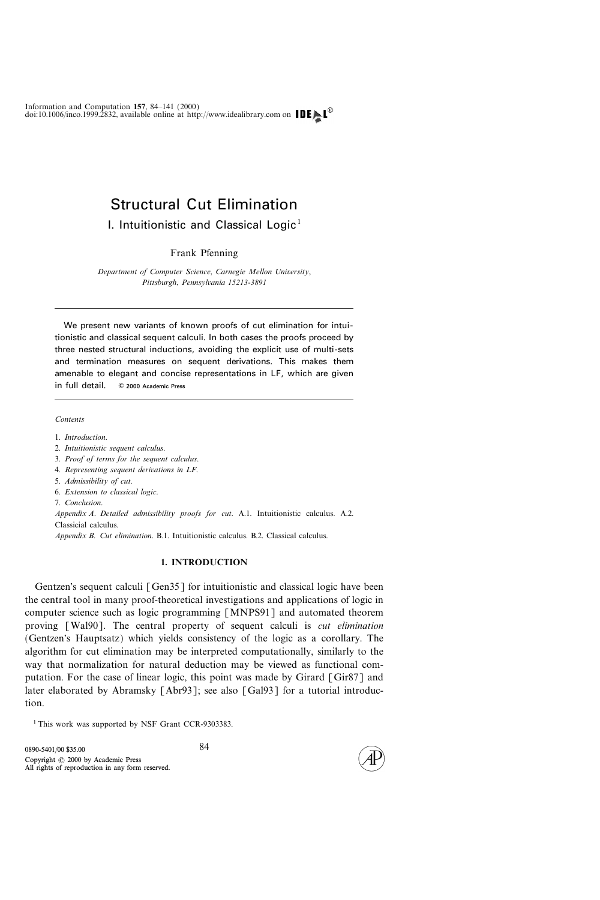# Structural Cut Elimination

## I. Intuitionistic and Classical Logic[1]

Frank Pfenning

*Department of Computer Science, Carnegie Mellon University, Pittsburgh, Pennsylvania 15213-3891*

---

We present new variants of known proofs of cut elimination for intuitionistic and classical sequent calculi. In both cases the proofs proceed by three nested structural inductions, avoiding the explicit use of multi-sets and termination measures on sequent derivations. This makes them amenable to elegant and concise representations in LF, which are given in full detail. © 2000 Academic Press

---

*Contents*

1. *Introduction.*
2. *Intuitionistic sequent calculus.*
3. *Proof of terms for the sequent calculus.*
4. *Representing sequent derivations in LF.*
5. *Admissibility of cut.*
6. *Extension to classical logic.*
7. *Conclusion.*

*Appendix A. Detailed admissibility proofs for cut.* A.1. Intuitionistic calculus. A.2. Classicial calculus.

*Appendix B. Cut elimination.* B.1. Intuitionistic calculus. B.2. Classical calculus.

### 1. INTRODUCTION

Gentzen's sequent calculi [Gen35] for intuitionistic and classical logic have been the central tool in many proof-theoretical investigations and applications of logic in computer science such as logic programming [MNPS91] and automated theorem proving [Wal90]. The central property of sequent calculi is *cut elimination* (Gentzen's Hauptsatz) which yields consistency of the logic as a corollary. The algorithm for cut elimination may be interpreted computationally, similarly to the way that normalization for natural deduction may be viewed as functional computation. For the case of linear logic, this point was made by Girard [Gir87] and later elaborated by Abramsky [Abr93]; see also [Gal93] for a tutorial introduction.

[1] This work was supported by NSF Grant CCR-9303383.

0890-5401/00 $35.00
Copyright © 2000 by Academic Press
All rights of reproduction in any form reserved.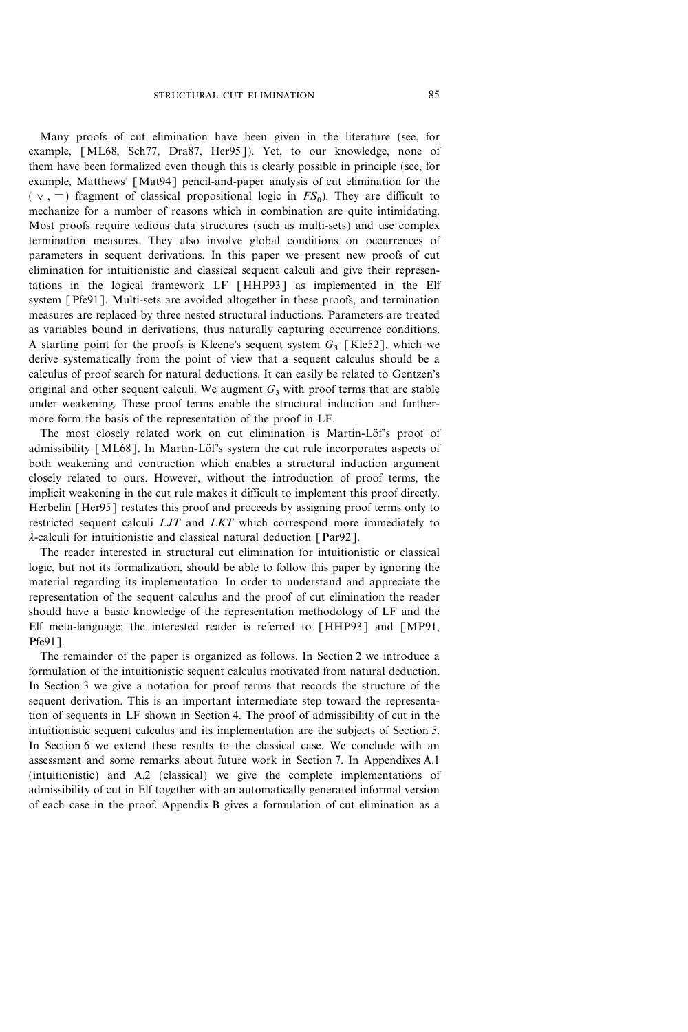Many proofs of cut elimination have been given in the literature (see, for example, [ML68, Sch77, Dra87, Her95]). Yet, to our knowledge, none of them have been formalized even though this is clearly possible in principle (see, for example, Matthews' [Mat94] pencil-and-paper analysis of cut elimination for the $(\vee, \neg)$ fragment of classical propositional logic in $FS_0$). They are difficult to mechanize for a number of reasons which in combination are quite intimidating. Most proofs require tedious data structures (such as multi-sets) and use complex termination measures. They also involve global conditions on occurrences of parameters in sequent derivations. In this paper we present new proofs of cut elimination for intuitionistic and classical sequent calculi and give their representations in the logical framework LF [HHP93] as implemented in the Elf system [Pfe91]. Multi-sets are avoided altogether in these proofs, and termination measures are replaced by three nested structural inductions. Parameters are treated as variables bound in derivations, thus naturally capturing occurrence conditions. A starting point for the proofs is Kleene's sequent system $G_3$ [Kle52], which we derive systematically from the point of view that a sequent calculus should be a calculus of proof search for natural deductions. It can easily be related to Gentzen's original and other sequent calculi. We augment $G_3$ with proof terms that are stable under weakening. These proof terms enable the structural induction and furthermore form the basis of the representation of the proof in LF.

The most closely related work on cut elimination is Martin-Löf's proof of admissibility [ML68]. In Martin-Löf's system the cut rule incorporates aspects of both weakening and contraction which enables a structural induction argument closely related to ours. However, without the introduction of proof terms, the implicit weakening in the cut rule makes it difficult to implement this proof directly. Herbelin [Her95] restates this proof and proceeds by assigning proof terms only to restricted sequent calculi *LJT* and *LKT* which correspond more immediately to $\lambda$-calculi for intuitionistic and classical natural deduction [Par92].

The reader interested in structural cut elimination for intuitionistic or classical logic, but not its formalization, should be able to follow this paper by ignoring the material regarding its implementation. In order to understand and appreciate the representation of the sequent calculus and the proof of cut elimination the reader should have a basic knowledge of the representation methodology of LF and the Elf meta-language; the interested reader is referred to [HHP93] and [MP91, Pfe91].

The remainder of the paper is organized as follows. In Section 2 we introduce a formulation of the intuitionistic sequent calculus motivated from natural deduction. In Section 3 we give a notation for proof terms that records the structure of the sequent derivation. This is an important intermediate step toward the representation of sequents in LF shown in Section 4. The proof of admissibility of cut in the intuitionistic sequent calculus and its implementation are the subjects of Section 5. In Section 6 we extend these results to the classical case. We conclude with an assessment and some remarks about future work in Section 7. In Appendixes A.1 (intuitionistic) and A.2 (classical) we give the complete implementations of admissibility of cut in Elf together with an automatically generated informal version of each case in the proof. Appendix B gives a formulation of cut elimination as a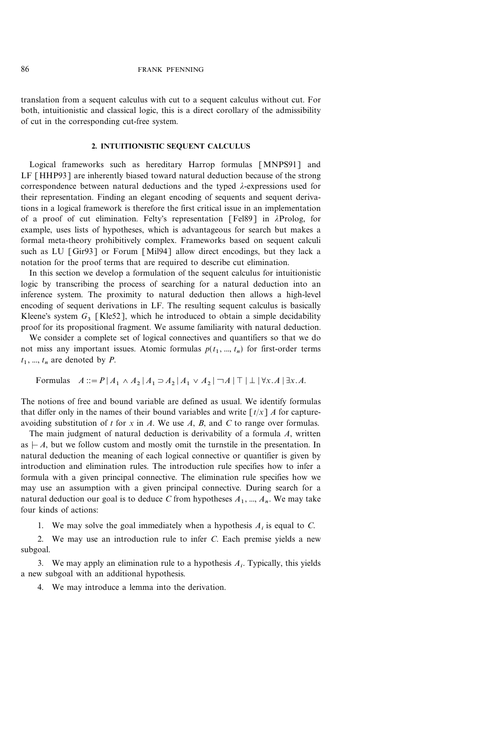translation from a sequent calculus with cut to a sequent calculus without cut. For both, intuitionistic and classical logic, this is a direct corollary of the admissibility of cut in the corresponding cut-free system.

## 2. INTUITIONISTIC SEQUENT CALCULUS

Logical frameworks such as hereditary Harrop formulas [MNPS91] and LF [HHP93] are inherently biased toward natural deduction because of the strong correspondence between natural deductions and the typed $\lambda$-expressions used for their representation. Finding an elegant encoding of sequents and sequent derivations in a logical framework is therefore the first critical issue in an implementation of a proof of cut elimination. Felty's representation [Fel89] in $\lambda$Prolog, for example, uses lists of hypotheses, which is advantageous for search but makes a formal meta-theory prohibitively complex. Frameworks based on sequent calculi such as LU [Gir93] or Forum [Mil94] allow direct encodings, but they lack a notation for the proof terms that are required to describe cut elimination.

In this section we develop a formulation of the sequent calculus for intuitionistic logic by transcribing the process of searching for a natural deduction into an inference system. The proximity to natural deduction then allows a high-level encoding of sequent derivations in LF. The resulting sequent calculus is basically Kleene's system $G_3$ [Kle52], which he introduced to obtain a simple decidability proof for its propositional fragment. We assume familiarity with natural deduction.

We consider a complete set of logical connectives and quantifiers so that we do not miss any important issues. Atomic formulas $p(t_1, ..., t_n)$ for first-order terms $t_1, ..., t_n$ are denoted by $P$.

$$\text{Formulas} \quad A ::= P \mid A_1 \wedge A_2 \mid A_1 \supset A_2 \mid A_1 \vee A_2 \mid \neg A \mid \top \mid \bot \mid \forall x . A \mid \exists x . A.$$

The notions of free and bound variable are defined as usual. We identify formulas that differ only in the names of their bound variables and write $[t/x]\, A$ for capture-avoiding substitution of $t$ for $x$ in $A$. We use $A$, $B$, and $C$ to range over formulas.

The main judgment of natural deduction is derivability of a formula $A$, written as $\vdash A$, but we follow custom and mostly omit the turnstile in the presentation. In natural deduction the meaning of each logical connective or quantifier is given by introduction and elimination rules. The introduction rule specifies how to infer a formula with a given principal connective. The elimination rule specifies how we may use an assumption with a given principal connective. During search for a natural deduction our goal is to deduce $C$ from hypotheses $A_1, ..., A_n$. We may take four kinds of actions:

1. We may solve the goal immediately when a hypothesis $A_i$ is equal to $C$.

2. We may use an introduction rule to infer $C$. Each premise yields a new subgoal.

3. We may apply an elimination rule to a hypothesis $A_i$. Typically, this yields a new subgoal with an additional hypothesis.

4. We may introduce a lemma into the derivation.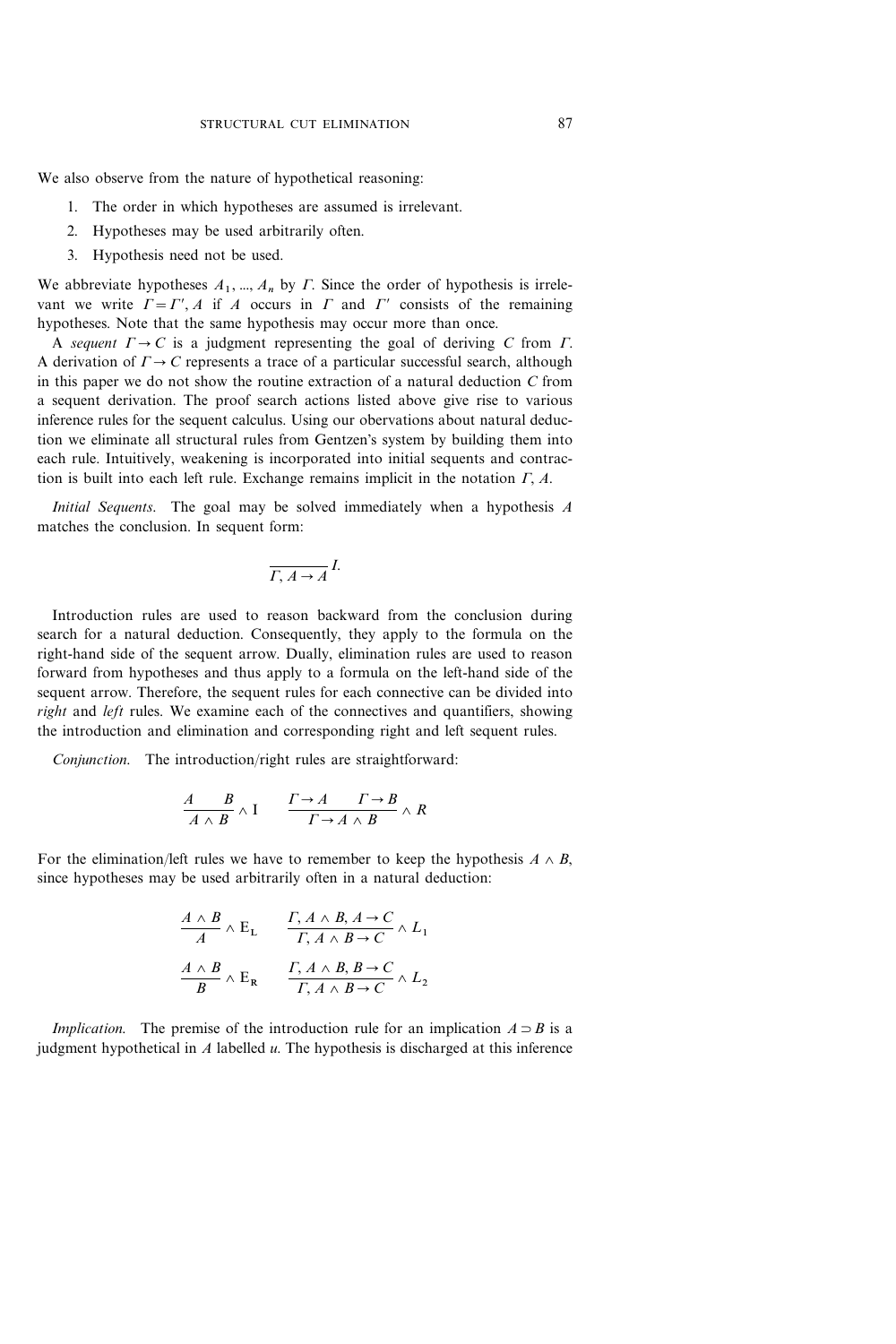We also observe from the nature of hypothetical reasoning:

1. The order in which hypotheses are assumed is irrelevant.
2. Hypotheses may be used arbitrarily often.
3. Hypothesis need not be used.

We abbreviate hypotheses $A_1, ..., A_n$ by $\Gamma$. Since the order of hypothesis is irrelevant we write $\Gamma = \Gamma', A$ if $A$ occurs in $\Gamma$ and $\Gamma'$ consists of the remaining hypotheses. Note that the same hypothesis may occur more than once.

A *sequent* $\Gamma \rightarrow C$ is a judgment representing the goal of deriving $C$ from $\Gamma$. A derivation of $\Gamma \rightarrow C$ represents a trace of a particular successful search, although in this paper we do not show the routine extraction of a natural deduction $C$ from a sequent derivation. The proof search actions listed above give rise to various inference rules for the sequent calculus. Using our obervations about natural deduction we eliminate all structural rules from Gentzen's system by building them into each rule. Intuitively, weakening is incorporated into initial sequents and contraction is built into each left rule. Exchange remains implicit in the notation $\Gamma, A$.

*Initial Sequents.* The goal may be solved immediately when a hypothesis $A$ matches the conclusion. In sequent form:

$$\frac{}{\Gamma, A \rightarrow A} I.$$

Introduction rules are used to reason backward from the conclusion during search for a natural deduction. Consequently, they apply to the formula on the right-hand side of the sequent arrow. Dually, elimination rules are used to reason forward from hypotheses and thus apply to a formula on the left-hand side of the sequent arrow. Therefore, the sequent rules for each connective can be divided into *right* and *left* rules. We examine each of the connectives and quantifiers, showing the introduction and elimination and corresponding right and left sequent rules.

*Conjunction.* The introduction/right rules are straightforward:

$$\frac{A \qquad B}{A \wedge B} \wedge \mathrm{I} \qquad \frac{\Gamma \rightarrow A \qquad \Gamma \rightarrow B}{\Gamma \rightarrow A \wedge B} \wedge R$$

For the elimination/left rules we have to remember to keep the hypothesis $A \wedge B$, since hypotheses may be used arbitrarily often in a natural deduction:

$$\frac{A \wedge B}{A} \wedge \mathrm{E_L} \qquad \frac{\Gamma, A \wedge B, A \rightarrow C}{\Gamma, A \wedge B \rightarrow C} \wedge L_1$$

$$\frac{A \wedge B}{B} \wedge \mathrm{E_R} \qquad \frac{\Gamma, A \wedge B, B \rightarrow C}{\Gamma, A \wedge B \rightarrow C} \wedge L_2$$

*Implication.* The premise of the introduction rule for an implication $A \supset B$ is a judgment hypothetical in $A$ labelled $u$. The hypothesis is discharged at this inference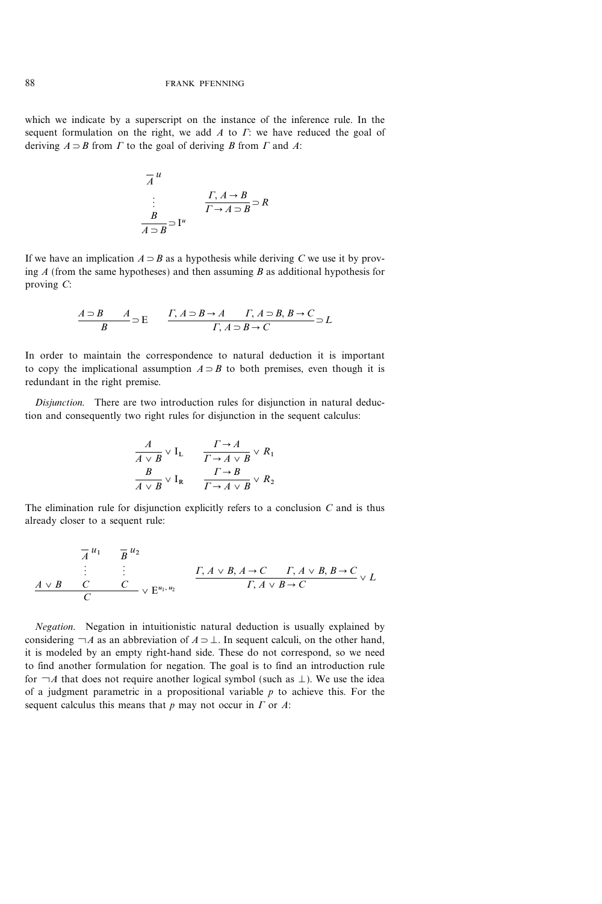which we indicate by a superscript on the instance of the inference rule. In the sequent formulation on the right, we add $A$ to $\Gamma$: we have reduced the goal of deriving $A \supset B$ from $\Gamma$ to the goal of deriving $B$ from $\Gamma$ and $A$:

$$
\dfrac{\begin{array}{c} \overline{A}^{\,u} \\ \vdots \\ B \end{array}}{A \supset B} \supset \mathrm{I}^u
\qquad
\dfrac{\Gamma, A \rightarrow B}{\Gamma \rightarrow A \supset B} \supset R
$$

If we have an implication $A \supset B$ as a hypothesis while deriving $C$ we use it by proving $A$ (from the same hypotheses) and then assuming $B$ as additional hypothesis for proving $C$:

$$
\dfrac{A \supset B \qquad A}{B} \supset \mathrm{E}
\qquad
\dfrac{\Gamma, A \supset B \rightarrow A \qquad \Gamma, A \supset B, B \rightarrow C}{\Gamma, A \supset B \rightarrow C} \supset L
$$

In order to maintain the correspondence to natural deduction it is important to copy the implicational assumption $A \supset B$ to both premises, even though it is redundant in the right premise.

*Disjunction.* There are two introduction rules for disjunction in natural deduction and consequently two right rules for disjunction in the sequent calculus:

$$
\dfrac{A}{A \vee B} \vee \mathrm{I_L}
\qquad
\dfrac{\Gamma \rightarrow A}{\Gamma \rightarrow A \vee B} \vee R_1
$$

$$
\dfrac{B}{A \vee B} \vee \mathrm{I_R}
\qquad
\dfrac{\Gamma \rightarrow B}{\Gamma \rightarrow A \vee B} \vee R_2
$$

The elimination rule for disjunction explicitly refers to a conclusion $C$ and is thus already closer to a sequent rule:

$$
\dfrac{A \vee B \qquad \begin{array}{c} \overline{A}^{\,u_1} \\ \vdots \\ C \end{array} \qquad \begin{array}{c} \overline{B}^{\,u_2} \\ \vdots \\ C \end{array}}{C} \vee \mathrm{E}^{u_1, u_2}
\qquad
\dfrac{\Gamma, A \vee B, A \rightarrow C \qquad \Gamma, A \vee B, B \rightarrow C}{\Gamma, A \vee B \rightarrow C} \vee L
$$

*Negation.* Negation in intuitionistic natural deduction is usually explained by considering $\neg A$ as an abbreviation of $A \supset \bot$. In sequent calculi, on the other hand, it is modeled by an empty right-hand side. These do not correspond, so we need to find another formulation for negation. The goal is to find an introduction rule for $\neg A$ that does not require another logical symbol (such as $\bot$). We use the idea of a judgment parametric in a propositional variable $p$ to achieve this. For the sequent calculus this means that $p$ may not occur in $\Gamma$ or $A$: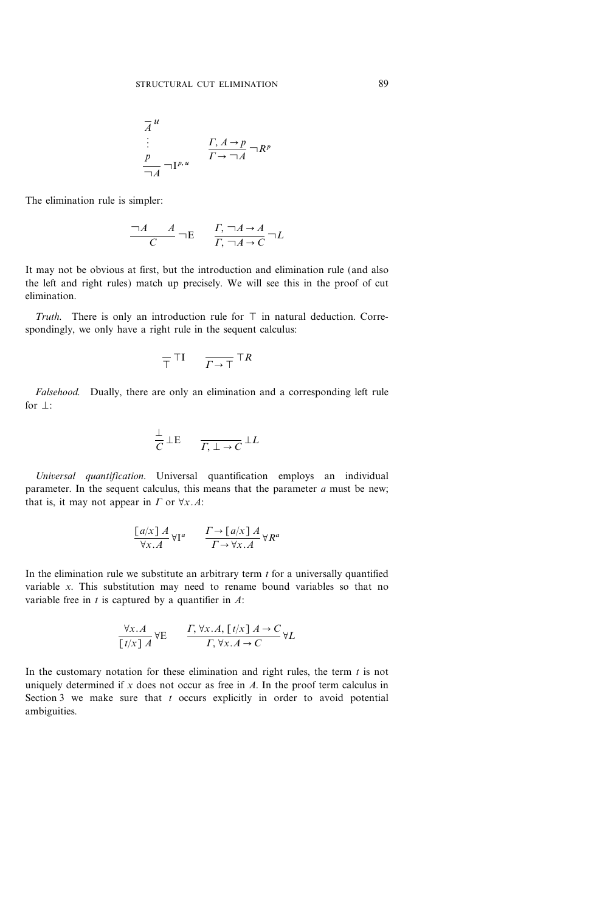$$\dfrac{\dfrac{\overline{A}^{\,u}}{\vdots}}{\dfrac{p}{\neg A}\,\neg\mathrm{I}^{p,u}} \qquad \dfrac{\Gamma, A \rightarrow p}{\Gamma \rightarrow \neg A}\,\neg R^p$$

The elimination rule is simpler:

$$\dfrac{\neg A \qquad A}{C}\,\neg\mathrm{E} \qquad \dfrac{\Gamma, \neg A \rightarrow A}{\Gamma, \neg A \rightarrow C}\,\neg L$$

It may not be obvious at first, but the introduction and elimination rule (and also the left and right rules) match up precisely. We will see this in the proof of cut elimination.

*Truth.* There is only an introduction rule for $\top$ in natural deduction. Correspondingly, we only have a right rule in the sequent calculus:

$$\dfrac{}{\top}\,\top\mathrm{I} \qquad \dfrac{}{\Gamma \rightarrow \top}\,\top R$$

*Falsehood.* Dually, there are only an elimination and a corresponding left rule for $\bot$:

$$\dfrac{\bot}{C}\,\bot\mathrm{E} \qquad \dfrac{}{\Gamma, \bot \rightarrow C}\,\bot L$$

*Universal quantification.* Universal quantification employs an individual parameter. In the sequent calculus, this means that the parameter $a$ must be new; that is, it may not appear in $\Gamma$ or $\forall x.A$:

$$\dfrac{[a/x]\,A}{\forall x.A}\,\forall\mathrm{I}^a \qquad \dfrac{\Gamma \rightarrow [a/x]\,A}{\Gamma \rightarrow \forall x.A}\,\forall R^a$$

In the elimination rule we substitute an arbitrary term $t$ for a universally quantified variable $x$. This substitution may need to rename bound variables so that no variable free in $t$ is captured by a quantifier in $A$:

$$\dfrac{\forall x.A}{[t/x]\,A}\,\forall\mathrm{E} \qquad \dfrac{\Gamma, \forall x.A, [t/x]\,A \rightarrow C}{\Gamma, \forall x.A \rightarrow C}\,\forall L$$

In the customary notation for these elimination and right rules, the term $t$ is not uniquely determined if $x$ does not occur as free in $A$. In the proof term calculus in Section 3 we make sure that $t$ occurs explicitly in order to avoid potential ambiguities.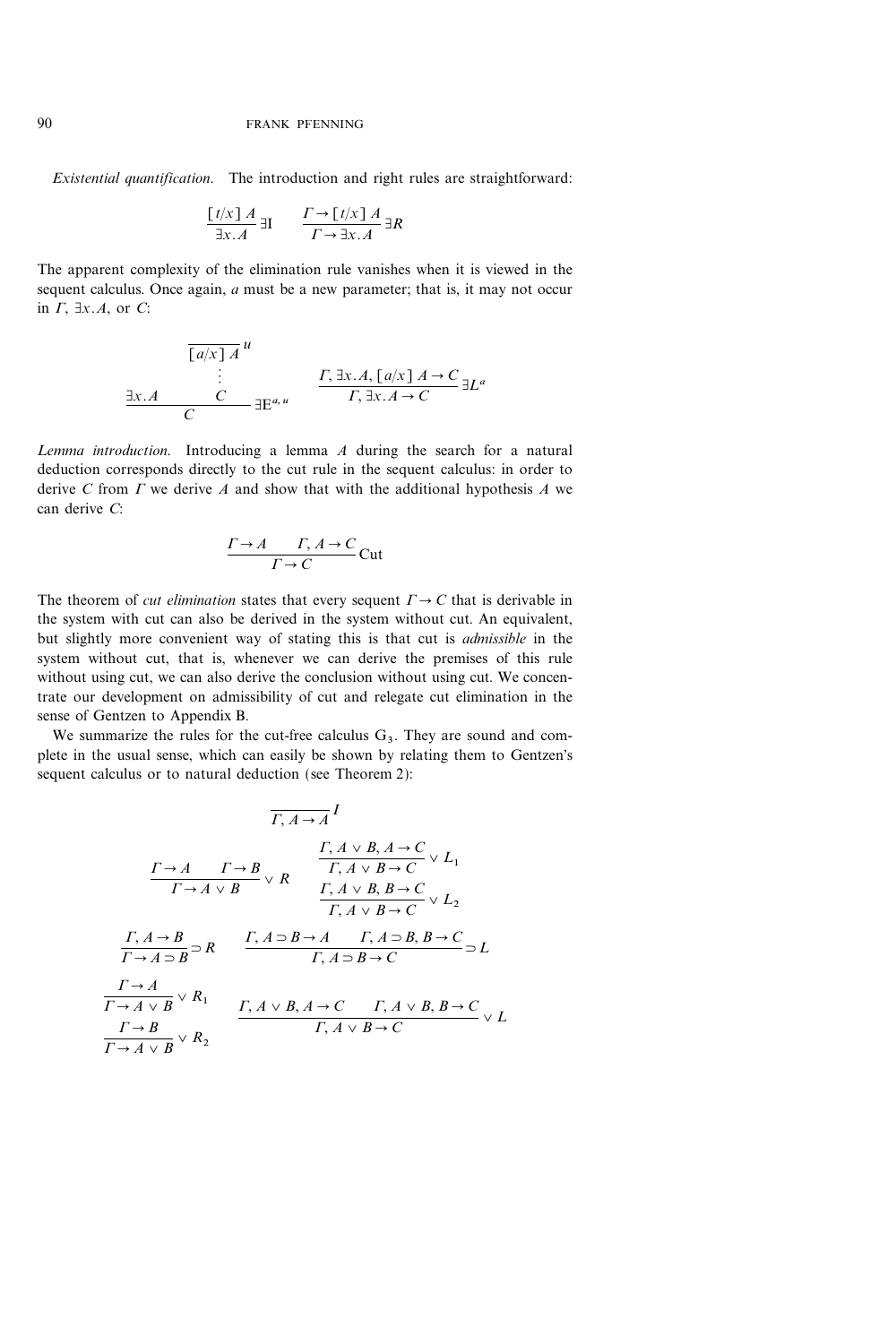*Existential quantification.* The introduction and right rules are straightforward:

$$\frac{[t/x]\,A}{\exists x.\,A}\,\exists\mathrm{I} \qquad \frac{\Gamma \to [t/x]\,A}{\Gamma \to \exists x.\,A}\,\exists R$$

The apparent complexity of the elimination rule vanishes when it is viewed in the sequent calculus. Once again, $a$ must be a new parameter; that is, it may not occur in $\Gamma$, $\exists x.A$, or $C$:

$$\frac{\exists x.\,A \qquad \begin{array}{c} \overline{[a/x]\,A}^{\,u} \\ \vdots \\ C \end{array}}{C}\,\exists\mathrm{E}^{a,u} \qquad \frac{\Gamma, \exists x.\,A, [a/x]\,A \to C}{\Gamma, \exists x.\,A \to C}\,\exists L^{a}$$

*Lemma introduction.* Introducing a lemma $A$ during the search for a natural deduction corresponds directly to the cut rule in the sequent calculus: in order to derive $C$ from $\Gamma$ we derive $A$ and show that with the additional hypothesis $A$ we can derive $C$:

$$\frac{\Gamma \to A \qquad \Gamma, A \to C}{\Gamma \to C}\,\mathrm{Cut}$$

The theorem of *cut elimination* states that every sequent $\Gamma \to C$ that is derivable in the system with cut can also be derived in the system without cut. An equivalent, but slightly more convenient way of stating this is that cut is *admissible* in the system without cut, that is, whenever we can derive the premises of this rule without using cut, we can also derive the conclusion without using cut. We concentrate our development on admissibility of cut and relegate cut elimination in the sense of Gentzen to Appendix B.

We summarize the rules for the cut-free calculus $G_3$. They are sound and complete in the usual sense, which can easily be shown by relating them to Gentzen's sequent calculus or to natural deduction (see Theorem 2):

$$\frac{}{\Gamma, A \to A}\,I$$

$$\frac{\Gamma \to A \qquad \Gamma \to B}{\Gamma \to A \vee B}\,\vee R \qquad \begin{array}{c} \dfrac{\Gamma, A \vee B, A \to C}{\Gamma, A \vee B \to C}\,\vee L_1 \\[2ex] \dfrac{\Gamma, A \vee B, B \to C}{\Gamma, A \vee B \to C}\,\vee L_2 \end{array}$$

$$\frac{\Gamma, A \to B}{\Gamma \to A \supset B}\,\supset R \qquad \frac{\Gamma, A \supset B \to A \qquad \Gamma, A \supset B, B \to C}{\Gamma, A \supset B \to C}\,\supset L$$

$$\begin{array}{c} \dfrac{\Gamma \to A}{\Gamma \to A \vee B}\,\vee R_1 \\[2ex] \dfrac{\Gamma \to B}{\Gamma \to A \vee B}\,\vee R_2 \end{array} \qquad \frac{\Gamma, A \vee B, A \to C \qquad \Gamma, A \vee B, B \to C}{\Gamma, A \vee B \to C}\,\vee L$$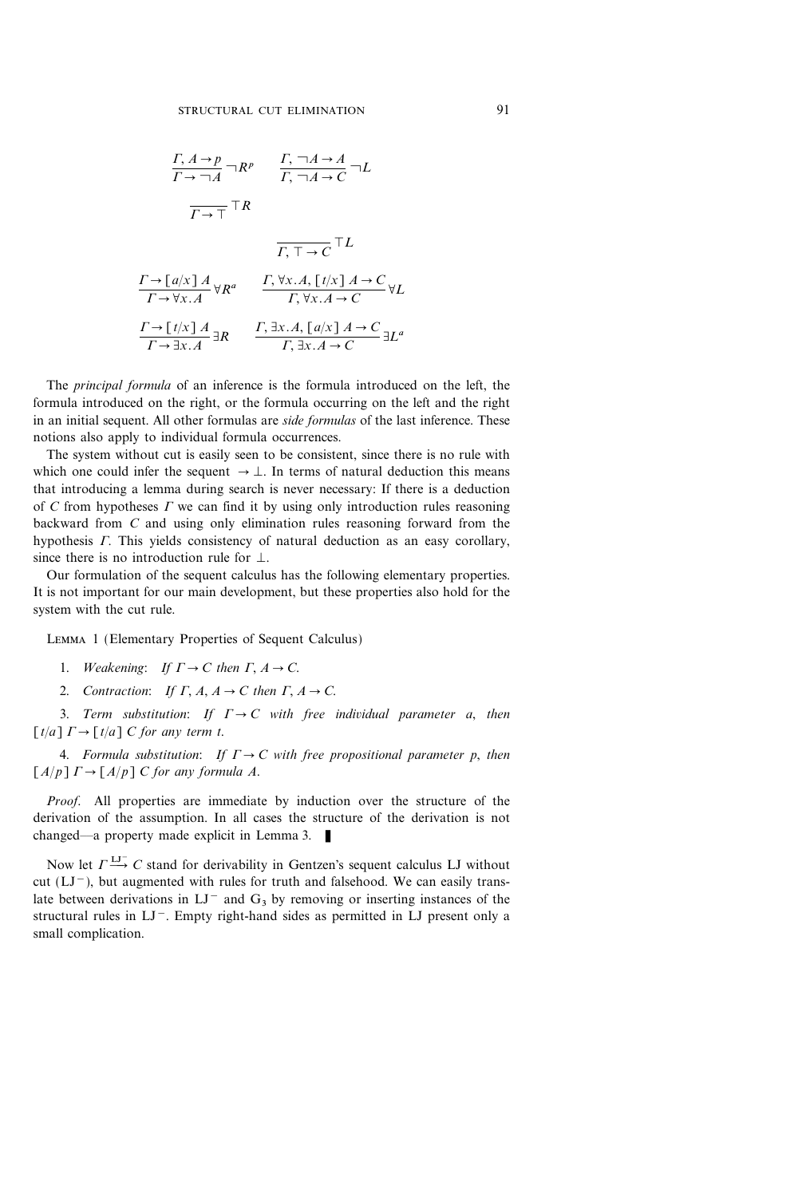$$\frac{\Gamma, A \to p}{\Gamma \to \neg A} \neg R^p \qquad \frac{\Gamma, \neg A \to A}{\Gamma, \neg A \to C} \neg L$$

$$\frac{}{\Gamma \to \top} \top R$$

$$\frac{}{\Gamma, \top \to C} \top L$$

$$\frac{\Gamma \to [a/x]\, A}{\Gamma \to \forall x.A} \forall R^a \qquad \frac{\Gamma, \forall x.A, [t/x]\, A \to C}{\Gamma, \forall x.A \to C} \forall L$$

$$\frac{\Gamma \to [t/x]\, A}{\Gamma \to \exists x.A} \exists R \qquad \frac{\Gamma, \exists x.A, [a/x]\, A \to C}{\Gamma, \exists x.A \to C} \exists L^a$$

The *principal formula* of an inference is the formula introduced on the left, the formula introduced on the right, or the formula occurring on the left and the right in an initial sequent. All other formulas are *side formulas* of the last inference. These notions also apply to individual formula occurrences.

The system without cut is easily seen to be consistent, since there is no rule with which one could infer the sequent $\to \bot$. In terms of natural deduction this means that introducing a lemma during search is never necessary: If there is a deduction of $C$ from hypotheses $\Gamma$ we can find it by using only introduction rules reasoning backward from $C$ and using only elimination rules reasoning forward from the hypothesis $\Gamma$. This yields consistency of natural deduction as an easy corollary, since there is no introduction rule for $\bot$.

Our formulation of the sequent calculus has the following elementary properties. It is not important for our main development, but these properties also hold for the system with the cut rule.

LEMMA 1 (Elementary Properties of Sequent Calculus)

1. *Weakening*: *If* $\Gamma \to C$ *then* $\Gamma, A \to C$.

2. *Contraction*: *If* $\Gamma, A, A \to C$ *then* $\Gamma, A \to C$.

3. *Term substitution*: *If* $\Gamma \to C$ *with free individual parameter* $a$, *then* $[t/a]\, \Gamma \to [t/a]\, C$ *for any term* $t$.

4. *Formula substitution*: *If* $\Gamma \to C$ *with free propositional parameter* $p$, *then* $[A/p]\, \Gamma \to [A/p]\, C$ *for any formula* $A$.

*Proof*. All properties are immediate by induction over the structure of the derivation of the assumption. In all cases the structure of the derivation is not changed—a property made explicit in Lemma 3. ∎

Now let $\Gamma \xrightarrow{\mathrm{LJ}^-} C$ stand for derivability in Gentzen's sequent calculus LJ without cut ($\mathrm{LJ}^-$), but augmented with rules for truth and falsehood. We can easily translate between derivations in $\mathrm{LJ}^-$ and $\mathrm{G}_3$ by removing or inserting instances of the structural rules in $\mathrm{LJ}^-$. Empty right-hand sides as permitted in LJ present only a small complication.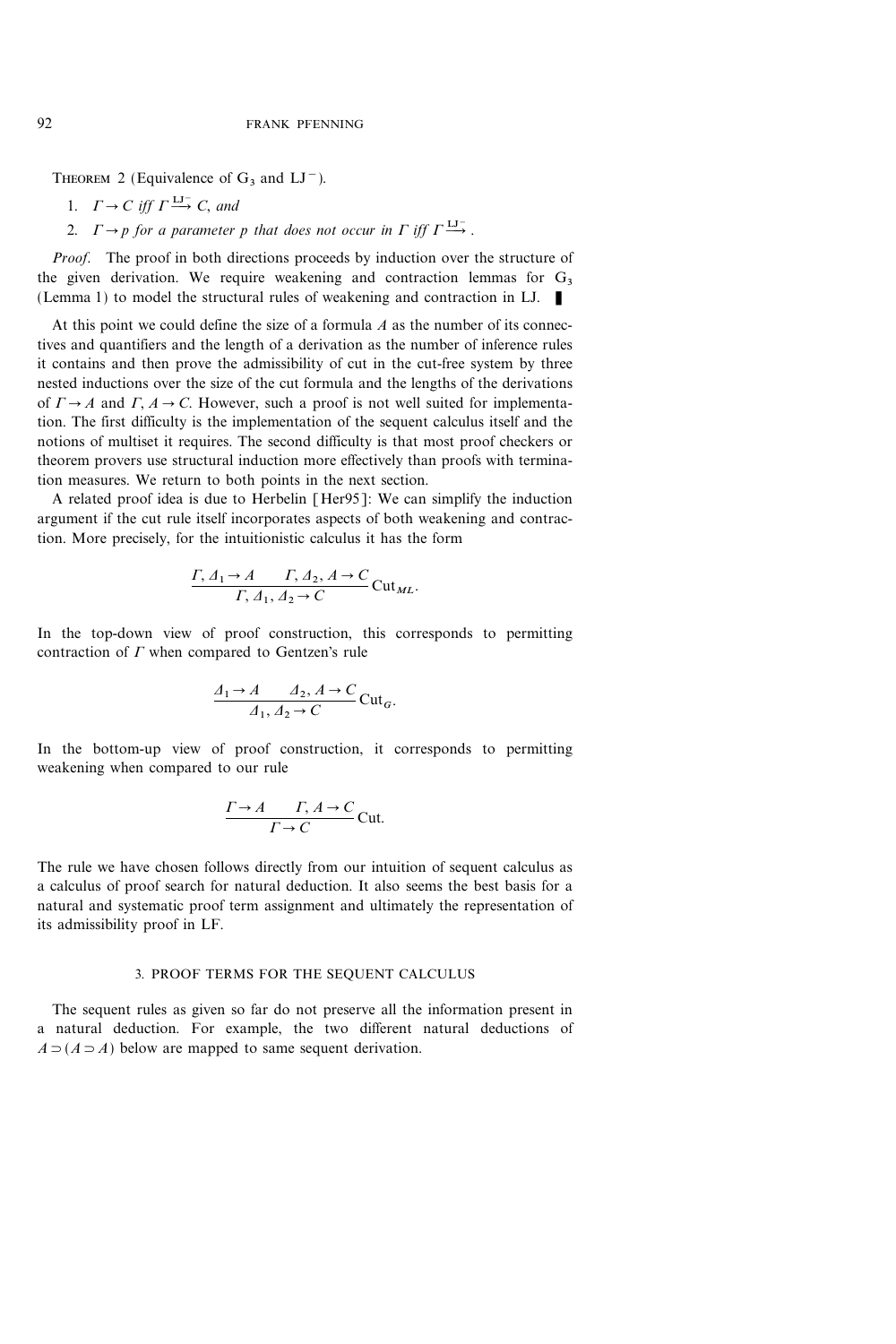THEOREM 2 (Equivalence of $G_3$ and $LJ^-$).

1. $\Gamma \rightarrow C$ *iff* $\Gamma \xrightarrow{LJ^-} C$, *and*
2. $\Gamma \rightarrow p$ *for a parameter* $p$ *that does not occur in* $\Gamma$ *iff* $\Gamma \xrightarrow{LJ^-}$.

*Proof*. The proof in both directions proceeds by induction over the structure of the given derivation. We require weakening and contraction lemmas for $G_3$ (Lemma 1) to model the structural rules of weakening and contraction in LJ. ∎

At this point we could define the size of a formula $A$ as the number of its connectives and quantifiers and the length of a derivation as the number of inference rules it contains and then prove the admissibility of cut in the cut-free system by three nested inductions over the size of the cut formula and the lengths of the derivations of $\Gamma \rightarrow A$ and $\Gamma, A \rightarrow C$. However, such a proof is not well suited for implementation. The first difficulty is the implementation of the sequent calculus itself and the notions of multiset it requires. The second difficulty is that most proof checkers or theorem provers use structural induction more effectively than proofs with termination measures. We return to both points in the next section.

A related proof idea is due to Herbelin [Her95]: We can simplify the induction argument if the cut rule itself incorporates aspects of both weakening and contraction. More precisely, for the intuitionistic calculus it has the form

$$\frac{\Gamma, \Delta_1 \rightarrow A \qquad \Gamma, \Delta_2, A \rightarrow C}{\Gamma, \Delta_1, \Delta_2 \rightarrow C}\,\mathrm{Cut}_{ML}.$$

In the top-down view of proof construction, this corresponds to permitting contraction of $\Gamma$ when compared to Gentzen's rule

$$\frac{\Delta_1 \rightarrow A \qquad \Delta_2, A \rightarrow C}{\Delta_1, \Delta_2 \rightarrow C}\,\mathrm{Cut}_{G}.$$

In the bottom-up view of proof construction, it corresponds to permitting weakening when compared to our rule

$$\frac{\Gamma \rightarrow A \qquad \Gamma, A \rightarrow C}{\Gamma \rightarrow C}\,\mathrm{Cut}.$$

The rule we have chosen follows directly from our intuition of sequent calculus as a calculus of proof search for natural deduction. It also seems the best basis for a natural and systematic proof term assignment and ultimately the representation of its admissibility proof in LF.

## 3. PROOF TERMS FOR THE SEQUENT CALCULUS

The sequent rules as given so far do not preserve all the information present in a natural deduction. For example, the two different natural deductions of $A \supset (A \supset A)$ below are mapped to same sequent derivation.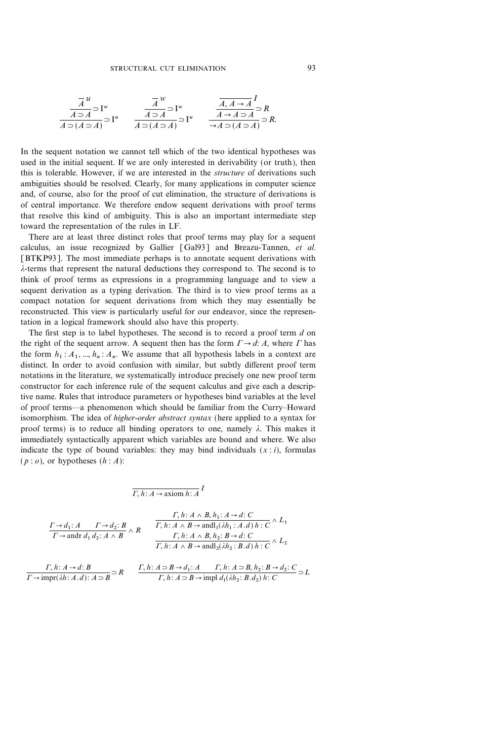$$\dfrac{\dfrac{\overline{A}^{\,u}}{A \supset A} \supset \mathrm{I}^w}{A \supset (A \supset A)} \supset \mathrm{I}^u \qquad \dfrac{\dfrac{\overline{A}^{\,w}}{A \supset A} \supset \mathrm{I}^w}{A \supset (A \supset A)} \supset \mathrm{I}^u \qquad \dfrac{\dfrac{\overline{A, A \rightarrow A}^{\,I}}{A \rightarrow A \supset A} \supset R}{\rightarrow A \supset (A \supset A)} \supset R.$$

In the sequent notation we cannot tell which of the two identical hypotheses was used in the initial sequent. If we are only interested in derivability (or truth), then this is tolerable. However, if we are interested in the *structure* of derivations such ambiguities should be resolved. Clearly, for many applications in computer science and, of course, also for the proof of cut elimination, the structure of derivations is of central importance. We therefore endow sequent derivations with proof terms that resolve this kind of ambiguity. This is also an important intermediate step toward the representation of the rules in LF.

There are at least three distinct roles that proof terms may play for a sequent calculus, an issue recognized by Gallier [Gal93] and Breazu-Tannen, *et al.* [BTKP93]. The most immediate perhaps is to annotate sequent derivations with $\lambda$-terms that represent the natural deductions they correspond to. The second is to think of proof terms as expressions in a programming language and to view a sequent derivation as a typing derivation. The third is to view proof terms as a compact notation for sequent derivations from which they may essentially be reconstructed. This view is particularly useful for our endeavor, since the representation in a logical framework should also have this property.

The first step is to label hypotheses. The second is to record a proof term $d$ on the right of the sequent arrow. A sequent then has the form $\Gamma \rightarrow d$: $A$, where $\Gamma$ has the form $h_1 : A_1, ..., h_n : A_n$. We assume that all hypothesis labels in a context are distinct. In order to avoid confusion with similar, but subtly different proof term notations in the literature, we systematically introduce precisely one new proof term constructor for each inference rule of the sequent calculus and give each a descriptive name. Rules that introduce parameters or hypotheses bind variables at the level of proof terms—a phenomenon which should be familiar from the Curry–Howard isomorphism. The idea of *higher-order abstract syntax* (here applied to a syntax for proof terms) is to reduce all binding operators to one, namely $\lambda$. This makes it immediately syntactically apparent which variables are bound and where. We also indicate the type of bound variables: they may bind individuals ($x : i$), formulas ($p : o$), or hypotheses ($h : A$):

$$\overline{\Gamma, h\colon A \rightarrow \text{axiom}\ h\colon A}\ I$$

$$\dfrac{\Gamma \rightarrow d_1\colon A \qquad \Gamma \rightarrow d_2\colon B}{\Gamma \rightarrow \text{andr}\ d_1\ d_2\colon A \wedge B} \wedge R \qquad \dfrac{\Gamma, h\colon A \wedge B, h_1\colon A \rightarrow d\colon C}{\Gamma, h\colon A \wedge B \rightarrow \text{andl}_1(\lambda h_1 : A.d)\ h : C} \wedge L_1$$

$$\dfrac{\Gamma, h\colon A \wedge B, h_2\colon B \rightarrow d\colon C}{\Gamma, h\colon A \wedge B \rightarrow \text{andl}_2(\lambda h_2 : B.d)\ h : C} \wedge L_2$$

$$\dfrac{\Gamma, h\colon A \rightarrow d\colon B}{\Gamma \rightarrow \text{impr}(\lambda h\colon A.d)\colon A \supset B} \supset R \qquad \dfrac{\Gamma, h\colon A \supset B \rightarrow d_1\colon A \qquad \Gamma, h\colon A \supset B, h_2\colon B \rightarrow d_2\colon C}{\Gamma, h\colon A \supset B \rightarrow \text{impl}\ d_1(\lambda h_2\colon B.d_2)\ h\colon C} \supset L$$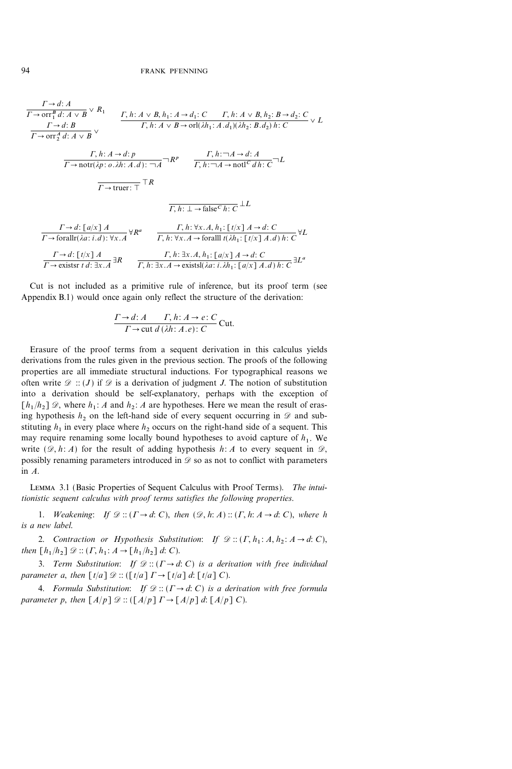$$\frac{\Gamma \rightarrow d\colon A}{\Gamma \rightarrow \mathrm{orr}_1^B\, d\colon A \vee B} \vee R_1 \qquad \frac{\Gamma, h\colon A \vee B, h_1\colon A \rightarrow d_1\colon C \qquad \Gamma, h\colon A \vee B, h_2\colon B \rightarrow d_2\colon C}{\Gamma, h\colon A \vee B \rightarrow \mathrm{orl}(\lambda h_1\colon A.d_1)(\lambda h_2\colon B.d_2)\, h\colon C} \vee L$$

$$\frac{\Gamma \rightarrow d\colon B}{\Gamma \rightarrow \mathrm{orr}_2^A\, d\colon A \vee B} \vee$$

$$\frac{\Gamma, h\colon A \rightarrow d\colon p}{\Gamma \rightarrow \mathrm{notr}(\lambda p\colon o.\lambda h\colon A.d)\colon \neg A} \neg R^p \qquad \frac{\Gamma, h\colon \neg A \rightarrow d\colon A}{\Gamma, h\colon \neg A \rightarrow \mathrm{notl}^C\, d\, h\colon C} \neg L$$

$$\frac{}{\Gamma \rightarrow \mathrm{truer}\colon \top} \top R$$

$$\frac{}{\Gamma, h\colon \bot \rightarrow \mathrm{false}^C\, h\colon C} \bot L$$

$$\frac{\Gamma \rightarrow d\colon [a/x]\, A}{\Gamma \rightarrow \mathrm{forallr}(\lambda a\colon i.d)\colon \forall x.A} \forall R^a \qquad \frac{\Gamma, h\colon \forall x.A, h_1\colon [t/x]\, A \rightarrow d\colon C}{\Gamma, h\colon \forall x.A \rightarrow \mathrm{foralll}\; t(\lambda h_1\colon [t/x]\, A.d)\, h\colon C} \forall L$$

$$\frac{\Gamma \rightarrow d\colon [t/x]\, A}{\Gamma \rightarrow \mathrm{existsr}\; t\; d\colon \exists x.A} \exists R \qquad \frac{\Gamma, h\colon \exists x.A, h_1\colon [a/x]\, A \rightarrow d\colon C}{\Gamma, h\colon \exists x.A \rightarrow \mathrm{existsl}(\lambda a\colon i.\lambda h_1\colon [a/x]\, A.d)\, h\colon C} \exists L^a$$

Cut is not included as a primitive rule of inference, but its proof term (see Appendix B.1) would once again only reflect the structure of the derivation:

$$\frac{\Gamma \rightarrow d\colon A \qquad \Gamma, h\colon A \rightarrow e\colon C}{\Gamma \rightarrow \mathrm{cut}\; d\, (\lambda h\colon A.e)\colon C} \text{Cut.}$$

Erasure of the proof terms from a sequent derivation in this calculus yields derivations from the rules given in the previous section. The proofs of the following properties are all immediate structural inductions. For typographical reasons we often write $\mathscr{D} :: (J)$ if $\mathscr{D}$ is a derivation of judgment $J$. The notion of substitution into a derivation should be self-explanatory, perhaps with the exception of $[h_1/h_2]\, \mathscr{D}$, where $h_1\colon A$ and $h_2\colon A$ are hypotheses. Here we mean the result of erasing hypothesis $h_2$ on the left-hand side of every sequent occurring in $\mathscr{D}$ and substituting $h_1$ in every place where $h_2$ occurs on the right-hand side of a sequent. This may require renaming some locally bound hypotheses to avoid capture of $h_1$. We write $(\mathscr{D}, h\colon A)$ for the result of adding hypothesis $h\colon A$ to every sequent in $\mathscr{D}$, possibly renaming parameters introduced in $\mathscr{D}$ so as not to conflict with parameters in $A$.

LEMMA 3.1 (Basic Properties of Sequent Calculus with Proof Terms). *The intuitionistic sequent calculus with proof terms satisfies the following properties.*

1. *Weakening*: *If $\mathscr{D} :: (\Gamma \rightarrow d\colon C)$, then $(\mathscr{D}, h\colon A) :: (\Gamma, h\colon A \rightarrow d\colon C)$, where $h$ is a new label.*

2. *Contraction or Hypothesis Substitution*: *If $\mathscr{D} :: (\Gamma, h_1\colon A, h_2\colon A \rightarrow d\colon C)$, then $[h_1/h_2]\, \mathscr{D} :: (\Gamma, h_1\colon A \rightarrow [h_1/h_2]\, d\colon C)$.*

3. *Term Substitution*: *If $\mathscr{D} :: (\Gamma \rightarrow d\colon C)$ is a derivation with free individual parameter $a$, then $[t/a]\, \mathscr{D} :: ([t/a]\, \Gamma \rightarrow [t/a]\, d\colon [t/a]\, C)$.*

4. *Formula Substitution*: *If $\mathscr{D} :: (\Gamma \rightarrow d\colon C)$ is a derivation with free formula parameter $p$, then $[A/p]\, \mathscr{D} :: ([A/p]\, \Gamma \rightarrow [A/p]\, d\colon [A/p]\, C)$.*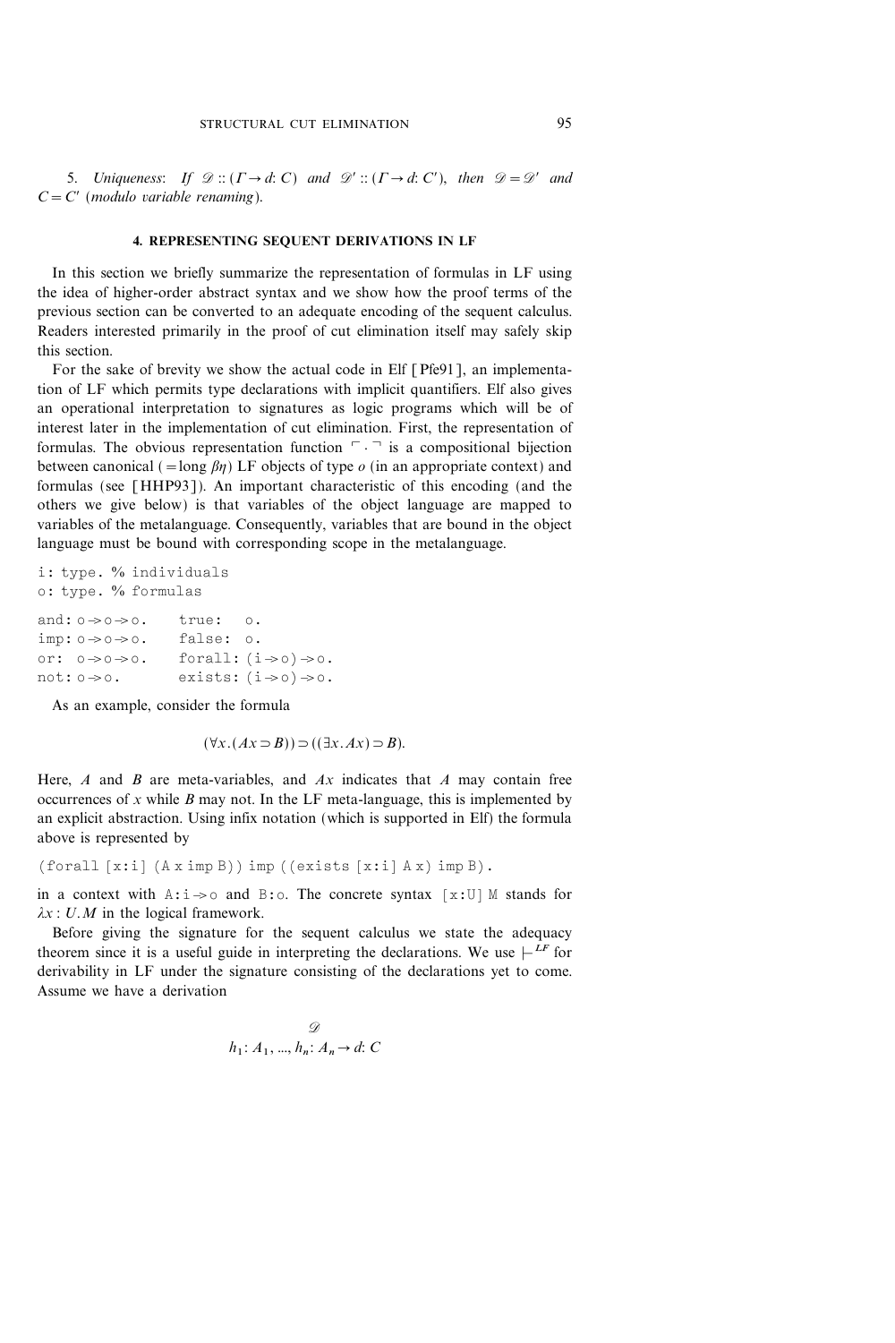5. *Uniqueness*: *If* $\mathscr{D} :: (\Gamma \to d\colon C)$ *and* $\mathscr{D}' :: (\Gamma \to d\colon C')$, *then* $\mathscr{D} = \mathscr{D}'$ *and* $C = C'$ (*modulo variable renaming*).

## 4. REPRESENTING SEQUENT DERIVATIONS IN LF

In this section we briefly summarize the representation of formulas in LF using the idea of higher-order abstract syntax and we show how the proof terms of the previous section can be converted to an adequate encoding of the sequent calculus. Readers interested primarily in the proof of cut elimination itself may safely skip this section.

For the sake of brevity we show the actual code in Elf [Pfe91], an implementation of LF which permits type declarations with implicit quantifiers. Elf also gives an operational interpretation to signatures as logic programs which will be of interest later in the implementation of cut elimination. First, the representation of formulas. The obvious representation function $\ulcorner \cdot \urcorner$ is a compositional bijection between canonical (= long $\beta\eta$) LF objects of type $o$ (in an appropriate context) and formulas (see [HHP93]). An important characteristic of this encoding (and the others we give below) is that variables of the object language are mapped to variables of the metalanguage. Consequently, variables that are bound in the object language must be bound with corresponding scope in the metalanguage.

```
i: type. % individuals
o: type. % formulas

and: o -> o -> o.    true:   o.
imp: o -> o -> o.    false:  o.
or:  o -> o -> o.    forall: (i -> o) -> o.
not: o -> o.         exists: (i -> o) -> o.
```

As an example, consider the formula

$$(\forall x.(Ax \supset B)) \supset ((\exists x.Ax) \supset B).$$

Here, $A$ and $B$ are meta-variables, and $Ax$ indicates that $A$ may contain free occurrences of $x$ while $B$ may not. In the LF meta-language, this is implemented by an explicit abstraction. Using infix notation (which is supported in Elf) the formula above is represented by

```
(forall [x:i] (A x imp B)) imp ((exists [x:i] A x) imp B).
```

in a context with `A:i -> o` and `B:o`. The concrete syntax `[x:U] M` stands for $\lambda x : U.M$ in the logical framework.

Before giving the signature for the sequent calculus we state the adequacy theorem since it is a useful guide in interpreting the declarations. We use $\vdash^{LF}$ for derivability in LF under the signature consisting of the declarations yet to come. Assume we have a derivation

$$\begin{array}{c} \mathscr{D} \\ h_1\colon A_1, ..., h_n\colon A_n \to d\colon C \end{array}$$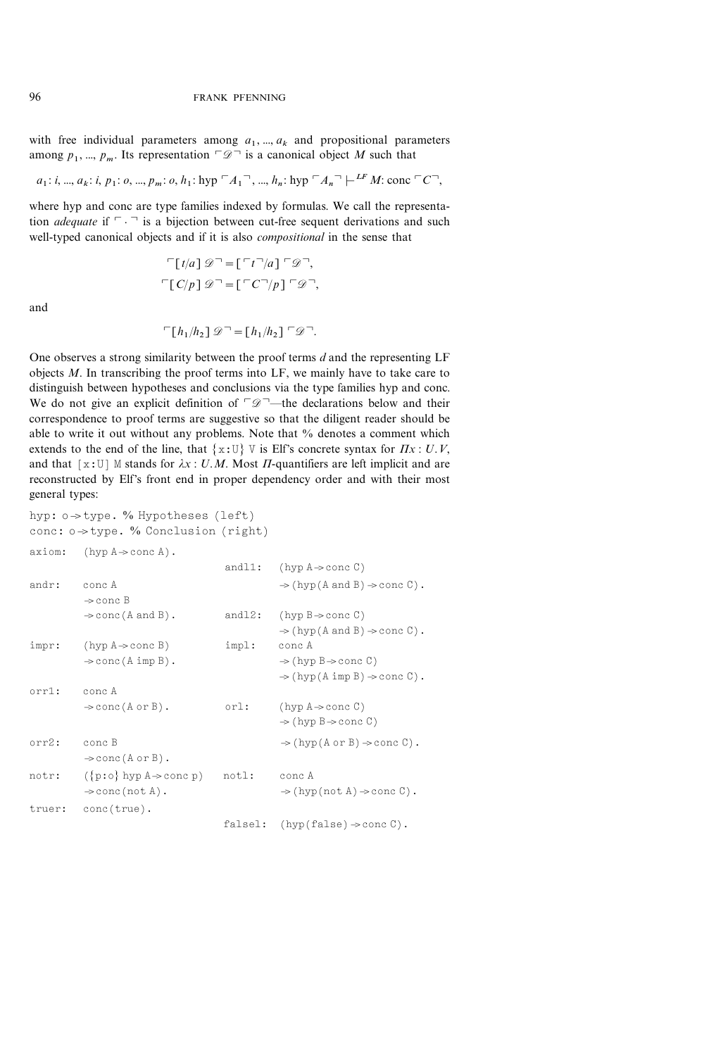with free individual parameters among $a_1, ..., a_k$ and propositional parameters among $p_1, ..., p_m$. Its representation $\ulcorner \mathscr{D} \urcorner$ is a canonical object $M$ such that

$$a_1 : i, ..., a_k : i,\ p_1 : o, ..., p_m : o,\ h_1 : \text{hyp} \ulcorner A_1 \urcorner, ..., h_n : \text{hyp} \ulcorner A_n \urcorner \vdash^{LF} M : \text{conc} \ulcorner C \urcorner,$$

where hyp and conc are type families indexed by formulas. We call the representation *adequate* if $\ulcorner \cdot \urcorner$ is a bijection between cut-free sequent derivations and such well-typed canonical objects and if it is also *compositional* in the sense that

$$\ulcorner [t/a]\, \mathscr{D} \urcorner = [\ulcorner t \urcorner / a]\, \ulcorner \mathscr{D} \urcorner,$$
$$\ulcorner [C/p]\, \mathscr{D} \urcorner = [\ulcorner C \urcorner / p]\, \ulcorner \mathscr{D} \urcorner,$$

and

$$\ulcorner [h_1/h_2]\, \mathscr{D} \urcorner = [h_1/h_2]\, \ulcorner \mathscr{D} \urcorner.$$

One observes a strong similarity between the proof terms $d$ and the representing LF objects $M$. In transcribing the proof terms into LF, we mainly have to take care to distinguish between hypotheses and conclusions via the type families hyp and conc. We do not give an explicit definition of $\ulcorner \mathscr{D} \urcorner$—the declarations below and their correspondence to proof terms are suggestive so that the diligent reader should be able to write it out without any problems. Note that % denotes a comment which extends to the end of the line, that `{x:U} V` is Elf's concrete syntax for $\Pi x : U. V$, and that `[x:U] M` stands for $\lambda x : U. M$. Most $\Pi$-quantifiers are left implicit and are reconstructed by Elf's front end in proper dependency order and with their most general types:

```
hyp: o -> type. % Hypotheses (left)
conc: o -> type. % Conclusion (right)

axiom:  (hyp A -> conc A).

andr:   conc A
        -> conc B
        -> conc (A and B).

impr:   (hyp A -> conc B)
        -> conc (A imp B).

orr1:   conc A
        -> conc (A or B).

orr2:   conc B
        -> conc (A or B).

notr:   ({p:o} hyp A -> conc p)
        -> conc (not A).

truer:  conc (true).

andl1:  (hyp A -> conc C)
        -> (hyp (A and B) -> conc C).

andl2:  (hyp B -> conc C)
        -> (hyp (A and B) -> conc C).

impl:   conc A
        -> (hyp B -> conc C)
        -> (hyp (A imp B) -> conc C).

orl:    (hyp A -> conc C)
        -> (hyp B -> conc C)
        -> (hyp (A or B) -> conc C).

notl:   conc A
        -> (hyp (not A) -> conc C).

falsel: (hyp (false) -> conc C).
```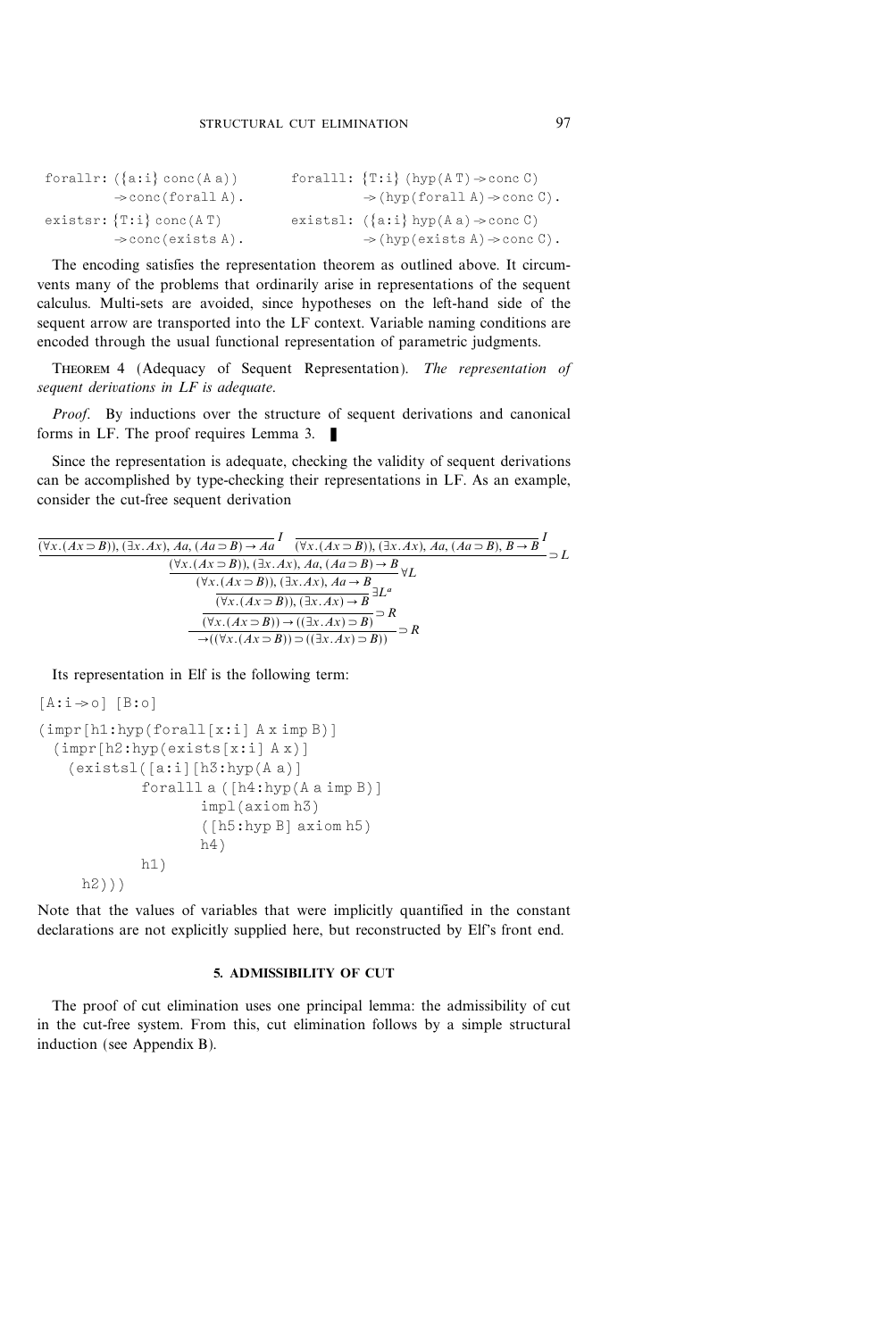```
forallr: ({a:i} conc(A a))             foralll: {T:i} (hyp(A T) -> conc C)
         -> conc(forall A).                     -> (hyp(forall A) -> conc C).
existsr: {T:i} conc(A T)               existsl: ({a:i} hyp(A a) -> conc C)
         -> conc(exists A).                     -> (hyp(exists A) -> conc C).
```

The encoding satisfies the representation theorem as outlined above. It circumvents many of the problems that ordinarily arise in representations of the sequent calculus. Multi-sets are avoided, since hypotheses on the left-hand side of the sequent arrow are transported into the LF context. Variable naming conditions are encoded through the usual functional representation of parametric judgments.

THEOREM 4 (Adequacy of Sequent Representation). *The representation of sequent derivations in LF is adequate.*

*Proof.* By inductions over the structure of sequent derivations and canonical forms in LF. The proof requires Lemma 3. ∎

Since the representation is adequate, checking the validity of sequent derivations can be accomplished by type-checking their representations in LF. As an example, consider the cut-free sequent derivation

$$\dfrac{\dfrac{\dfrac{\dfrac{\dfrac{\dfrac{}{(\forall x.(Ax \supset B)), (\exists x.Ax), Aa, (Aa \supset B) \rightarrow Aa}\,I \quad \dfrac{}{(\forall x.(Ax \supset B)), (\exists x.Ax), Aa, (Aa \supset B), B \rightarrow B}\,I}{(\forall x.(Ax \supset B)), (\exists x.Ax), Aa, (Aa \supset B) \rightarrow B}\supset L}{(\forall x.(Ax \supset B)), (\exists x.Ax), Aa \rightarrow B}\forall L}{(\forall x.(Ax \supset B)), (\exists x.Ax) \rightarrow B}\exists L^a}{(\forall x.(Ax \supset B)) \rightarrow ((\exists x.Ax) \supset B)}\supset R}{\rightarrow ((\forall x.(Ax \supset B)) \supset ((\exists x.Ax) \supset B))}\supset R$$

Its representation in Elf is the following term:

```
[A:i -> o] [B:o]
(impr[h1:hyp(forall[x:i] A x imp B)]
  (impr[h2:hyp(exists[x:i] A x)]
    (existsl([a:i][h3:hyp(A a)]
            foralll a ([h4:hyp(A a imp B)]
                    impl(axiom h3)
                    ([h5:hyp B] axiom h5)
                    h4)
            h1)
     h2)))
```

Note that the values of variables that were implicitly quantified in the constant declarations are not explicitly supplied here, but reconstructed by Elf's front end.

## 5. ADMISSIBILITY OF CUT

The proof of cut elimination uses one principal lemma: the admissibility of cut in the cut-free system. From this, cut elimination follows by a simple structural induction (see Appendix B).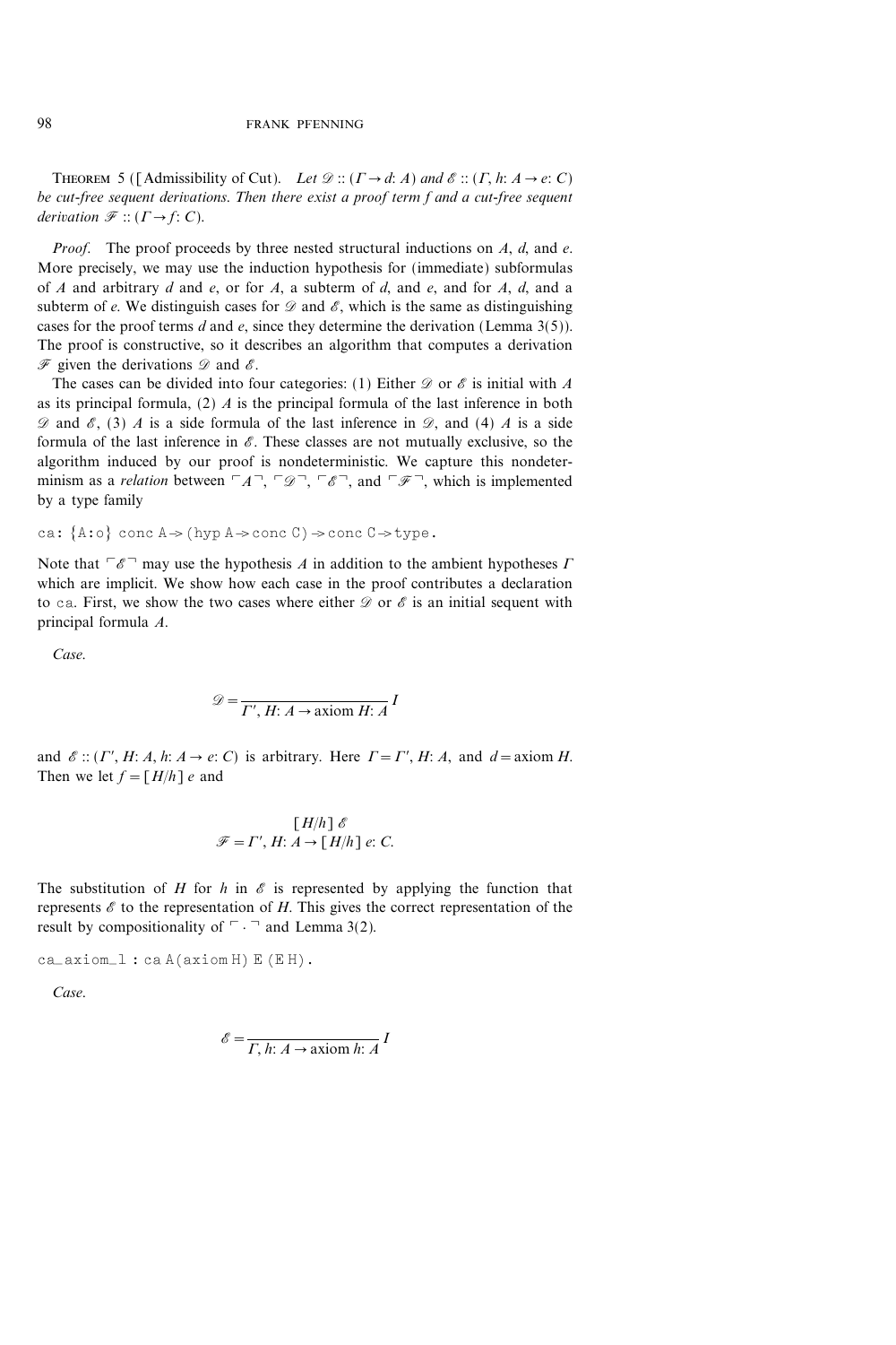THEOREM 5 ([Admissibility of Cut). *Let* $\mathscr{D} :: (\Gamma \rightarrow d\colon A)$ *and* $\mathscr{E} :: (\Gamma, h\colon A \rightarrow e\colon C)$ *be cut-free sequent derivations. Then there exist a proof term f and a cut-free sequent derivation* $\mathscr{F} :: (\Gamma \rightarrow f\colon C)$.

*Proof.* The proof proceeds by three nested structural inductions on $A$, $d$, and $e$. More precisely, we may use the induction hypothesis for (immediate) subformulas of $A$ and arbitrary $d$ and $e$, or for $A$, a subterm of $d$, and $e$, and for $A$, $d$, and a subterm of $e$. We distinguish cases for $\mathscr{D}$ and $\mathscr{E}$, which is the same as distinguishing cases for the proof terms $d$ and $e$, since they determine the derivation (Lemma 3(5)). The proof is constructive, so it describes an algorithm that computes a derivation $\mathscr{F}$ given the derivations $\mathscr{D}$ and $\mathscr{E}$.

The cases can be divided into four categories: (1) Either $\mathscr{D}$ or $\mathscr{E}$ is initial with $A$ as its principal formula, (2) $A$ is the principal formula of the last inference in both $\mathscr{D}$ and $\mathscr{E}$, (3) $A$ is a side formula of the last inference in $\mathscr{D}$, and (4) $A$ is a side formula of the last inference in $\mathscr{E}$. These classes are not mutually exclusive, so the algorithm induced by our proof is nondeterministic. We capture this nondeterminism as a *relation* between $\ulcorner A \urcorner$, $\ulcorner \mathscr{D} \urcorner$, $\ulcorner \mathscr{E} \urcorner$, and $\ulcorner \mathscr{F} \urcorner$, which is implemented by a type family

```
ca: {A:o} conc A -> (hyp A -> conc C) -> conc C -> type.
```

Note that $\ulcorner \mathscr{E} \urcorner$ may use the hypothesis $A$ in addition to the ambient hypotheses $\Gamma$ which are implicit. We show how each case in the proof contributes a declaration to `ca`. First, we show the two cases where either $\mathscr{D}$ or $\mathscr{E}$ is an initial sequent with principal formula $A$.

*Case.*

$$\mathscr{D} = \frac{}{\Gamma', H\colon A \rightarrow \text{axiom } H\colon A} I$$

and $\mathscr{E} :: (\Gamma', H\colon A, h\colon A \rightarrow e\colon C)$ is arbitrary. Here $\Gamma = \Gamma', H\colon A$, and $d = \text{axiom } H$. Then we let $f = [H/h]\, e$ and

$$\mathscr{F} = \begin{array}{c} [H/h]\, \mathscr{E} \\ \Gamma', H\colon A \rightarrow [H/h]\, e\colon C. \end{array}$$

The substitution of $H$ for $h$ in $\mathscr{E}$ is represented by applying the function that represents $\mathscr{E}$ to the representation of $H$. This gives the correct representation of the result by compositionality of $\ulcorner \cdot \urcorner$ and Lemma 3(2).

```
ca_axiom_l : ca A (axiom H) E (E H).
```

*Case.*

$$\mathscr{E} = \frac{}{\Gamma, h\colon A \rightarrow \text{axiom } h\colon A} I$$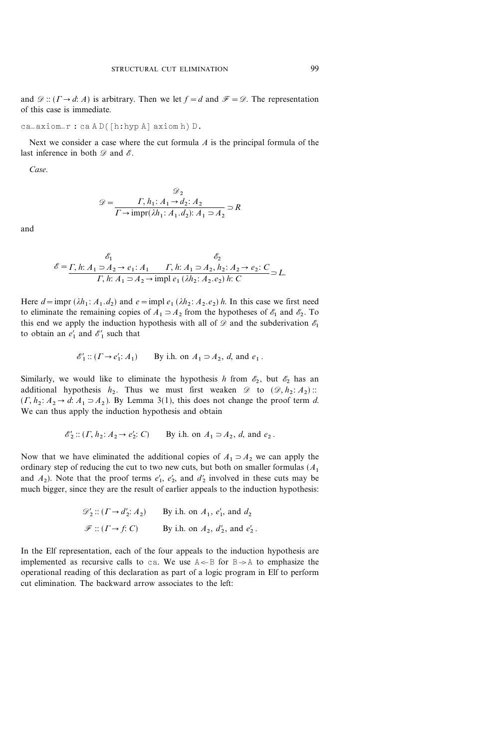and $\mathscr{D} :: (\Gamma \to d\colon A)$ is arbitrary. Then we let $f = d$ and $\mathscr{F} = \mathscr{D}$. The representation of this case is immediate.

```
ca_axiom_r : ca A D([h:hyp A] axiom h) D.
```

Next we consider a case where the cut formula $A$ is the principal formula of the last inference in both $\mathscr{D}$ and $\mathscr{E}$.

*Case.*

$$\mathscr{D} = \cfrac{\begin{matrix}\mathscr{D}_2 \\ \Gamma, h_1\colon A_1 \to d_2\colon A_2\end{matrix}}{\Gamma \to \mathrm{impr}(\lambda h_1\colon A_1.d_2)\colon A_1 \supset A_2} \supset R$$

and

$$\mathscr{E} = \cfrac{\begin{matrix}\mathscr{E}_1 \\ \Gamma, h\colon A_1 \supset A_2 \to e_1\colon A_1\end{matrix} \qquad \begin{matrix}\mathscr{E}_2 \\ \Gamma, h\colon A_1 \supset A_2, h_2\colon A_2 \to e_2\colon C\end{matrix}}{\Gamma, h\colon A_1 \supset A_2 \to \mathrm{impl}\; e_1\,(\lambda h_2\colon A_2.e_2)\; h\colon C} \supset L.$$

Here $d = \mathrm{impr}\,(\lambda h_1\colon A_1.d_2)$ and $e = \mathrm{impl}\; e_1\,(\lambda h_2\colon A_2.e_2)\; h$. In this case we first need to eliminate the remaining copies of $A_1 \supset A_2$ from the hypotheses of $\mathscr{E}_1$ and $\mathscr{E}_2$. To this end we apply the induction hypothesis with all of $\mathscr{D}$ and the subderivation $\mathscr{E}_1$ to obtain an $e_1'$ and $\mathscr{E}_1'$ such that

$$\mathscr{E}_1' :: (\Gamma \to e_1'\colon A_1) \qquad \text{By i.h. on } A_1 \supset A_2,\ d, \text{ and } e_1\,.$$

Similarly, we would like to eliminate the hypothesis $h$ from $\mathscr{E}_2$, but $\mathscr{E}_2$ has an additional hypothesis $h_2$. Thus we must first weaken $\mathscr{D}$ to $(\mathscr{D}, h_2\colon A_2) :: (\Gamma, h_2\colon A_2 \to d\colon A_1 \supset A_2)$. By Lemma 3(1), this does not change the proof term $d$. We can thus apply the induction hypothesis and obtain

$$\mathscr{E}_2' :: (\Gamma, h_2\colon A_2 \to e_2'\colon C) \qquad \text{By i.h. on } A_1 \supset A_2,\ d, \text{ and } e_2\,.$$

Now that we have eliminated the additional copies of $A_1 \supset A_2$ we can apply the ordinary step of reducing the cut to two new cuts, but both on smaller formulas ($A_1$ and $A_2$). Note that the proof terms $e_1'$, $e_2'$, and $d_2'$ involved in these cuts may be much bigger, since they are the result of earlier appeals to the induction hypothesis:

$$\mathscr{D}_2' :: (\Gamma \to d_2'\colon A_2) \qquad \text{By i.h. on } A_1,\ e_1', \text{ and } d_2$$

$$\mathscr{F} :: (\Gamma \to f\colon C) \qquad \text{By i.h. on } A_2,\ d_2', \text{ and } e_2'\,.$$

In the Elf representation, each of the four appeals to the induction hypothesis are implemented as recursive calls to `ca`. We use `A <- B` for `B -> A` to emphasize the operational reading of this declaration as part of a logic program in Elf to perform cut elimination. The backward arrow associates to the left: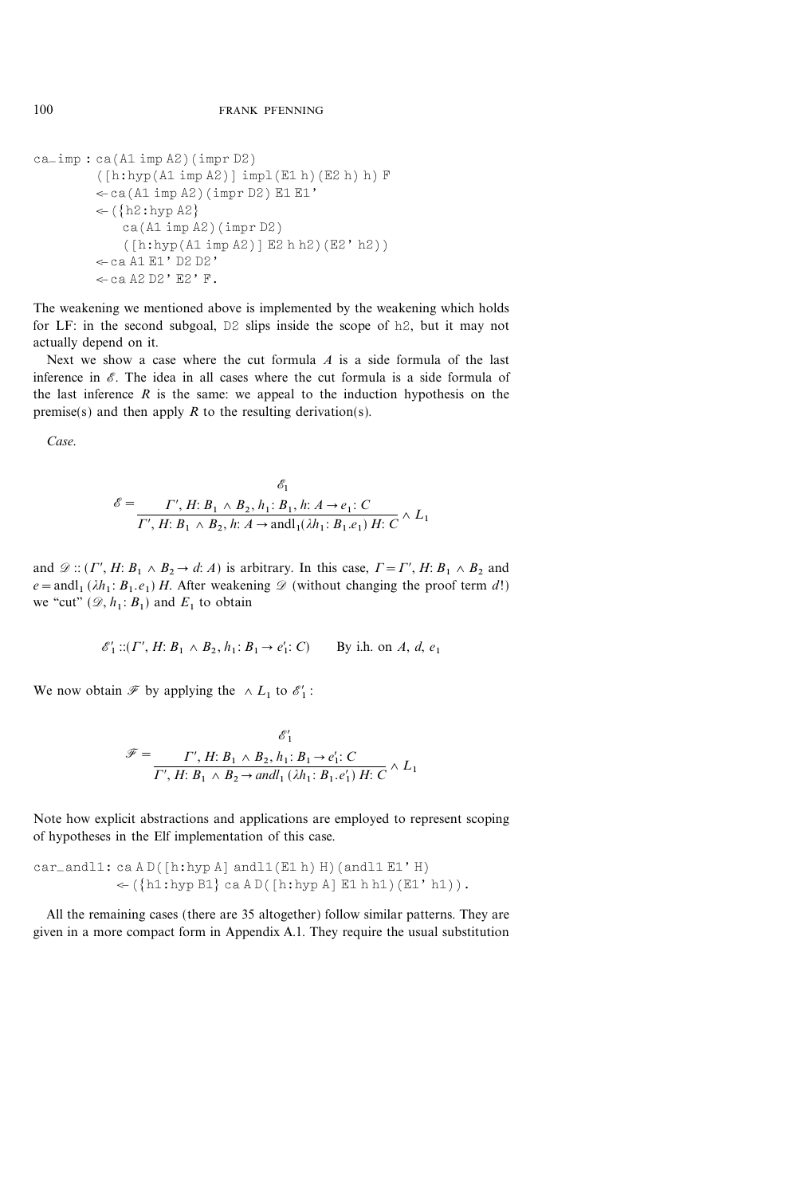```
ca_imp : ca(A1 imp A2)(impr D2)
        ([h:hyp(A1 imp A2)] impl(E1 h)(E2 h) h) F
        <- ca(A1 imp A2)(impr D2) E1 E1'
        <- ({h2:hyp A2}
            ca(A1 imp A2)(impr D2)
            ([h:hyp(A1 imp A2)] E2 h h2)(E2' h2))
        <- ca A1 E1' D2 D2'
        <- ca A2 D2' E2' F.
```

The weakening we mentioned above is implemented by the weakening which holds for LF: in the second subgoal, D2 slips inside the scope of h2, but it may not actually depend on it.

Next we show a case where the cut formula $A$ is a side formula of the last inference in $\mathscr{E}$. The idea in all cases where the cut formula is a side formula of the last inference $R$ is the same: we appeal to the induction hypothesis on the premise(s) and then apply $R$ to the resulting derivation(s).

*Case.*

$$\mathscr{E} = \frac{\begin{matrix}\mathscr{E}_1 \\ \Gamma', H: B_1 \wedge B_2, h_1: B_1, h: A \rightarrow e_1: C\end{matrix}}{\Gamma', H: B_1 \wedge B_2, h: A \rightarrow \text{andl}_1(\lambda h_1: B_1.e_1)\, H: C} \wedge L_1$$

and $\mathscr{D} :: (\Gamma', H: B_1 \wedge B_2 \rightarrow d: A)$ is arbitrary. In this case, $\Gamma = \Gamma', H: B_1 \wedge B_2$ and $e = \text{andl}_1\,(\lambda h_1: B_1.e_1)\, H$. After weakening $\mathscr{D}$ (without changing the proof term $d$!) we "cut" $(\mathscr{D}, h_1: B_1)$ and $E_1$ to obtain

$$\mathscr{E}'_1 :: (\Gamma', H: B_1 \wedge B_2, h_1: B_1 \rightarrow e'_1: C) \qquad \text{By i.h. on } A, d, e_1$$

We now obtain $\mathscr{F}$ by applying the $\wedge L_1$ to $\mathscr{E}'_1$:

$$\mathscr{F} = \frac{\begin{matrix}\mathscr{E}'_1 \\ \Gamma', H: B_1 \wedge B_2, h_1: B_1 \rightarrow e'_1: C\end{matrix}}{\Gamma', H: B_1 \wedge B_2 \rightarrow \mathit{andl}_1\,(\lambda h_1: B_1.e'_1)\, H: C} \wedge L_1$$

Note how explicit abstractions and applications are employed to represent scoping of hypotheses in the Elf implementation of this case.

```
car_andl1: ca A D([h:hyp A] andl1(E1 h) H)(andl1 E1' H)
           <- ({h1:hyp B1} ca A D([h:hyp A] E1 h h1)(E1' h1)).
```

All the remaining cases (there are 35 altogether) follow similar patterns. They are given in a more compact form in Appendix A.1. They require the usual substitution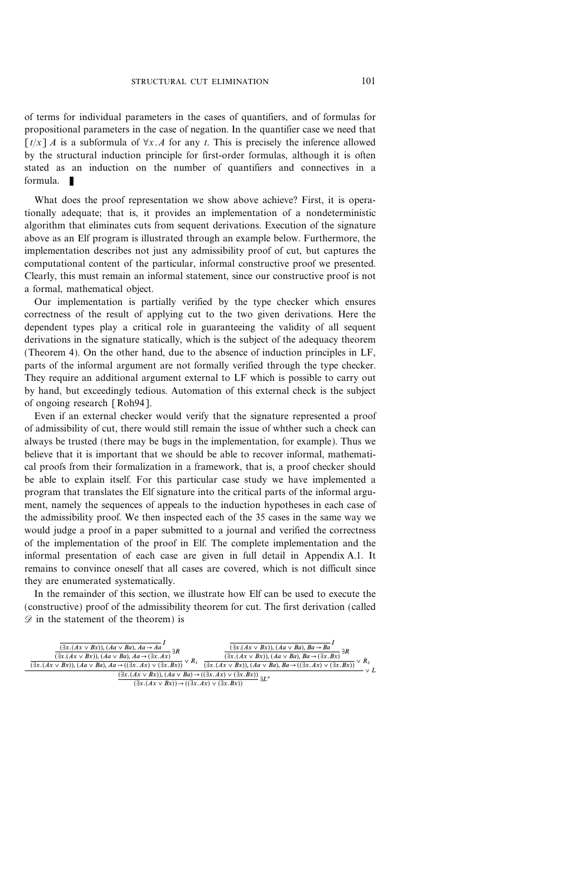of terms for individual parameters in the cases of quantifiers, and of formulas for propositional parameters in the case of negation. In the quantifier case we need that $[t/x]\, A$ is a subformula of $\forall x.A$ for any $t$. This is precisely the inference allowed by the structural induction principle for first-order formulas, although it is often stated as an induction on the number of quantifiers and connectives in a formula. ∎

What does the proof representation we show above achieve? First, it is operationally adequate; that is, it provides an implementation of a nondeterministic algorithm that eliminates cuts from sequent derivations. Execution of the signature above as an Elf program is illustrated through an example below. Furthermore, the implementation describes not just any admissibility proof of cut, but captures the computational content of the particular, informal constructive proof we presented. Clearly, this must remain an informal statement, since our constructive proof is not a formal, mathematical object.

Our implementation is partially verified by the type checker which ensures correctness of the result of applying cut to the two given derivations. Here the dependent types play a critical role in guaranteeing the validity of all sequent derivations in the signature statically, which is the subject of the adequacy theorem (Theorem 4). On the other hand, due to the absence of induction principles in LF, parts of the informal argument are not formally verified through the type checker. They require an additional argument external to LF which is possible to carry out by hand, but exceedingly tedious. Automation of this external check is the subject of ongoing research [Roh94].

Even if an external checker would verify that the signature represented a proof of admissibility of cut, there would still remain the issue of whther such a check can always be trusted (there may be bugs in the implementation, for example). Thus we believe that it is important that we should be able to recover informal, mathematical proofs from their formalization in a framework, that is, a proof checker should be able to explain itself. For this particular case study we have implemented a program that translates the Elf signature into the critical parts of the informal argument, namely the sequences of appeals to the induction hypotheses in each case of the admissibility proof. We then inspected each of the 35 cases in the same way we would judge a proof in a paper submitted to a journal and verified the correctness of the implementation of the proof in Elf. The complete implementation and the informal presentation of each case are given in full detail in Appendix A.1. It remains to convince oneself that all cases are covered, which is not difficult since they are enumerated systematically.

In the remainder of this section, we illustrate how Elf can be used to execute the (constructive) proof of the admissibility theorem for cut. The first derivation (called $\mathscr{D}$ in the statement of the theorem) is

$$
\dfrac{
\dfrac{
\dfrac{
\dfrac{}{(\exists x.(Ax \vee Bx)), (Aa \vee Ba), Aa \rightarrow Aa}\,I
}{(\exists x.(Ax \vee Bx)), (Aa \vee Ba), Aa \rightarrow (\exists x.Ax)}\,\exists R
}{(\exists x.(Ax \vee Bx)), (Aa \vee Ba), Aa \rightarrow ((\exists x.Ax) \vee (\exists x.Bx))}\,\vee R_1
\qquad
\dfrac{
\dfrac{
\dfrac{}{(\exists x.(Ax \vee Bx)), (Aa \vee Ba), Ba \rightarrow Ba}\,I
}{(\exists x.(Ax \vee Bx)), (Aa \vee Ba), Ba \rightarrow (\exists x.Bx)}\,\exists R
}{(\exists x.(Ax \vee Bx)), (Aa \vee Ba), Ba \rightarrow ((\exists x.Ax) \vee (\exists x.Bx))}\,\vee R_2
}{
\dfrac{(\exists x.(Ax \vee Bx)), (Aa \vee Ba) \rightarrow ((\exists x.Ax) \vee (\exists x.Bx))}{(\exists x.(Ax \vee Bx)) \rightarrow ((\exists x.Ax) \vee (\exists x.Bx))}\,\exists L^a
}\,\vee L
$$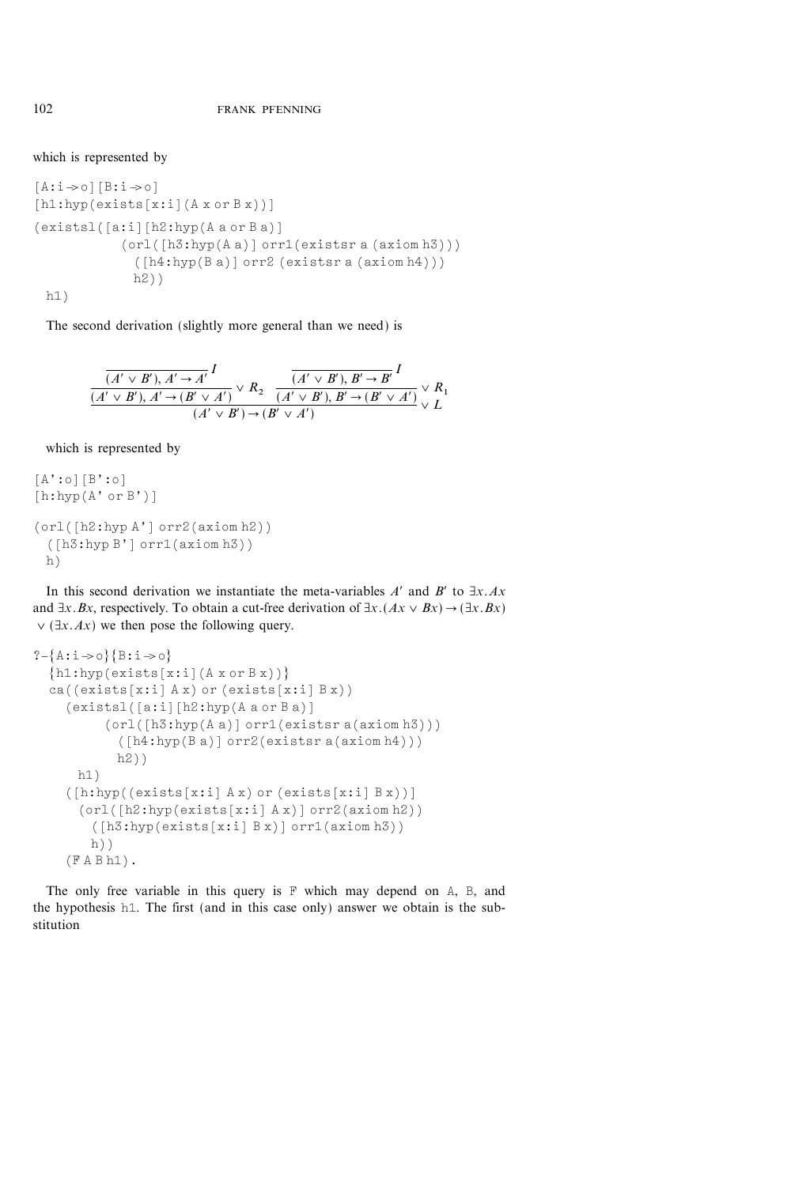which is represented by

```
[A:i->o][B:i->o]
[h1:hyp(exists[x:i](A x or B x))]
(existsl([a:i][h2:hyp(A a or B a)]
          (orl([h3:hyp(A a)] orr1(existsr a (axiom h3)))
            ([h4:hyp(B a)] orr2 (existsr a (axiom h4)))
            h2))
  h1)
```

The second derivation (slightly more general than we need) is

$$\dfrac{\dfrac{\overline{(A' \vee B'), A' \rightarrow A'}\,I}{(A' \vee B'), A' \rightarrow (B' \vee A')} \vee R_2 \quad \dfrac{\overline{(A' \vee B'), B' \rightarrow B'}\,I}{(A' \vee B'), B' \rightarrow (B' \vee A')} \vee R_1}{(A' \vee B') \rightarrow (B' \vee A')} \vee L$$

which is represented by

```
[A':o][B':o]
[h:hyp(A' or B')]
(orl([h2:hyp A'] orr2(axiom h2))
  ([h3:hyp B'] orr1(axiom h3))
  h)
```

In this second derivation we instantiate the meta-variables $A'$ and $B'$ to $\exists x.Ax$ and $\exists x.Bx$, respectively. To obtain a cut-free derivation of $\exists x.(Ax \vee Bx) \rightarrow (\exists x.Bx) \vee (\exists x.Ax)$ we then pose the following query.

```
?-{A:i->o}{B:i->o}
  {h1:hyp(exists[x:i](A x or B x))}
  ca((exists[x:i] A x) or (exists[x:i] B x))
    (existsl([a:i][h2:hyp(A a or B a)]
        (orl([h3:hyp(A a)] orr1(existsr a(axiom h3)))
          ([h4:hyp(B a)] orr2(existsr a(axiom h4)))
          h2))
      h1)
    ([h:hyp((exists[x:i] A x) or (exists[x:i] B x))]
      (orl([h2:hyp(exists[x:i] A x)] orr2(axiom h2))
        ([h3:hyp(exists[x:i] B x)] orr1(axiom h3))
        h))
    (F A B h1).
```

The only free variable in this query is F which may depend on A, B, and the hypothesis h1. The first (and in this case only) answer we obtain is the substitution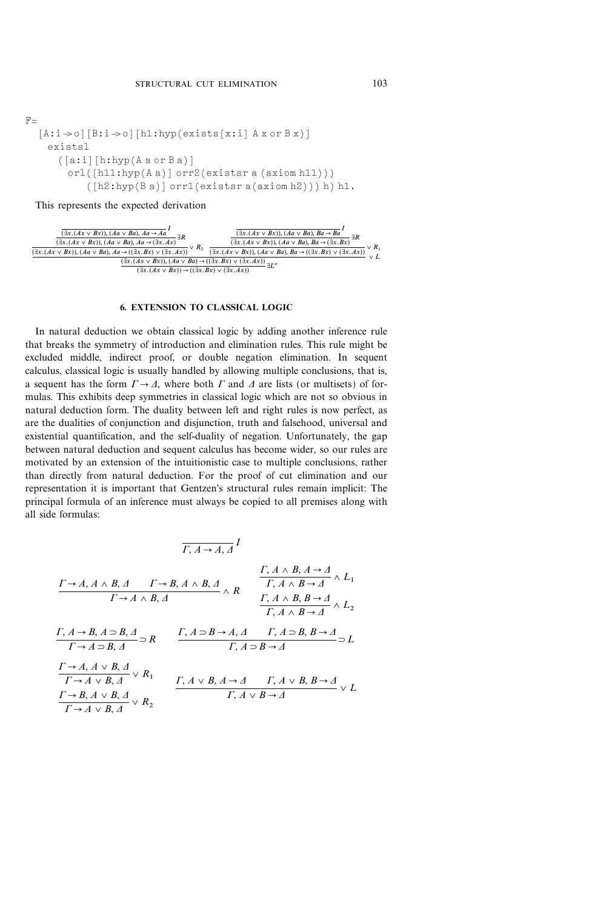```
F=
  [A:i->o][B:i->o][h1:hyp(exists[x:i] A x or B x)]
    existsl
      ([a:i][h:hyp(A a or B a)]
        orl([h11:hyp(A a)] orr2(existsr a (axiom h11)))
          ([h2:hyp(B a)] orr1(existsr a(axiom h2))) h) h1.
```

This represents the expected derivation

$$
\dfrac{\dfrac{\dfrac{\dfrac{}{(\exists x.(Ax \vee Bx)), (Aa \vee Ba), Aa \to Aa}I}{(\exists x.(Ax \vee Bx)), (Aa \vee Ba), Aa \to (\exists x.Ax)}\exists R}{(\exists x.(Ax \vee Bx)), (Aa \vee Ba), Aa \to ((\exists x.Bx) \vee (\exists x.Ax))} \vee R_2 \quad \dfrac{\dfrac{\dfrac{}{(\exists x.(Ax \vee Bx)), (Aa \vee Ba), Ba \to Ba}I}{(\exists x.(Ax \vee Bx)), (Aa \vee Ba), Ba \to (\exists x.Bx)}\exists R}{(\exists x.(Ax \vee Bx)), (Aa \vee Ba), Ba \to ((\exists x.Bx) \vee (\exists x.Ax))} \vee R_1}{\dfrac{(\exists x.(Ax \vee Bx)), (Aa \vee Ba) \to ((\exists x.Bx) \vee (\exists x.Ax))}{(\exists x.(Ax \vee Bx)) \to ((\exists x.Bx) \vee (\exists x.Ax))}\exists L^a} \vee L
$$

## 6. EXTENSION TO CLASSICAL LOGIC

In natural deduction we obtain classical logic by adding another inference rule that breaks the symmetry of introduction and elimination rules. This rule might be excluded middle, indirect proof, or double negation elimination. In sequent calculus, classical logic is usually handled by allowing multiple conclusions, that is, a sequent has the form $\Gamma \to \Delta$, where both $\Gamma$ and $\Delta$ are lists (or multisets) of formulas. This exhibits deep symmetries in classical logic which are not so obvious in natural deduction form. The duality between left and right rules is now perfect, as are the dualities of conjunction and disjunction, truth and falsehood, universal and existential quantification, and the self-duality of negation. Unfortunately, the gap between natural deduction and sequent calculus has become wider, so our rules are motivated by an extension of the intuitionistic case to multiple conclusions, rather than directly from natural deduction. For the proof of cut elimination and our representation it is important that Gentzen's structural rules remain implicit: The principal formula of an inference must always be copied to all premises along with all side formulas:

$$
\dfrac{}{\Gamma, A \to A, \Delta} I
$$

$$
\dfrac{\Gamma \to A, A \wedge B, \Delta \qquad \Gamma \to B, A \wedge B, \Delta}{\Gamma \to A \wedge B, \Delta} \wedge R \qquad \dfrac{\Gamma, A \wedge B, A \to \Delta}{\Gamma, A \wedge B \to \Delta} \wedge L_1 \qquad \dfrac{\Gamma, A \wedge B, B \to \Delta}{\Gamma, A \wedge B \to \Delta} \wedge L_2
$$

$$
\dfrac{\Gamma, A \to B, A \supset B, \Delta}{\Gamma \to A \supset B, \Delta} \supset R \qquad \dfrac{\Gamma, A \supset B \to A, \Delta \qquad \Gamma, A \supset B, B \to \Delta}{\Gamma, A \supset B \to \Delta} \supset L
$$

$$
\dfrac{\Gamma \to A, A \vee B, \Delta}{\Gamma \to A \vee B, \Delta} \vee R_1 \qquad \dfrac{\Gamma \to B, A \vee B, \Delta}{\Gamma \to A \vee B, \Delta} \vee R_2 \qquad \dfrac{\Gamma, A \vee B, A \to \Delta \qquad \Gamma, A \vee B, B \to \Delta}{\Gamma, A \vee B \to \Delta} \vee L
$$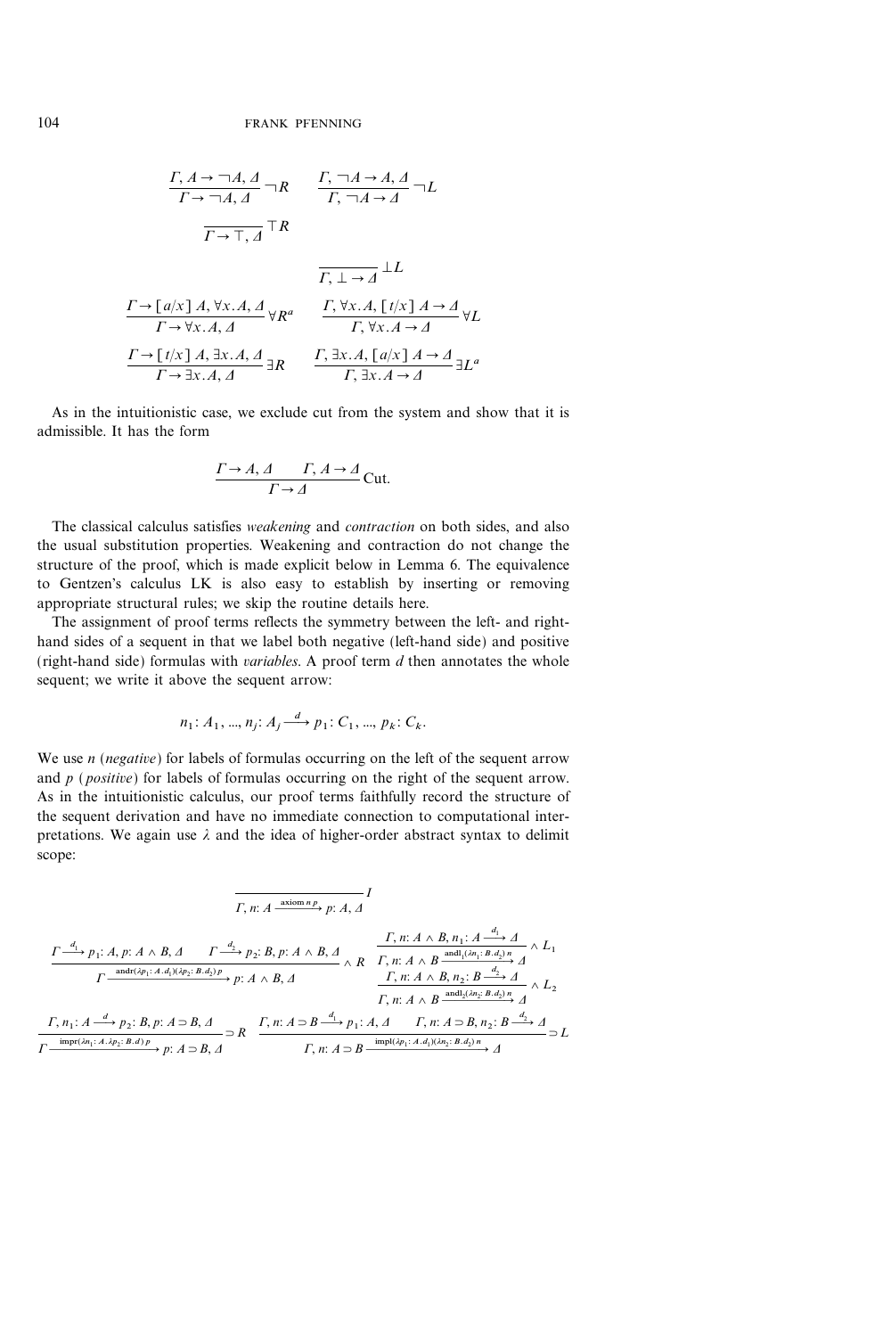$$\frac{\Gamma, A \to \neg A, \Delta}{\Gamma \to \neg A, \Delta}\neg R \qquad \frac{\Gamma, \neg A \to A, \Delta}{\Gamma, \neg A \to \Delta}\neg L$$

$$\frac{}{\Gamma \to \top, \Delta}\top R$$

$$\frac{}{\Gamma, \bot \to \Delta}\bot L$$

$$\frac{\Gamma \to [a/x]\, A, \forall x. A, \Delta}{\Gamma \to \forall x. A, \Delta}\forall R^a \qquad \frac{\Gamma, \forall x. A, [t/x]\, A \to \Delta}{\Gamma, \forall x. A \to \Delta}\forall L$$

$$\frac{\Gamma \to [t/x]\, A, \exists x. A, \Delta}{\Gamma \to \exists x. A, \Delta}\exists R \qquad \frac{\Gamma, \exists x. A, [a/x]\, A \to \Delta}{\Gamma, \exists x. A \to \Delta}\exists L^a$$

As in the intuitionistic case, we exclude cut from the system and show that it is admissible. It has the form

$$\frac{\Gamma \to A, \Delta \qquad \Gamma, A \to \Delta}{\Gamma \to \Delta}\text{Cut}.$$

The classical calculus satisfies *weakening* and *contraction* on both sides, and also the usual substitution properties. Weakening and contraction do not change the structure of the proof, which is made explicit below in Lemma 6. The equivalence to Gentzen's calculus LK is also easy to establish by inserting or removing appropriate structural rules; we skip the routine details here.

The assignment of proof terms reflects the symmetry between the left- and right-hand sides of a sequent in that we label both negative (left-hand side) and positive (right-hand side) formulas with *variables*. A proof term $d$ then annotates the whole sequent; we write it above the sequent arrow:

$$n_1 \colon A_1, \ldots, n_j \colon A_j \xrightarrow{d} p_1 \colon C_1, \ldots, p_k \colon C_k.$$

We use $n$ (*negative*) for labels of formulas occurring on the left of the sequent arrow and $p$ (*positive*) for labels of formulas occurring on the right of the sequent arrow. As in the intuitionistic calculus, our proof terms faithfully record the structure of the sequent derivation and have no immediate connection to computational interpretations. We again use $\lambda$ and the idea of higher-order abstract syntax to delimit scope:

$$\frac{}{\Gamma, n \colon A \xrightarrow{\text{axiom}\, n\, p} p \colon A, \Delta} I$$

$$\frac{\Gamma \xrightarrow{d_1} p_1 \colon A, p \colon A \wedge B, \Delta \qquad \Gamma \xrightarrow{d_2} p_2 \colon B, p \colon A \wedge B, \Delta}{\Gamma \xrightarrow{\text{andr}(\lambda p_1 \colon A.\, d_1)(\lambda p_2 \colon B.\, d_2)\, p} p \colon A \wedge B, \Delta} \wedge R$$

$$\frac{\Gamma, n \colon A \wedge B, n_1 \colon A \xrightarrow{d_1} \Delta}{\Gamma, n \colon A \wedge B \xrightarrow{\text{andl}_1(\lambda n_1 \colon B.\, d_1)\, n} \Delta} \wedge L_1$$

$$\frac{\Gamma, n \colon A \wedge B, n_2 \colon B \xrightarrow{d_2} \Delta}{\Gamma, n \colon A \wedge B \xrightarrow{\text{andl}_2(\lambda n_2 \colon B.\, d_2)\, n} \Delta} \wedge L_2$$

$$\frac{\Gamma, n_1 \colon A \xrightarrow{d} p_2 \colon B, p \colon A \supset B, \Delta}{\Gamma \xrightarrow{\text{impr}(\lambda n_1 \colon A.\, \lambda p_2 \colon B.\, d)\, p} p \colon A \supset B, \Delta} \supset R \qquad \frac{\Gamma, n \colon A \supset B \xrightarrow{d_1} p_1 \colon A, \Delta \qquad \Gamma, n \colon A \supset B, n_2 \colon B \xrightarrow{d_2} \Delta}{\Gamma, n \colon A \supset B \xrightarrow{\text{impl}(\lambda p_1 \colon A.\, d_1)(\lambda n_2 \colon B.\, d_2)\, n} \Delta} \supset L$$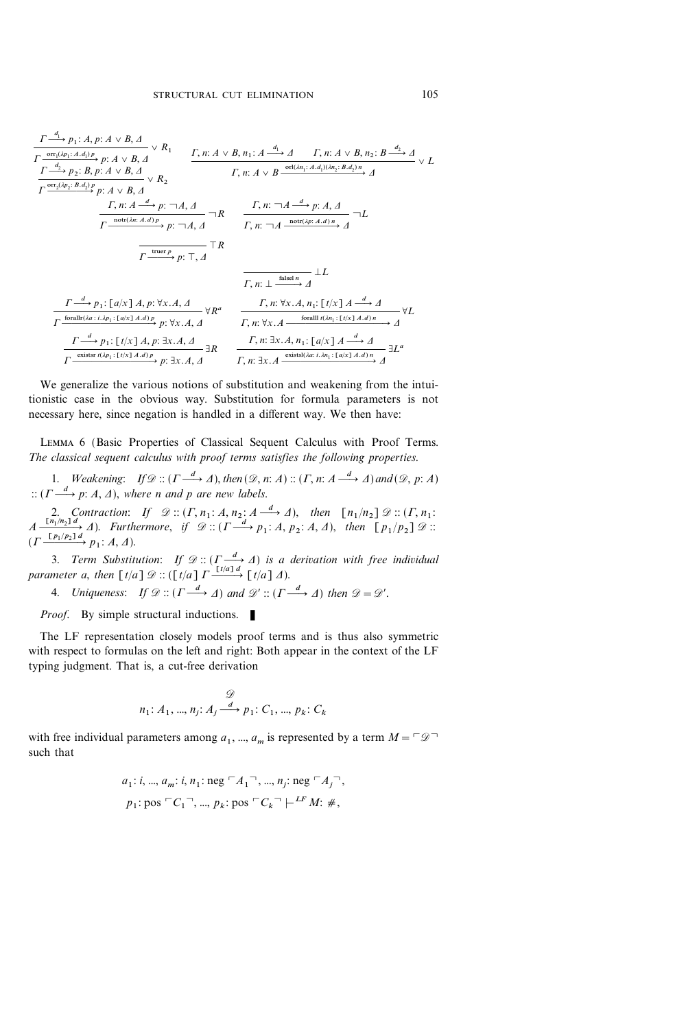$$\frac{\Gamma \xrightarrow{d_1} p_1\colon A, p\colon A \vee B, \Delta}{\Gamma \xrightarrow{\text{orr}_1(\lambda p_1\colon A.d_1)\,p} p\colon A \vee B, \Delta} \vee R_1 \qquad \frac{\Gamma, n\colon A \vee B, n_1\colon A \xrightarrow{d_1} \Delta \quad \Gamma, n\colon A \vee B, n_2\colon B \xrightarrow{d_2} \Delta}{\Gamma, n\colon A \vee B \xrightarrow{\text{orl}(\lambda n_1\colon A.d_1)(\lambda n_2\colon B.d_2)\,n} \Delta} \vee L$$

$$\frac{\Gamma \xrightarrow{d_2} p_2\colon B, p\colon A \vee B, \Delta}{\Gamma \xrightarrow{\text{orr}_2(\lambda p_2\colon B.d_2)\,p} p\colon A \vee B, \Delta} \vee R_2$$

$$\frac{\Gamma, n\colon A \xrightarrow{d} p\colon \neg A, \Delta}{\Gamma \xrightarrow{\text{notr}(\lambda n\colon A.d)\,p} p\colon \neg A, \Delta} \neg R \qquad \frac{\Gamma, n\colon \neg A \xrightarrow{d} p\colon A, \Delta}{\Gamma, n\colon \neg A \xrightarrow{\text{notr}(\lambda p\colon A.d)\,n} \Delta} \neg L$$

$$\frac{}{\Gamma \xrightarrow{\text{truer}\,p} p\colon \top, \Delta} \top R$$

$$\frac{}{\Gamma, n\colon \bot \xrightarrow{\text{falsel}\,n} \Delta} \bot L$$

$$\frac{\Gamma \xrightarrow{d} p_1\colon [a/x]\,A, p\colon \forall x.A, \Delta}{\Gamma \xrightarrow{\text{forallr}(\lambda a\colon i.\lambda p_1\colon [a/x]\,A.d)\,p} p\colon \forall x.A, \Delta} \forall R^a \qquad \frac{\Gamma, n\colon \forall x.A, n_1\colon [t/x]\,A \xrightarrow{d} \Delta}{\Gamma, n\colon \forall x.A \xrightarrow{\text{foralll}\,t(\lambda n_1\colon [t/x]\,A.d)\,n} \Delta} \forall L$$

$$\frac{\Gamma \xrightarrow{d} p_1\colon [t/x]\,A, p\colon \exists x.A, \Delta}{\Gamma \xrightarrow{\text{existsr}\,t(\lambda p_1\colon [t/x]\,A.d)\,p} p\colon \exists x.A, \Delta} \exists R \qquad \frac{\Gamma, n\colon \exists x.A, n_1\colon [a/x]\,A \xrightarrow{d} \Delta}{\Gamma, n\colon \exists x.A \xrightarrow{\text{existsl}(\lambda a\colon i.\lambda n_1\colon [a/x]\,A.d)\,n} \Delta} \exists L^a$$

We generalize the various notions of substitution and weakening from the intuitionistic case in the obvious way. Substitution for formula parameters is not necessary here, since negation is handled in a different way. We then have:

LEMMA 6 (Basic Properties of Classical Sequent Calculus with Proof Terms. *The classical sequent calculus with proof terms satisfies the following properties.*

1. *Weakening*: *If* $\mathscr{D} :: (\Gamma \xrightarrow{d} \Delta)$, *then* $(\mathscr{D}, n\colon A) :: (\Gamma, n\colon A \xrightarrow{d} \Delta)$ *and* $(\mathscr{D}, p\colon A) :: (\Gamma \xrightarrow{d} p\colon A, \Delta)$, *where* $n$ *and* $p$ *are new labels.*

2. *Contraction*: *If* $\mathscr{D} :: (\Gamma, n_1\colon A, n_2\colon A \xrightarrow{d} \Delta)$, *then* $[n_1/n_2]\,\mathscr{D} :: (\Gamma, n_1\colon A \xrightarrow{[n_1/n_2]\,d} \Delta)$. *Furthermore, if* $\mathscr{D} :: (\Gamma \xrightarrow{d} p_1\colon A, p_2\colon A, \Delta)$, *then* $[p_1/p_2]\,\mathscr{D} :: (\Gamma \xrightarrow{[p_1/p_2]\,d} p_1\colon A, \Delta)$.

3. *Term Substitution*: *If* $\mathscr{D} :: (\Gamma \xrightarrow{d} \Delta)$ *is a derivation with free individual parameter* $a$, *then* $[t/a]\,\mathscr{D} :: ([t/a]\,\Gamma \xrightarrow{[t/a]\,d} [t/a]\,\Delta)$.

4. *Uniqueness*: *If* $\mathscr{D} :: (\Gamma \xrightarrow{d} \Delta)$ *and* $\mathscr{D}' :: (\Gamma \xrightarrow{d} \Delta)$ *then* $\mathscr{D} = \mathscr{D}'$.

*Proof.* By simple structural inductions. ∎

The LF representation closely models proof terms and is thus also symmetric with respect to formulas on the left and right: Both appear in the context of the LF typing judgment. That is, a cut-free derivation

$$n_1\colon A_1, ..., n_j\colon A_j \overset{\mathscr{D}}{\xrightarrow{d}} p_1\colon C_1, ..., p_k\colon C_k$$

with free individual parameters among $a_1, ..., a_m$ is represented by a term $M = \ulcorner \mathscr{D} \urcorner$ such that

$$a_1\colon i, ..., a_m\colon i, n_1\colon \text{neg}\,\ulcorner A_1 \urcorner, ..., n_j\colon \text{neg}\,\ulcorner A_j \urcorner,$$
$$p_1\colon \text{pos}\,\ulcorner C_1 \urcorner, ..., p_k\colon \text{pos}\,\ulcorner C_k \urcorner \vdash^{LF} M\colon \#,$$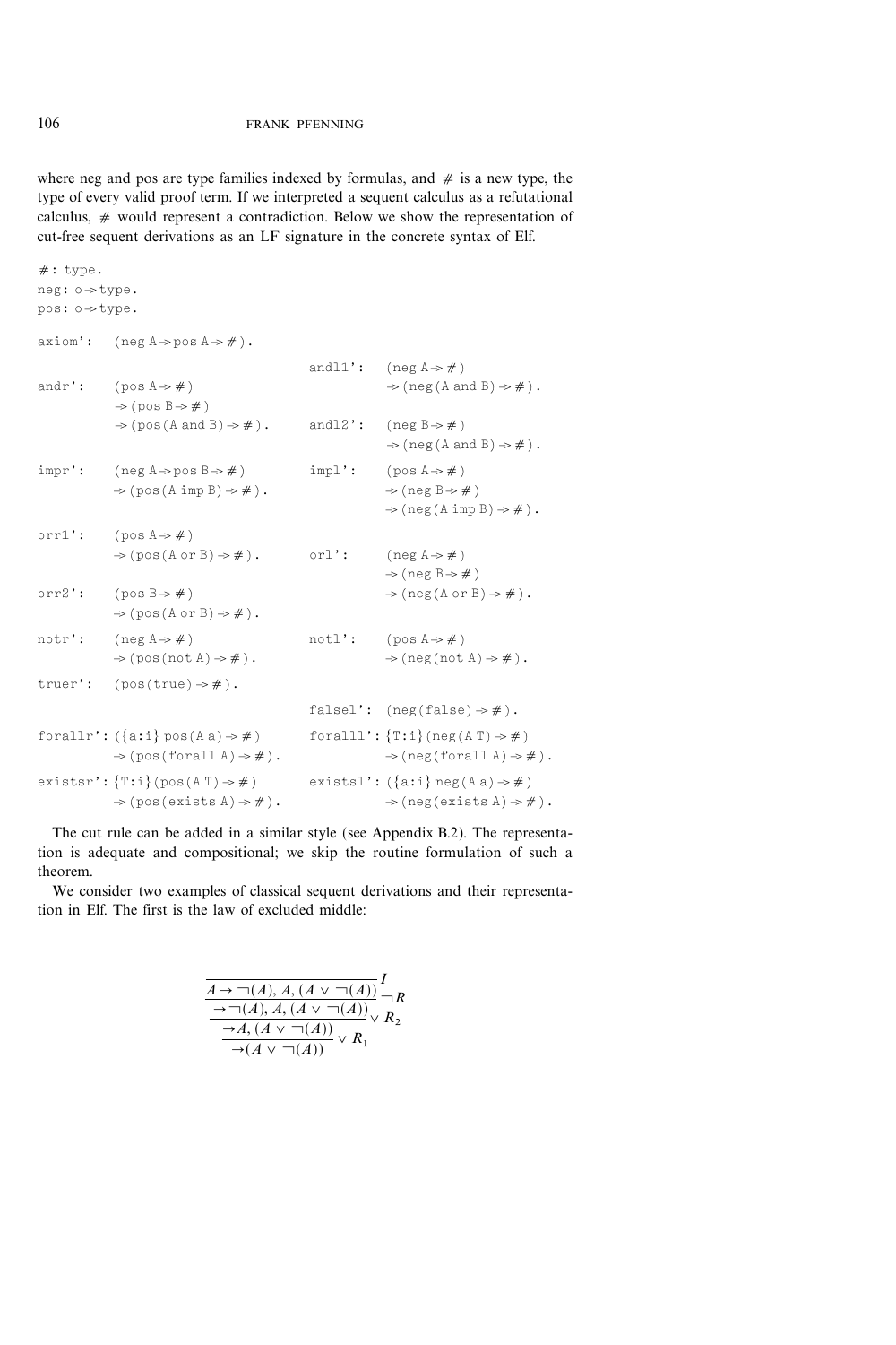where neg and pos are type families indexed by formulas, and # is a new type, the type of every valid proof term. If we interpreted a sequent calculus as a refutational calculus, # would represent a contradiction. Below we show the representation of cut-free sequent derivations as an LF signature in the concrete syntax of Elf.

```
#: type.
neg: o -> type.
pos: o -> type.

axiom':  (neg A -> pos A -> #).

andr':   (pos A -> #)
         -> (pos B -> #)
         -> (pos (A and B) -> #).

andl1':  (neg A -> #)
         -> (neg (A and B) -> #).

andl2':  (neg B -> #)
         -> (neg (A and B) -> #).

impr':   (neg A -> pos B -> #)
         -> (pos (A imp B) -> #).

impl':   (pos A -> #)
         -> (neg B -> #)
         -> (neg (A imp B) -> #).

orr1':   (pos A -> #)
         -> (pos (A or B) -> #).

orr2':   (pos B -> #)
         -> (pos (A or B) -> #).

orl':    (neg A -> #)
         -> (neg B -> #)
         -> (neg (A or B) -> #).

notr':   (neg A -> #)
         -> (pos (not A) -> #).

notl':   (pos A -> #)
         -> (neg (not A) -> #).

truer':  (pos (true) -> #).

falsel': (neg (false) -> #).

forallr': ({a:i} pos (A a) -> #)
          -> (pos (forall A) -> #).

foralll': {T:i} (neg (A T) -> #)
          -> (neg (forall A) -> #).

existsr': {T:i} (pos (A T) -> #)
          -> (pos (exists A) -> #).

existsl': ({a:i} neg (A a) -> #)
          -> (neg (exists A) -> #).
```

The cut rule can be added in a similar style (see Appendix B.2). The representation is adequate and compositional; we skip the routine formulation of such a theorem.

We consider two examples of classical sequent derivations and their representation in Elf. The first is the law of excluded middle:

$$
\dfrac{\dfrac{\dfrac{\overline{A \rightarrow \neg(A), A, (A \vee \neg(A))}\, I}{\rightarrow \neg(A), A, (A \vee \neg(A))}\, \neg R}{\rightarrow A, (A \vee \neg(A))}\, \vee R_2}{\rightarrow (A \vee \neg(A))}\, \vee R_1
$$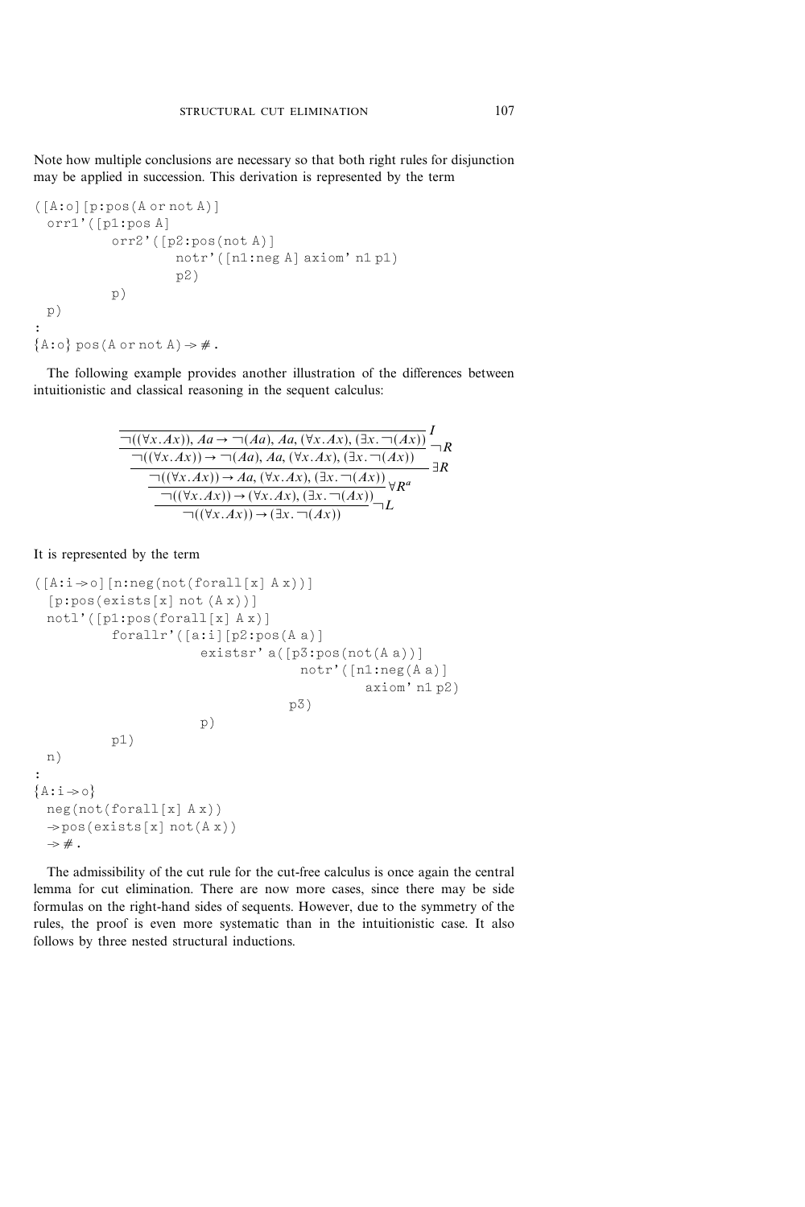Note how multiple conclusions are necessary so that both right rules for disjunction may be applied in succession. This derivation is represented by the term

```
([A:o][p:pos(A or not A)]
  orr1'([p1:pos A]
          orr2'([p2:pos(not A)]
                  notr'([n1:neg A] axiom' n1 p1)
                  p2)
          p)
  p)
:
{A:o} pos(A or not A) -> #.
```

The following example provides another illustration of the differences between intuitionistic and classical reasoning in the sequent calculus:

$$
\dfrac{\dfrac{\dfrac{\dfrac{\overline{\neg((\forall x.Ax)), Aa \to \neg(Aa), Aa, (\forall x.Ax), (\exists x.\neg(Ax))}\; I}{\neg((\forall x.Ax)) \to \neg(Aa), Aa, (\forall x.Ax), (\exists x.\neg(Ax))}\;\neg R}{\neg((\forall x.Ax)) \to Aa, (\forall x.Ax), (\exists x.\neg(Ax))}\;\exists R}{\neg((\forall x.Ax)) \to (\forall x.Ax), (\exists x.\neg(Ax))}\;\forall R^{a}}{\neg((\forall x.Ax)) \to (\exists x.\neg(Ax))}\;\neg L
$$

It is represented by the term

```
([A:i->o][n:neg(not(forall[x] A x))]
  [p:pos(exists[x] not (A x))]
  notl'([p1:pos(forall[x] A x)]
          forallr'([a:i][p2:pos(A a)]
                    existsr' a([p3:pos(not(A a))]
                                notr'([n1:neg(A a)]
                                       axiom' n1 p2)
                              p3)
                    p)
          p1)
  n)
:
{A:i->o}
  neg(not(forall[x] A x))
  ->pos(exists[x] not(A x))
  -> #.
```

The admissibility of the cut rule for the cut-free calculus is once again the central lemma for cut elimination. There are now more cases, since there may be side formulas on the right-hand sides of sequents. However, due to the symmetry of the rules, the proof is even more systematic than in the intuitionistic case. It also follows by three nested structural inductions.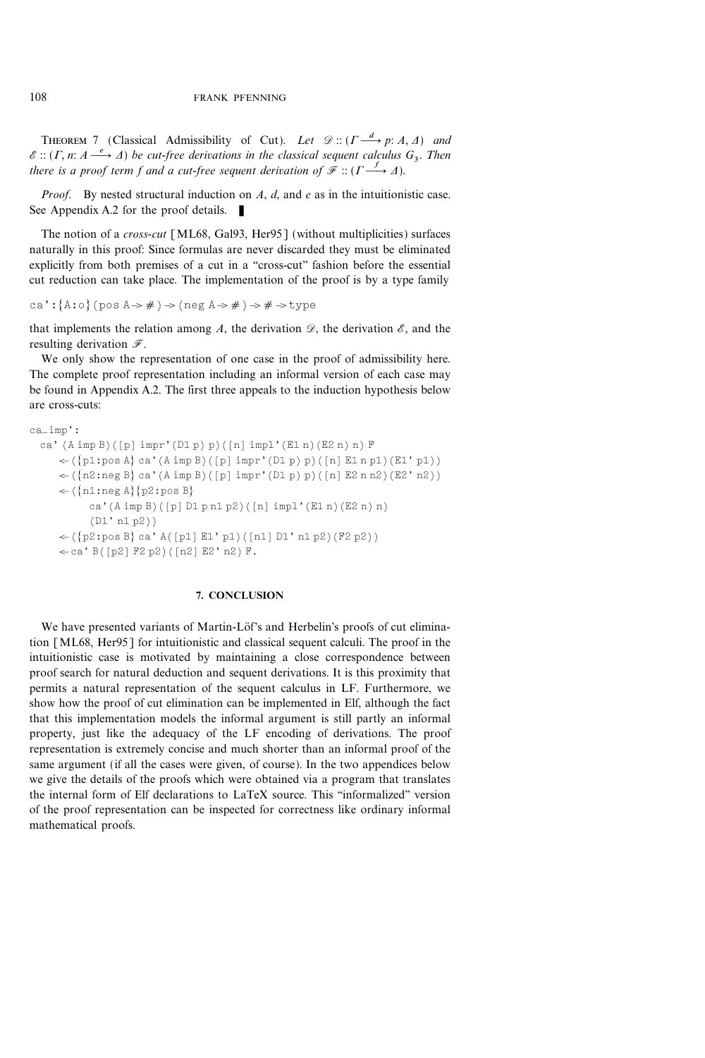THEOREM 7 (Classical Admissibility of Cut). *Let* $\mathscr{D} :: (\Gamma \xrightarrow{d} p{:}\, A, \Delta)$ *and* $\mathscr{E} :: (\Gamma, n{:}\, A \xrightarrow{e} \Delta)$ *be cut-free derivations in the classical sequent calculus* $G_3$. *Then there is a proof term f and a cut-free sequent derivation of* $\mathscr{F} :: (\Gamma \xrightarrow{f} \Delta)$.

*Proof*. By nested structural induction on $A$, $d$, and $e$ as in the intuitionistic case. See Appendix A.2 for the proof details. ∎

The notion of a *cross-cut* [ML68, Gal93, Her95] (without multiplicities) surfaces naturally in this proof: Since formulas are never discarded they must be eliminated explicitly from both premises of a cut in a "cross-cut" fashion before the essential cut reduction can take place. The implementation of the proof is by a type family

```
ca':{A:o}(pos A-> #)->(neg A-> #)-> # ->type
```

that implements the relation among $A$, the derivation $\mathscr{D}$, the derivation $\mathscr{E}$, and the resulting derivation $\mathscr{F}$.

We only show the representation of one case in the proof of admissibility here. The complete proof representation including an informal version of each case may be found in Appendix A.2. The first three appeals to the induction hypothesis below are cross-cuts:

```
ca_imp':
  ca' (A imp B)([p] impr'(D1 p) p)([n] impl'(E1 n)(E2 n) n) F
     <-({p1:pos A} ca'(A imp B)([p] impr'(D1 p) p)([n] E1 n p1)(E1' p1))
     <-({n2:neg B} ca'(A imp B)([p] impr'(D1 p) p)([n] E2 n n2)(E2' n2))
     <-({n1:neg A}{p2:pos B}
          ca'(A imp B)([p] D1 p n1 p2)([n] impl'(E1 n)(E2 n) n)
          (D1' n1 p2))
     <-({p2:pos B} ca' A([p1] E1' p1)([n1] D1' n1 p2)(F2 p2))
     <-ca' B([p2] F2 p2)([n2] E2' n2) F.
```

## 7. CONCLUSION

We have presented variants of Martin-Löf's and Herbelin's proofs of cut elimination [ML68, Her95] for intuitionistic and classical sequent calculi. The proof in the intuitionistic case is motivated by maintaining a close correspondence between proof search for natural deduction and sequent derivations. It is this proximity that permits a natural representation of the sequent calculus in LF. Furthermore, we show how the proof of cut elimination can be implemented in Elf, although the fact that this implementation models the informal argument is still partly an informal property, just like the adequacy of the LF encoding of derivations. The proof representation is extremely concise and much shorter than an informal proof of the same argument (if all the cases were given, of course). In the two appendices below we give the details of the proofs which were obtained via a program that translates the internal form of Elf declarations to LaTeX source. This "informalized" version of the proof representation can be inspected for correctness like ordinary informal mathematical proofs.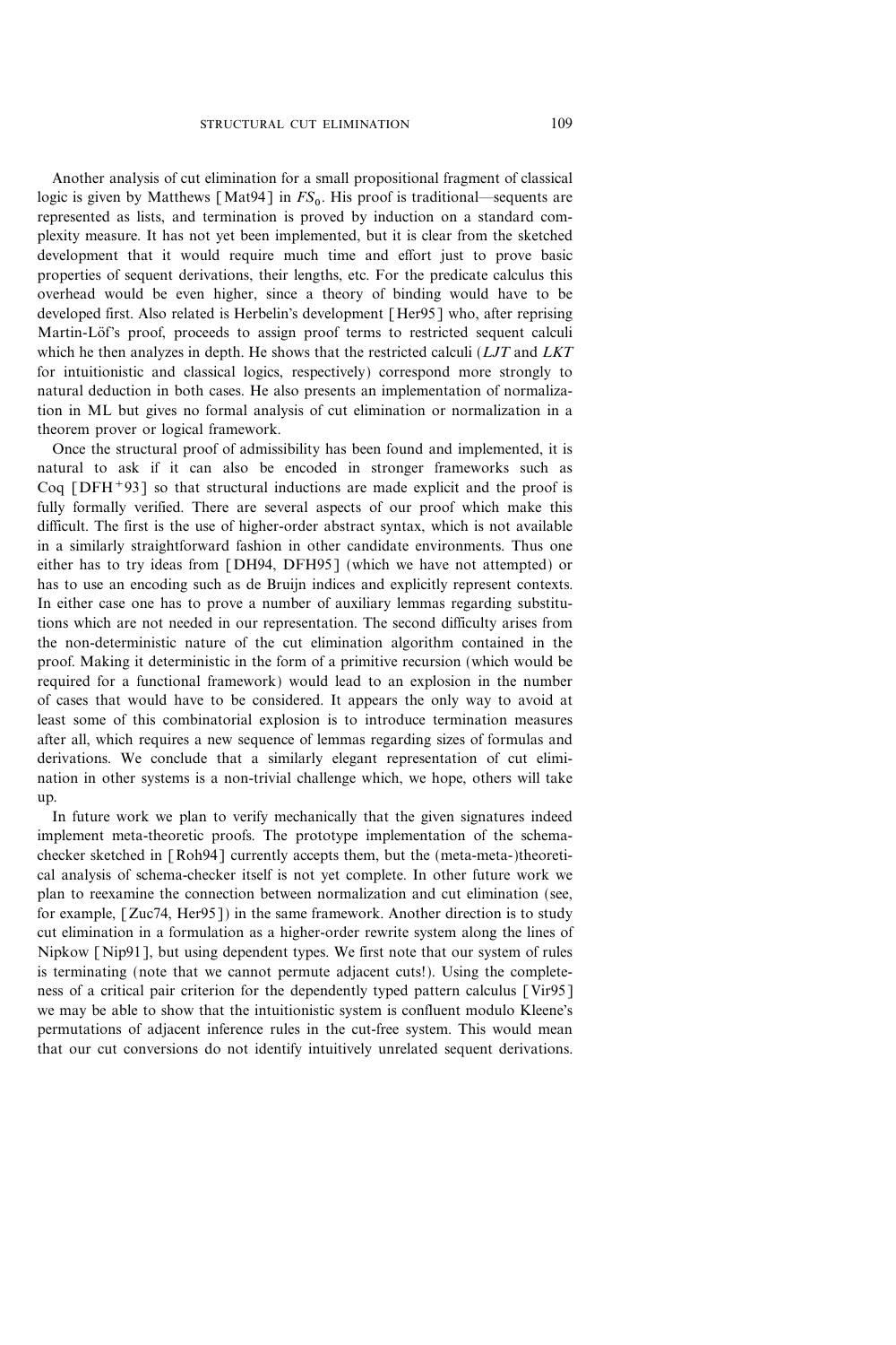Another analysis of cut elimination for a small propositional fragment of classical logic is given by Matthews [Mat94] in $FS_0$. His proof is traditional—sequents are represented as lists, and termination is proved by induction on a standard complexity measure. It has not yet been implemented, but it is clear from the sketched development that it would require much time and effort just to prove basic properties of sequent derivations, their lengths, etc. For the predicate calculus this overhead would be even higher, since a theory of binding would have to be developed first. Also related is Herbelin's development [Her95] who, after reprising Martin-Löf's proof, proceeds to assign proof terms to restricted sequent calculi which he then analyzes in depth. He shows that the restricted calculi (*LJT* and *LKT* for intuitionistic and classical logics, respectively) correspond more strongly to natural deduction in both cases. He also presents an implementation of normalization in ML but gives no formal analysis of cut elimination or normalization in a theorem prover or logical framework.

Once the structural proof of admissibility has been found and implemented, it is natural to ask if it can also be encoded in stronger frameworks such as Coq [DFH+93] so that structural inductions are made explicit and the proof is fully formally verified. There are several aspects of our proof which make this difficult. The first is the use of higher-order abstract syntax, which is not available in a similarly straightforward fashion in other candidate environments. Thus one either has to try ideas from [DH94, DFH95] (which we have not attempted) or has to use an encoding such as de Bruijn indices and explicitly represent contexts. In either case one has to prove a number of auxiliary lemmas regarding substitutions which are not needed in our representation. The second difficulty arises from the non-deterministic nature of the cut elimination algorithm contained in the proof. Making it deterministic in the form of a primitive recursion (which would be required for a functional framework) would lead to an explosion in the number of cases that would have to be considered. It appears the only way to avoid at least some of this combinatorial explosion is to introduce termination measures after all, which requires a new sequence of lemmas regarding sizes of formulas and derivations. We conclude that a similarly elegant representation of cut elimination in other systems is a non-trivial challenge which, we hope, others will take up.

In future work we plan to verify mechanically that the given signatures indeed implement meta-theoretic proofs. The prototype implementation of the schema-checker sketched in [Roh94] currently accepts them, but the (meta-meta-)theoretical analysis of schema-checker itself is not yet complete. In other future work we plan to reexamine the connection between normalization and cut elimination (see, for example, [Zuc74, Her95]) in the same framework. Another direction is to study cut elimination in a formulation as a higher-order rewrite system along the lines of Nipkow [Nip91], but using dependent types. We first note that our system of rules is terminating (note that we cannot permute adjacent cuts!). Using the completeness of a critical pair criterion for the dependently typed pattern calculus [Vir95] we may be able to show that the intuitionistic system is confluent modulo Kleene's permutations of adjacent inference rules in the cut-free system. This would mean that our cut conversions do not identify intuitively unrelated sequent derivations.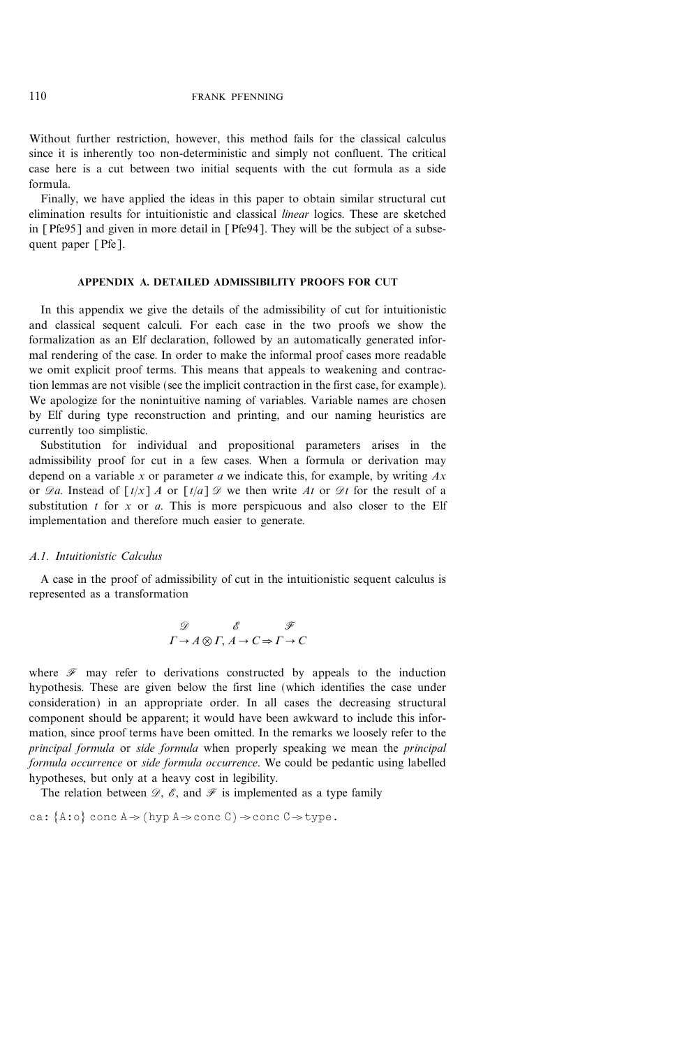Without further restriction, however, this method fails for the classical calculus since it is inherently too non-deterministic and simply not confluent. The critical case here is a cut between two initial sequents with the cut formula as a side formula.

Finally, we have applied the ideas in this paper to obtain similar structural cut elimination results for intuitionistic and classical *linear* logics. These are sketched in [Pfe95] and given in more detail in [Pfe94]. They will be the subject of a subsequent paper [Pfe].

## APPENDIX A. DETAILED ADMISSIBILITY PROOFS FOR CUT

In this appendix we give the details of the admissibility of cut for intuitionistic and classical sequent calculi. For each case in the two proofs we show the formalization as an Elf declaration, followed by an automatically generated informal rendering of the case. In order to make the informal proof cases more readable we omit explicit proof terms. This means that appeals to weakening and contraction lemmas are not visible (see the implicit contraction in the first case, for example). We apologize for the nonintuitive naming of variables. Variable names are chosen by Elf during type reconstruction and printing, and our naming heuristics are currently too simplistic.

Substitution for individual and propositional parameters arises in the admissibility proof for cut in a few cases. When a formula or derivation may depend on a variable $x$ or parameter $a$ we indicate this, for example, by writing $Ax$ or $\mathscr{D}a$. Instead of $[t/x]\,A$ or $[t/a]\,\mathscr{D}$ we then write $At$ or $\mathscr{D}t$ for the result of a substitution $t$ for $x$ or $a$. This is more perspicuous and also closer to the Elf implementation and therefore much easier to generate.

### A.1. Intuitionistic Calculus

A case in the proof of admissibility of cut in the intuitionistic sequent calculus is represented as a transformation

$$\overset{\mathscr{D}}{\Gamma \rightarrow A} \otimes \overset{\mathscr{E}}{\Gamma, A \rightarrow C} \Rightarrow \overset{\mathscr{F}}{\Gamma \rightarrow C}$$

where $\mathscr{F}$ may refer to derivations constructed by appeals to the induction hypothesis. These are given below the first line (which identifies the case under consideration) in an appropriate order. In all cases the decreasing structural component should be apparent; it would have been awkward to include this information, since proof terms have been omitted. In the remarks we loosely refer to the *principal formula* or *side formula* when properly speaking we mean the *principal formula occurrence* or *side formula occurrence*. We could be pedantic using labelled hypotheses, but only at a heavy cost in legibility.

The relation between $\mathscr{D}$, $\mathscr{E}$, and $\mathscr{F}$ is implemented as a type family

```
ca: {A:o} conc A -> (hyp A -> conc C) -> conc C -> type.
```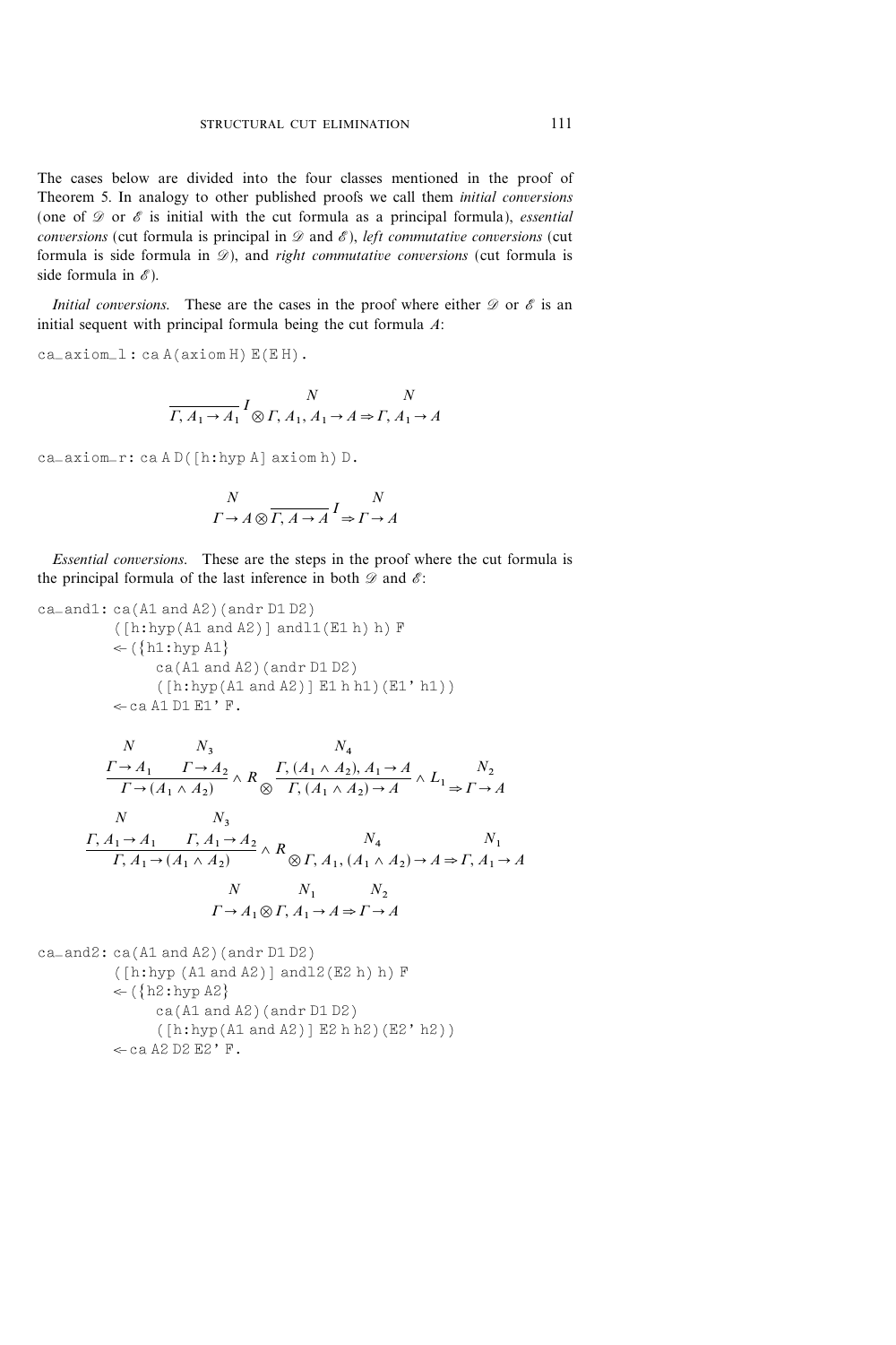The cases below are divided into the four classes mentioned in the proof of Theorem 5. In analogy to other published proofs we call them *initial conversions* (one of $\mathscr{D}$ or $\mathscr{E}$ is initial with the cut formula as a principal formula), *essential conversions* (cut formula is principal in $\mathscr{D}$ and $\mathscr{E}$), *left commutative conversions* (cut formula is side formula in $\mathscr{D}$), and *right commutative conversions* (cut formula is side formula in $\mathscr{E}$).

*Initial conversions.* These are the cases in the proof where either $\mathscr{D}$ or $\mathscr{E}$ is an initial sequent with principal formula being the cut formula $A$:

```
ca_axiom_l : ca A (axiom H) E (E H).
```

$$\dfrac{}{\Gamma, A_1 \to A_1} I \otimes \overset{N}{\Gamma, A_1, A_1 \to A} \Rightarrow \overset{N}{\Gamma, A_1 \to A}$$

```
ca_axiom_r: ca A D ([h:hyp A] axiom h) D.
```

$$\overset{N}{\Gamma \to A} \otimes \dfrac{}{\Gamma, A \to A} I \Rightarrow \overset{N}{\Gamma \to A}$$

*Essential conversions.* These are the steps in the proof where the cut formula is the principal formula of the last inference in both $\mathscr{D}$ and $\mathscr{E}$:

```
ca_and1: ca (A1 and A2) (andr D1 D2)
         ([h:hyp (A1 and A2)] andl1 (E1 h) h) F
         <- ({h1:hyp A1}
              ca (A1 and A2) (andr D1 D2)
              ([h:hyp (A1 and A2)] E1 h h1) (E1' h1))
         <- ca A1 D1 E1' F.
```

$$\dfrac{\overset{N}{\Gamma \to A_1} \quad \overset{N_3}{\Gamma \to A_2}}{\Gamma \to (A_1 \wedge A_2)} \wedge R \otimes \dfrac{\overset{N_4}{\Gamma, (A_1 \wedge A_2), A_1 \to A}}{\Gamma, (A_1 \wedge A_2) \to A} \wedge L_1 \Rightarrow \overset{N_2}{\Gamma \to A}$$

$$\dfrac{\overset{N}{\Gamma, A_1 \to A_1} \quad \overset{N_3}{\Gamma, A_1 \to A_2}}{\Gamma, A_1 \to (A_1 \wedge A_2)} \wedge R \otimes \overset{N_4}{\Gamma, A_1, (A_1 \wedge A_2) \to A} \Rightarrow \overset{N_1}{\Gamma, A_1 \to A}$$

$$\overset{N}{\Gamma \to A_1} \otimes \overset{N_1}{\Gamma, A_1 \to A} \Rightarrow \overset{N_2}{\Gamma \to A}$$

```
ca_and2: ca (A1 and A2) (andr D1 D2)
         ([h:hyp (A1 and A2)] andl2 (E2 h) h) F
         <- ({h2:hyp A2}
              ca (A1 and A2) (andr D1 D2)
              ([h:hyp (A1 and A2)] E2 h h2) (E2' h2))
         <- ca A2 D2 E2' F.
```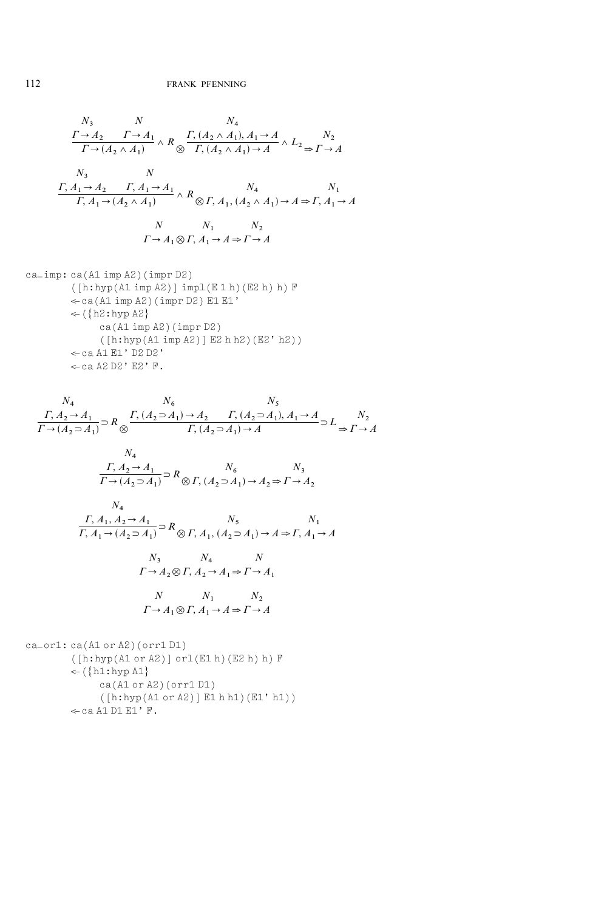$$\frac{\overset{N_3}{\Gamma \rightarrow A_2} \quad \overset{N}{\Gamma \rightarrow A_1}}{\Gamma \rightarrow (A_2 \wedge A_1)} \wedge R \otimes \frac{\overset{N_4}{\Gamma, (A_2 \wedge A_1), A_1 \rightarrow A}}{\Gamma, (A_2 \wedge A_1) \rightarrow A} \wedge L_2 \overset{N_2}{\Rightarrow \Gamma \rightarrow A}$$

$$\frac{\overset{N_3}{\Gamma, A_1 \rightarrow A_2} \quad \overset{N}{\Gamma, A_1 \rightarrow A_1}}{\Gamma, A_1 \rightarrow (A_2 \wedge A_1)} \wedge R \otimes \overset{N_4}{\Gamma, A_1, (A_2 \wedge A_1) \rightarrow A} \overset{N_1}{\Rightarrow \Gamma, A_1 \rightarrow A}$$

$$\overset{N}{\Gamma \rightarrow A_1} \otimes \overset{N_1}{\Gamma, A_1 \rightarrow A} \overset{N_2}{\Rightarrow \Gamma \rightarrow A}$$

```
ca_imp: ca(A1 imp A2)(impr D2)
        ([h:hyp(A1 imp A2)] impl(E 1 h)(E2 h) h) F
        <- ca(A1 imp A2)(impr D2) E1 E1'
        <- ({h2:hyp A2}
              ca(A1 imp A2)(impr D2)
              ([h:hyp(A1 imp A2)] E2 h h2)(E2' h2))
        <- ca A1 E1' D2 D2'
        <- ca A2 D2' E2' F.
```

$$\frac{\overset{N_4}{\Gamma, A_2 \rightarrow A_1}}{\Gamma \rightarrow (A_2 \supset A_1)} \supset R \otimes \frac{\overset{N_6}{\Gamma, (A_2 \supset A_1) \rightarrow A_2} \quad \overset{N_5}{\Gamma, (A_2 \supset A_1), A_1 \rightarrow A}}{\Gamma, (A_2 \supset A_1) \rightarrow A} \supset L \overset{N_2}{\Rightarrow \Gamma \rightarrow A}$$

$$\frac{\overset{N_4}{\Gamma, A_2 \rightarrow A_1}}{\Gamma \rightarrow (A_2 \supset A_1)} \supset R \otimes \overset{N_6}{\Gamma, (A_2 \supset A_1) \rightarrow A_2} \overset{N_3}{\Rightarrow \Gamma \rightarrow A_2}$$

$$\frac{\overset{N_4}{\Gamma, A_1, A_2 \rightarrow A_1}}{\Gamma, A_1 \rightarrow (A_2 \supset A_1)} \supset R \otimes \overset{N_5}{\Gamma, A_1, (A_2 \supset A_1) \rightarrow A} \overset{N_1}{\Rightarrow \Gamma, A_1 \rightarrow A}$$

$$\overset{N_3}{\Gamma \rightarrow A_2} \otimes \overset{N_4}{\Gamma, A_2 \rightarrow A_1} \overset{N}{\Rightarrow \Gamma \rightarrow A_1}$$

$$\overset{N}{\Gamma \rightarrow A_1} \otimes \overset{N_1}{\Gamma, A_1 \rightarrow A} \overset{N_2}{\Rightarrow \Gamma \rightarrow A}$$

```
ca_or1: ca(A1 or A2)(orr1 D1)
        ([h:hyp(A1 or A2)] orl(E1 h)(E2 h) h) F
        <- ({h1:hyp A1}
              ca(A1 or A2)(orr1 D1)
              ([h:hyp(A1 or A2)] E1 h h1)(E1' h1))
        <- ca A1 D1 E1' F.
```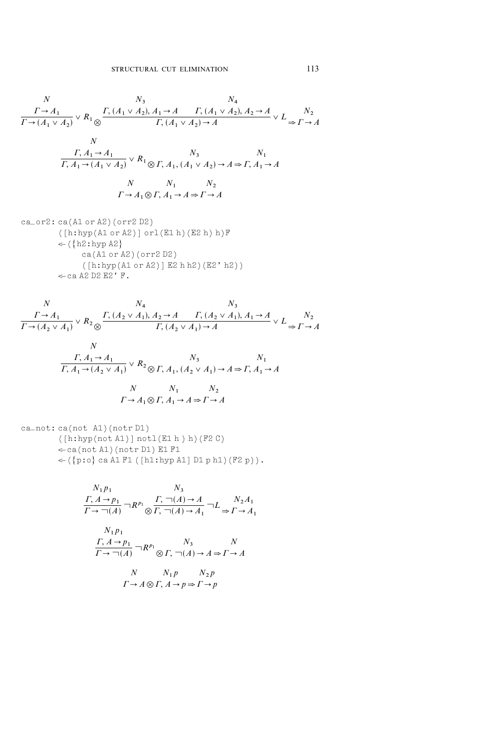$$\frac{\overset{N}{\Gamma \to A_1}}{\Gamma \to (A_1 \vee A_2)} \vee R_1 \otimes \frac{\overset{N_3}{\Gamma, (A_1 \vee A_2), A_1 \to A} \quad \overset{N_4}{\Gamma, (A_1 \vee A_2), A_2 \to A}}{\Gamma, (A_1 \vee A_2) \to A} \vee L \overset{N_2}{\Rightarrow \Gamma \to A}$$

$$\frac{\overset{N}{\Gamma, A_1 \to A_1}}{\Gamma, A_1 \to (A_1 \vee A_2)} \vee R_1 \otimes \overset{N_3}{\Gamma, A_1, (A_1 \vee A_2) \to A} \Rightarrow \overset{N_1}{\Gamma, A_1 \to A}$$

$$\overset{N}{\Gamma \to A_1} \otimes \overset{N_1}{\Gamma, A_1 \to A} \Rightarrow \overset{N_2}{\Gamma \to A}$$

```
ca_or2: ca(A1 or A2)(orr2 D2)
        ([h:hyp(A1 or A2)] orl(E1 h)(E2 h) h)F
        <-({h2:hyp A2}
            ca(A1 or A2)(orr2 D2)
            ([h:hyp(A1 or A2)] E2 h h2)(E2' h2))
        <-ca A2 D2 E2' F.
```

$$\frac{\overset{N}{\Gamma \to A_1}}{\Gamma \to (A_2 \vee A_1)} \vee R_2 \otimes \frac{\overset{N_4}{\Gamma, (A_2 \vee A_1), A_2 \to A} \quad \overset{N_3}{\Gamma, (A_2 \vee A_1), A_1 \to A}}{\Gamma, (A_2 \vee A_1) \to A} \vee L \overset{N_2}{\Rightarrow \Gamma \to A}$$

$$\frac{\overset{N}{\Gamma, A_1 \to A_1}}{\Gamma, A_1 \to (A_2 \vee A_1)} \vee R_2 \otimes \overset{N_3}{\Gamma, A_1, (A_2 \vee A_1) \to A} \Rightarrow \overset{N_1}{\Gamma, A_1 \to A}$$

$$\overset{N}{\Gamma \to A_1} \otimes \overset{N_1}{\Gamma, A_1 \to A} \Rightarrow \overset{N_2}{\Gamma \to A}$$

```
ca_not: ca(not A1)(notr D1)
        ([h:hyp(not A1)] notl(E1 h ) h)(F2 C)
        <-ca(not A1)(notr D1) E1 F1
        <-({p:o} ca A1 F1 ([h1:hyp A1] D1 p h1)(F2 p)).
```

$$\frac{\overset{N_1 p_1}{\Gamma, A \to p_1}}{\Gamma \to \neg(A)} \neg R^{p_1} \otimes \frac{\overset{N_3}{\Gamma, \neg(A) \to A}}{\Gamma, \neg(A) \to A_1} \neg L \overset{N_2 A_1}{\Rightarrow \Gamma \to A_1}$$

$$\frac{\overset{N_1 p_1}{\Gamma, A \to p_1}}{\Gamma \to \neg(A)} \neg R^{p_1} \otimes \overset{N_3}{\Gamma, \neg(A) \to A} \Rightarrow \overset{N}{\Gamma \to A}$$

$$\overset{N}{\Gamma \to A} \otimes \overset{N_1 p}{\Gamma, A \to p} \Rightarrow \overset{N_2 p}{\Gamma \to p}$$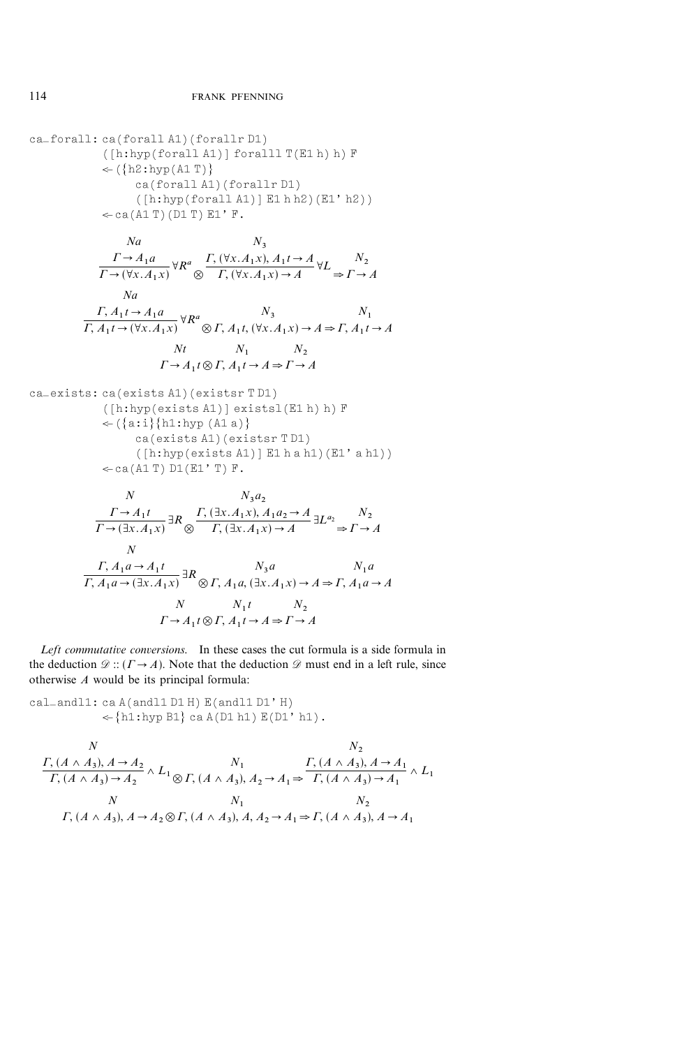```
ca_forall: ca(forall A1)(forallr D1)
           ([h:hyp(forall A1)] foralll T(E1 h) h) F
           <- ({h2:hyp(A1 T)}
                ca(forall A1)(forallr D1)
                ([h:hyp(forall A1)] E1 h h2)(E1' h2))
           <- ca(A1 T)(D1 T) E1' F.
```

$$\frac{\overset{Na}{\Gamma \to A_1 a}}{\Gamma \to (\forall x. A_1 x)} \forall R^a \otimes \frac{\overset{N_3}{\Gamma, (\forall x. A_1 x), A_1 t \to A}}{\Gamma, (\forall x. A_1 x) \to A} \forall L \Rightarrow \overset{N_2}{\Gamma \to A}$$

$$\frac{\overset{Na}{\Gamma, A_1 t \to A_1 a}}{\Gamma, A_1 t \to (\forall x. A_1 x)} \forall R^a \otimes \overset{N_3}{\Gamma, A_1 t, (\forall x. A_1 x) \to A} \Rightarrow \overset{N_1}{\Gamma, A_1 t \to A}$$

$$\overset{Nt}{\Gamma \to A_1 t} \otimes \overset{N_1}{\Gamma, A_1 t \to A} \Rightarrow \overset{N_2}{\Gamma \to A}$$

```
ca_exists: ca(exists A1)(existsr T D1)
           ([h:hyp(exists A1)] existsl(E1 h) h) F
           <- ({a:i}{h1:hyp (A1 a)}
                ca(exists A1)(existsr T D1)
                ([h:hyp(exists A1)] E1 h a h1)(E1' a h1))
           <- ca(A1 T) D1(E1' T) F.
```

$$\frac{\overset{N}{\Gamma \to A_1 t}}{\Gamma \to (\exists x. A_1 x)} \exists R \otimes \frac{\overset{N_3 a_2}{\Gamma, (\exists x. A_1 x), A_1 a_2 \to A}}{\Gamma, (\exists x. A_1 x) \to A} \exists L^{a_2} \Rightarrow \overset{N_2}{\Gamma \to A}$$

$$\frac{\overset{N}{\Gamma, A_1 a \to A_1 t}}{\Gamma, A_1 a \to (\exists x. A_1 x)} \exists R \otimes \overset{N_3 a}{\Gamma, A_1 a, (\exists x. A_1 x) \to A} \Rightarrow \overset{N_1 a}{\Gamma, A_1 a \to A}$$

$$\overset{N}{\Gamma \to A_1 t} \otimes \overset{N_1 t}{\Gamma, A_1 t \to A} \Rightarrow \overset{N_2}{\Gamma \to A}$$

*Left commutative conversions.* In these cases the cut formula is a side formula in the deduction $\mathscr{D} :: (\Gamma \to A)$. Note that the deduction $\mathscr{D}$ must end in a left rule, since otherwise $A$ would be its principal formula:

```
cal_andl1: ca A(andl1 D1 H) E(andl1 D1' H)
           <- {h1:hyp B1} ca A(D1 h1) E(D1' h1).
```

$$\frac{\overset{N}{\Gamma, (A \wedge A_3), A \to A_2}}{\Gamma, (A \wedge A_3) \to A_2} \wedge L_1 \otimes \overset{N_1}{\Gamma, (A \wedge A_3), A_2 \to A_1} \Rightarrow \frac{\overset{N_2}{\Gamma, (A \wedge A_3), A \to A_1}}{\Gamma, (A \wedge A_3) \to A_1} \wedge L_1$$

$$\overset{N}{\Gamma, (A \wedge A_3), A \to A_2} \otimes \overset{N_1}{\Gamma, (A \wedge A_3), A, A_2 \to A_1} \Rightarrow \overset{N_2}{\Gamma, (A \wedge A_3), A \to A_1}$$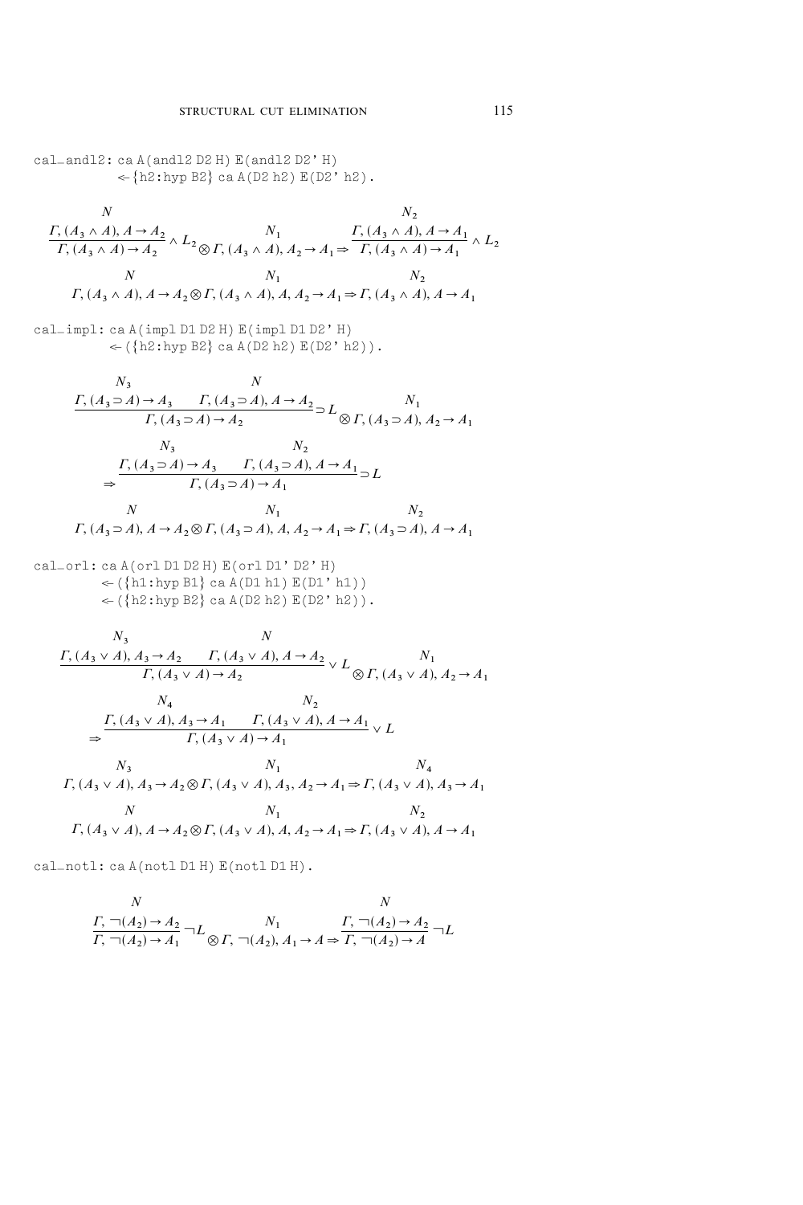```
cal_andl2: ca A(andl2 D2 H) E(andl2 D2' H)
            <- {h2:hyp B2} ca A(D2 h2) E(D2' h2).
```

$$\frac{\overset{N}{\Gamma, (A_3 \wedge A), A \rightarrow A_2}}{\Gamma, (A_3 \wedge A) \rightarrow A_2} \wedge L_2 \otimes \overset{N_1}{\Gamma, (A_3 \wedge A), A_2 \rightarrow A_1} \Rightarrow \frac{\overset{N_2}{\Gamma, (A_3 \wedge A), A \rightarrow A_1}}{\Gamma, (A_3 \wedge A) \rightarrow A_1} \wedge L_2$$

$$\overset{N}{\Gamma, (A_3 \wedge A), A \rightarrow A_2} \otimes \overset{N_1}{\Gamma, (A_3 \wedge A), A, A_2 \rightarrow A_1} \Rightarrow \overset{N_2}{\Gamma, (A_3 \wedge A), A \rightarrow A_1}$$

```
cal_impl: ca A(impl D1 D2 H) E(impl D1 D2' H)
           <- ({h2:hyp B2} ca A(D2 h2) E(D2' h2)).
```

$$\frac{\overset{N_3}{\Gamma, (A_3 \supset A) \rightarrow A_3} \quad \overset{N}{\Gamma, (A_3 \supset A), A \rightarrow A_2}}{\Gamma, (A_3 \supset A) \rightarrow A_2} \supset L \otimes \overset{N_1}{\Gamma, (A_3 \supset A), A_2 \rightarrow A_1}$$

$$\Rightarrow \frac{\overset{N_3}{\Gamma, (A_3 \supset A) \rightarrow A_3} \quad \overset{N_2}{\Gamma, (A_3 \supset A), A \rightarrow A_1}}{\Gamma, (A_3 \supset A) \rightarrow A_1} \supset L$$

$$\overset{N}{\Gamma, (A_3 \supset A), A \rightarrow A_2} \otimes \overset{N_1}{\Gamma, (A_3 \supset A), A, A_2 \rightarrow A_1} \Rightarrow \overset{N_2}{\Gamma, (A_3 \supset A), A \rightarrow A_1}$$

```
cal_orl: ca A(orl D1 D2 H) E(orl D1' D2' H)
          <- ({h1:hyp B1} ca A(D1 h1) E(D1' h1))
          <- ({h2:hyp B2} ca A(D2 h2) E(D2' h2)).
```

$$\frac{\overset{N_3}{\Gamma, (A_3 \vee A), A_3 \rightarrow A_2} \quad \overset{N}{\Gamma, (A_3 \vee A), A \rightarrow A_2}}{\Gamma, (A_3 \vee A) \rightarrow A_2} \vee L \otimes \overset{N_1}{\Gamma, (A_3 \vee A), A_2 \rightarrow A_1}$$

$$\Rightarrow \frac{\overset{N_4}{\Gamma, (A_3 \vee A), A_3 \rightarrow A_1} \quad \overset{N_2}{\Gamma, (A_3 \vee A), A \rightarrow A_1}}{\Gamma, (A_3 \vee A) \rightarrow A_1} \vee L$$

$$\overset{N_3}{\Gamma, (A_3 \vee A), A_3 \rightarrow A_2} \otimes \overset{N_1}{\Gamma, (A_3 \vee A), A_3, A_2 \rightarrow A_1} \Rightarrow \overset{N_4}{\Gamma, (A_3 \vee A), A_3 \rightarrow A_1}$$

$$\overset{N}{\Gamma, (A_3 \vee A), A \rightarrow A_2} \otimes \overset{N_1}{\Gamma, (A_3 \vee A), A, A_2 \rightarrow A_1} \Rightarrow \overset{N_2}{\Gamma, (A_3 \vee A), A \rightarrow A_1}$$

```
cal_notl: ca A(notl D1 H) E(notl D1 H).
```

$$\frac{\overset{N}{\Gamma, \neg(A_2) \rightarrow A_2}}{\Gamma, \neg(A_2) \rightarrow A_1} \neg L \otimes \overset{N_1}{\Gamma, \neg(A_2), A_1 \rightarrow A} \Rightarrow \frac{\overset{N}{\Gamma, \neg(A_2) \rightarrow A_2}}{\Gamma, \neg(A_2) \rightarrow A} \neg L$$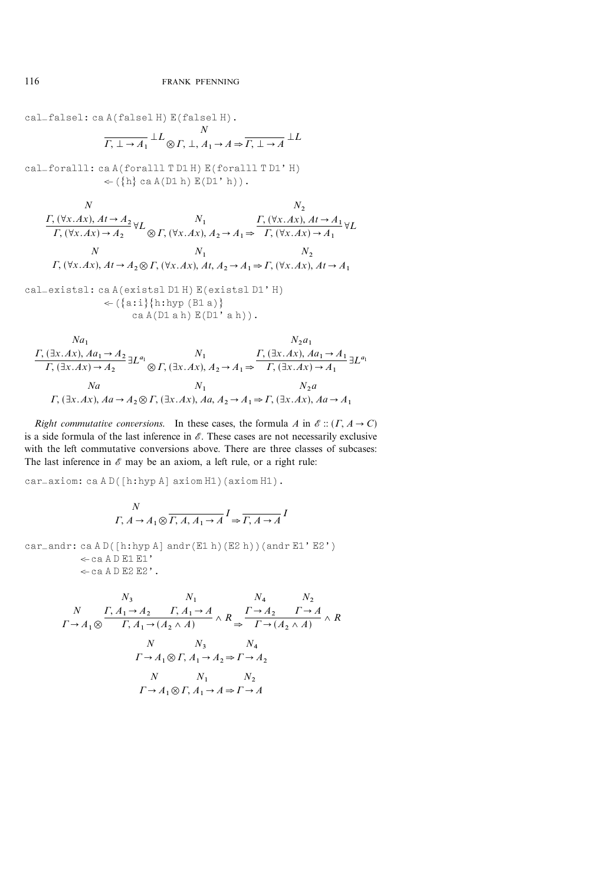```
cal_falsel: ca A (falsel H) E (falsel H).
```

$$\overset{}{\overline{\Gamma, \bot \to A_1}}\,\bot L \otimes \overset{N}{\Gamma, \bot, A_1 \to A} \Rightarrow \overline{\Gamma, \bot \to A}\,\bot L$$

```
cal_foralll: ca A (foralll T D1 H) E (foralll T D1' H)
             <- ({h} ca A (D1 h) E (D1' h)).
```

$$\frac{\overset{N}{\Gamma, (\forall x.Ax), At \to A_2}}{\Gamma, (\forall x.Ax) \to A_2}\forall L \otimes \overset{N_1}{\Gamma, (\forall x.Ax), A_2 \to A_1} \Rightarrow \frac{\overset{N_2}{\Gamma, (\forall x.Ax), At \to A_1}}{\Gamma, (\forall x.Ax) \to A_1}\forall L$$

$$\overset{N}{\Gamma, (\forall x.Ax), At \to A_2} \otimes \overset{N_1}{\Gamma, (\forall x.Ax), At, A_2 \to A_1} \Rightarrow \overset{N_2}{\Gamma, (\forall x.Ax), At \to A_1}$$

```
cal_existsl: ca A (existsl D1 H) E (existsl D1' H)
             <- ({a:i}{h:hyp (B1 a)}
                   ca A (D1 a h) E (D1' a h)).
```

$$\frac{\overset{Na_1}{\Gamma, (\exists x.Ax), Aa_1 \to A_2}}{\Gamma, (\exists x.Ax) \to A_2}\exists L^{a_1} \otimes \overset{N_1}{\Gamma, (\exists x.Ax), A_2 \to A_1} \Rightarrow \frac{\overset{N_2 a_1}{\Gamma, (\exists x.Ax), Aa_1 \to A_1}}{\Gamma, (\exists x.Ax) \to A_1}\exists L^{a_1}$$

$$\overset{Na}{\Gamma, (\exists x.Ax), Aa \to A_2} \otimes \overset{N_1}{\Gamma, (\exists x.Ax), Aa, A_2 \to A_1} \Rightarrow \overset{N_2 a}{\Gamma, (\exists x.Ax), Aa \to A_1}$$

*Right commutative conversions.* In these cases, the formula $A$ in $\mathscr{E} :: (\Gamma, A \to C)$ is a side formula of the last inference in $\mathscr{E}$. These cases are not necessarily exclusive with the left commutative conversions above. There are three classes of subcases: The last inference in $\mathscr{E}$ may be an axiom, a left rule, or a right rule:

```
car_axiom: ca A D ([h:hyp A] axiom H1) (axiom H1).
```

$$\overset{N}{\Gamma, A \to A_1} \otimes \overline{\Gamma, A, A_1 \to A}\,I \Rightarrow \overline{\Gamma, A \to A}\,I$$

```
car_andr: ca A D ([h:hyp A] andr (E1 h) (E2 h)) (andr E1' E2')
          <- ca A D E1 E1'
          <- ca A D E2 E2'.
```

$$\overset{N}{\Gamma \to A_1} \otimes \frac{\overset{N_3}{\Gamma, A_1 \to A_2} \quad \overset{N_1}{\Gamma, A_1 \to A}}{\Gamma, A_1 \to (A_2 \wedge A)}\wedge R \Rightarrow \frac{\overset{N_4}{\Gamma \to A_2} \quad \overset{N_2}{\Gamma \to A}}{\Gamma \to (A_2 \wedge A)}\wedge R$$

$$\overset{N}{\Gamma \to A_1} \otimes \overset{N_3}{\Gamma, A_1 \to A_2} \Rightarrow \overset{N_4}{\Gamma \to A_2}$$

$$\overset{N}{\Gamma \to A_1} \otimes \overset{N_1}{\Gamma, A_1 \to A} \Rightarrow \overset{N_2}{\Gamma \to A}$$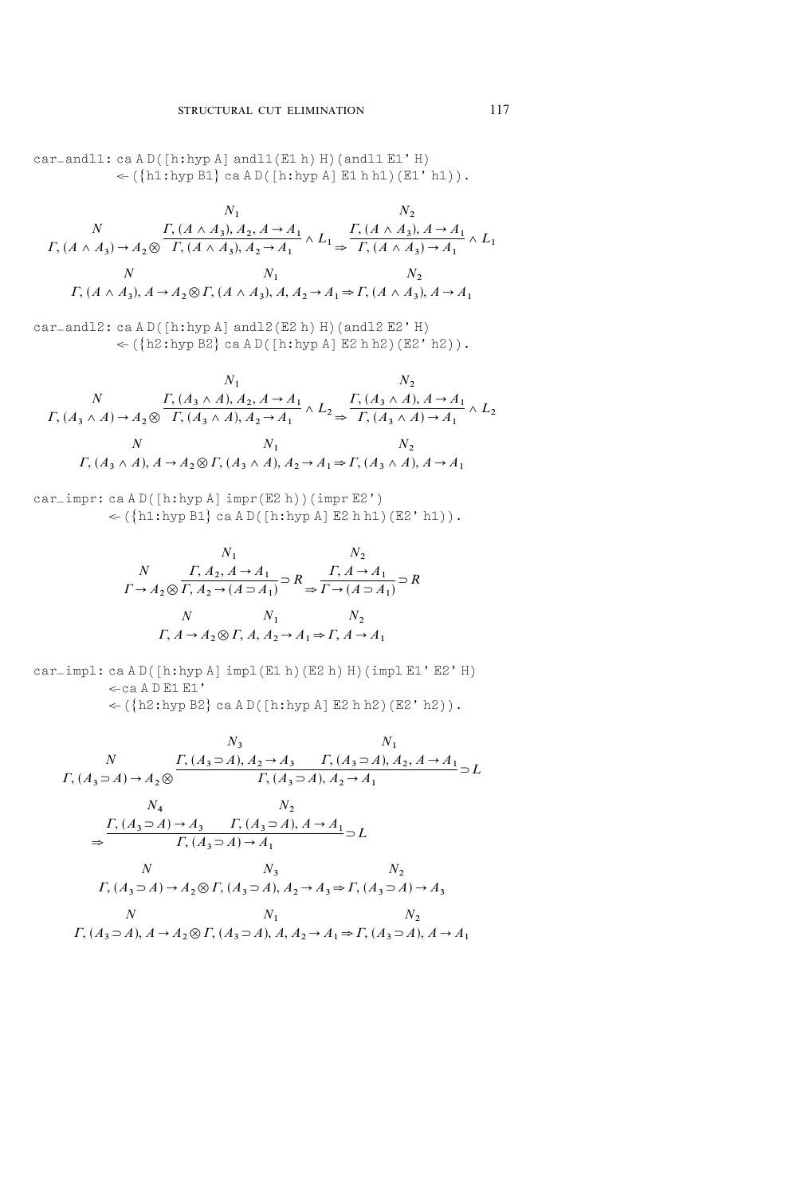```
car_andl1: ca A D([h:hyp A] andl1(E1 h) H)(andl1 E1' H)
           <- ({h1:hyp B1} ca A D([h:hyp A] E1 h h1)(E1' h1)).
```

$$\frac{\overset{N}{\Gamma, (A \wedge A_3) \to A_2} \otimes \dfrac{\overset{N_1}{\Gamma, (A \wedge A_3), A_2, A \to A_1}}{\Gamma, (A \wedge A_3), A_2 \to A_1} \wedge L_1}{} \Rightarrow \frac{\overset{N_2}{\Gamma, (A \wedge A_3), A \to A_1}}{\Gamma, (A \wedge A_3) \to A_1} \wedge L_1$$

$$\overset{N}{\Gamma, (A \wedge A_3), A \to A_2} \otimes \overset{N_1}{\Gamma, (A \wedge A_3), A, A_2 \to A_1} \Rightarrow \overset{N_2}{\Gamma, (A \wedge A_3), A \to A_1}$$

```
car_andl2: ca A D([h:hyp A] andl2(E2 h) H)(andl2 E2' H)
           <- ({h2:hyp B2} ca A D([h:hyp A] E2 h h2)(E2' h2)).
```

$$\overset{N}{\Gamma, (A_3 \wedge A) \to A_2} \otimes \frac{\overset{N_1}{\Gamma, (A_3 \wedge A), A_2, A \to A_1}}{\Gamma, (A_3 \wedge A), A_2 \to A_1} \wedge L_2 \Rightarrow \frac{\overset{N_2}{\Gamma, (A_3 \wedge A), A \to A_1}}{\Gamma, (A_3 \wedge A) \to A_1} \wedge L_2$$

$$\overset{N}{\Gamma, (A_3 \wedge A), A \to A_2} \otimes \overset{N_1}{\Gamma, (A_3 \wedge A), A_2 \to A_1} \Rightarrow \overset{N_2}{\Gamma, (A_3 \wedge A), A \to A_1}$$

```
car_impr: ca A D([h:hyp A] impr(E2 h))(impr E2')
          <- ({h1:hyp B1} ca A D([h:hyp A] E2 h h1)(E2' h1)).
```

$$\overset{N}{\Gamma \to A_2} \otimes \frac{\overset{N_1}{\Gamma, A_2, A \to A_1}}{\Gamma, A_2 \to (A \supset A_1)} \supset R \Rightarrow \frac{\overset{N_2}{\Gamma, A \to A_1}}{\Gamma \to (A \supset A_1)} \supset R$$

$$\overset{N}{\Gamma, A \to A_2} \otimes \overset{N_1}{\Gamma, A, A_2 \to A_1} \Rightarrow \overset{N_2}{\Gamma, A \to A_1}$$

```
car_impl: ca A D([h:hyp A] impl(E1 h)(E2 h) H)(impl E1' E2' H)
          <-ca A D E1 E1'
          <- ({h2:hyp B2} ca A D([h:hyp A] E2 h h2)(E2' h2)).
```

$$\overset{N}{\Gamma, (A_3 \supset A) \to A_2} \otimes \frac{\overset{N_3}{\Gamma, (A_3 \supset A), A_2 \to A_3} \quad \overset{N_1}{\Gamma, (A_3 \supset A), A_2, A \to A_1}}{\Gamma, (A_3 \supset A), A_2 \to A_1} \supset L$$

$$\Rightarrow \frac{\overset{N_4}{\Gamma, (A_3 \supset A) \to A_3} \quad \overset{N_2}{\Gamma, (A_3 \supset A), A \to A_1}}{\Gamma, (A_3 \supset A) \to A_1} \supset L$$

$$\overset{N}{\Gamma, (A_3 \supset A) \to A_2} \otimes \overset{N_3}{\Gamma, (A_3 \supset A), A_2 \to A_3} \Rightarrow \overset{N_2}{\Gamma, (A_3 \supset A) \to A_3}$$

$$\overset{N}{\Gamma, (A_3 \supset A), A \to A_2} \otimes \overset{N_1}{\Gamma, (A_3 \supset A), A, A_2 \to A_1} \Rightarrow \overset{N_2}{\Gamma, (A_3 \supset A), A \to A_1}$$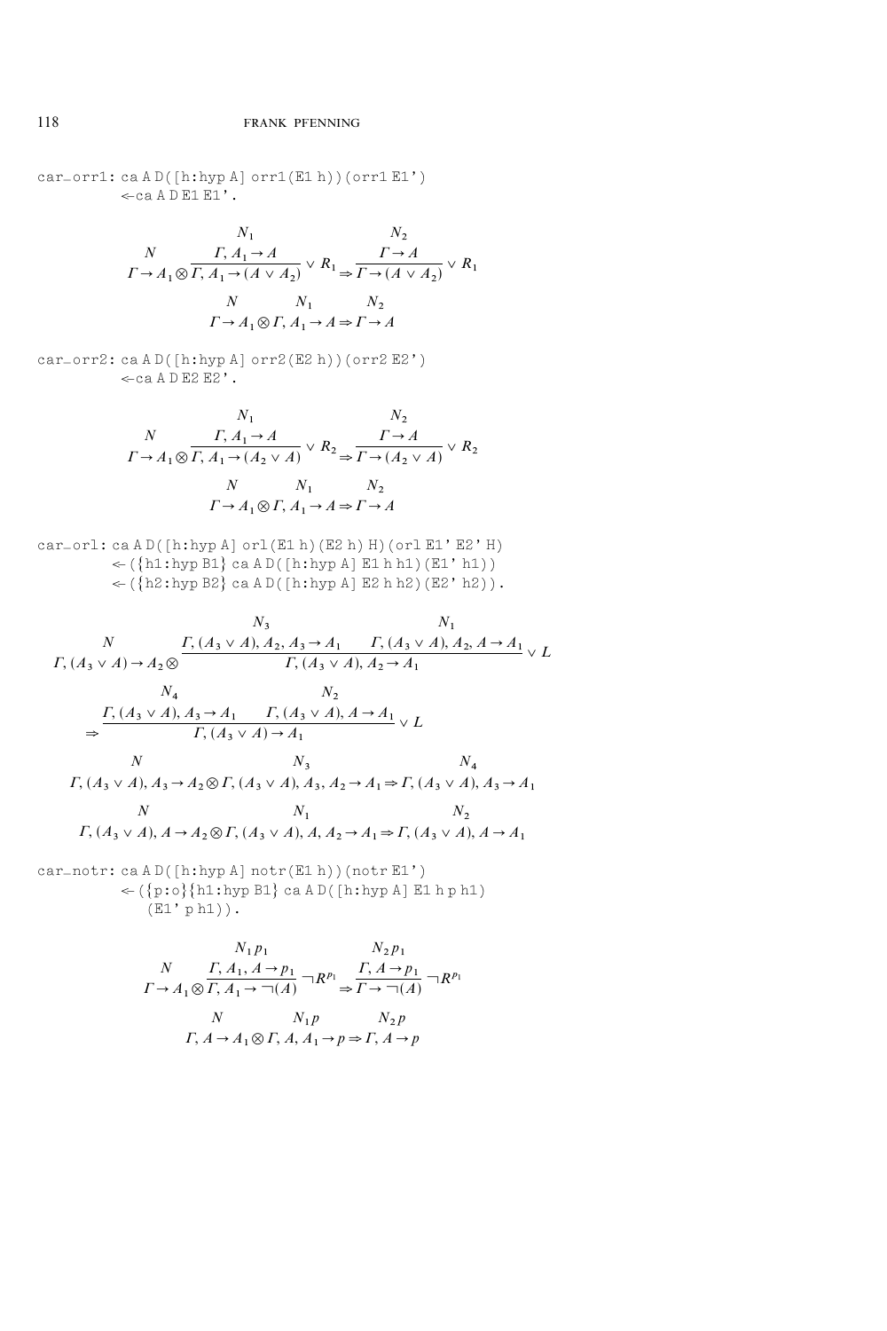```
car_orr1: ca A D([h:hyp A] orr1(E1 h))(orr1 E1')
          <- ca A D E1 E1'.
```

$$\frac{\begin{array}{c}N\\ \Gamma \rightarrow A_1\end{array} \otimes \dfrac{\begin{array}{c}N_1\\ \Gamma, A_1 \rightarrow A\end{array}}{\Gamma, A_1 \rightarrow (A \vee A_2)} \vee R_1 \Rightarrow \dfrac{\begin{array}{c}N_2\\ \Gamma \rightarrow A\end{array}}{\Gamma \rightarrow (A \vee A_2)} \vee R_1}{\begin{array}{c}N \qquad\qquad N_1 \qquad\qquad N_2\\ \Gamma \rightarrow A_1 \otimes \Gamma, A_1 \rightarrow A \Rightarrow \Gamma \rightarrow A\end{array}}$$

```
car_orr2: ca A D([h:hyp A] orr2(E2 h))(orr2 E2')
          <- ca A D E2 E2'.
```

$$\frac{\begin{array}{c}N\\ \Gamma \rightarrow A_1\end{array} \otimes \dfrac{\begin{array}{c}N_1\\ \Gamma, A_1 \rightarrow A\end{array}}{\Gamma, A_1 \rightarrow (A_2 \vee A)} \vee R_2 \Rightarrow \dfrac{\begin{array}{c}N_2\\ \Gamma \rightarrow A\end{array}}{\Gamma \rightarrow (A_2 \vee A)} \vee R_2}{\begin{array}{c}N \qquad\qquad N_1 \qquad\qquad N_2\\ \Gamma \rightarrow A_1 \otimes \Gamma, A_1 \rightarrow A \Rightarrow \Gamma \rightarrow A\end{array}}$$

```
car_orl: ca A D([h:hyp A] orl(E1 h)(E2 h) H)(orl E1' E2' H)
         <- ({h1:hyp B1} ca A D([h:hyp A] E1 h h1)(E1' h1))
         <- ({h2:hyp B2} ca A D([h:hyp A] E2 h h2)(E2' h2)).
```

$$\begin{array}{c}N\\ \Gamma, (A_3 \vee A) \rightarrow A_2\end{array} \otimes \frac{\begin{array}{c}N_3\\ \Gamma, (A_3 \vee A), A_2, A_3 \rightarrow A_1\end{array} \qquad \begin{array}{c}N_1\\ \Gamma, (A_3 \vee A), A_2, A \rightarrow A_1\end{array}}{\Gamma, (A_3 \vee A), A_2 \rightarrow A_1} \vee L$$

$$\Rightarrow \frac{\begin{array}{c}N_4\\ \Gamma, (A_3 \vee A), A_3 \rightarrow A_1\end{array} \qquad \begin{array}{c}N_2\\ \Gamma, (A_3 \vee A), A \rightarrow A_1\end{array}}{\Gamma, (A_3 \vee A) \rightarrow A_1} \vee L$$

$$\begin{array}{c}N\\ \Gamma, (A_3 \vee A), A_3 \rightarrow A_2\end{array} \otimes \begin{array}{c}N_3\\ \Gamma, (A_3 \vee A), A_3, A_2 \rightarrow A_1\end{array} \Rightarrow \begin{array}{c}N_4\\ \Gamma, (A_3 \vee A), A_3 \rightarrow A_1\end{array}$$

$$\begin{array}{c}N\\ \Gamma, (A_3 \vee A), A \rightarrow A_2\end{array} \otimes \begin{array}{c}N_1\\ \Gamma, (A_3 \vee A), A, A_2 \rightarrow A_1\end{array} \Rightarrow \begin{array}{c}N_2\\ \Gamma, (A_3 \vee A), A \rightarrow A_1\end{array}$$

```
car_notr: ca A D([h:hyp A] notr(E1 h))(notr E1')
          <- ({p:o}{h1:hyp B1} ca A D([h:hyp A] E1 h p h1)
             (E1' p h1)).
```

$$\frac{\begin{array}{c}N\\ \Gamma \rightarrow A_1\end{array} \otimes \dfrac{\begin{array}{c}N_1 p_1\\ \Gamma, A_1, A \rightarrow p_1\end{array}}{\Gamma, A_1 \rightarrow \neg(A)} \neg R^{p_1} \Rightarrow \dfrac{\begin{array}{c}N_2 p_1\\ \Gamma, A \rightarrow p_1\end{array}}{\Gamma \rightarrow \neg(A)} \neg R^{p_1}}{\begin{array}{c}N \qquad\qquad N_1 p \qquad\qquad N_2 p\\ \Gamma, A \rightarrow A_1 \otimes \Gamma, A, A_1 \rightarrow p \Rightarrow \Gamma, A \rightarrow p\end{array}}$$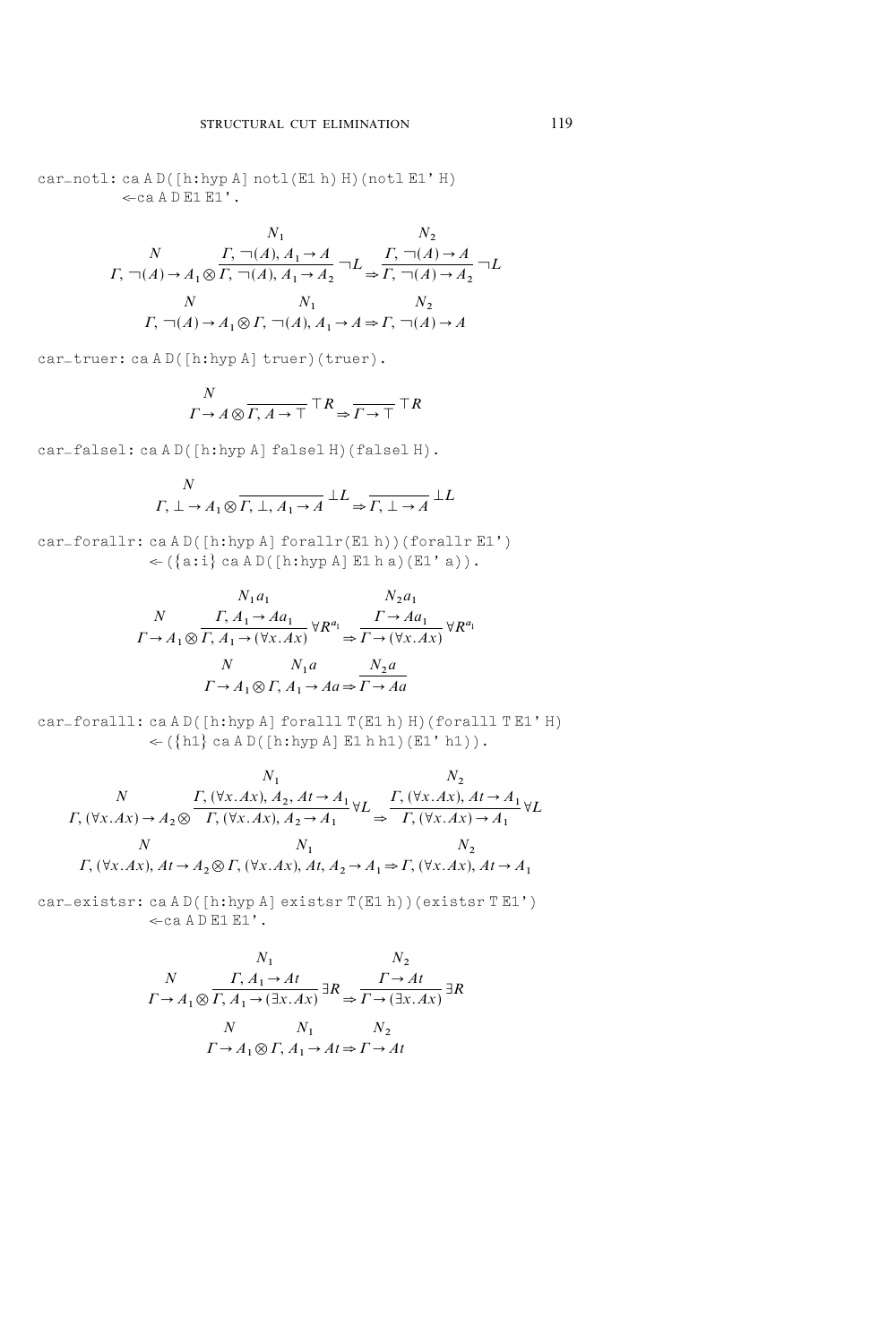```
car_notl: ca A D([h:hyp A] notl(E1 h) H)(notl E1' H)
          <-ca A D E1 E1'.
```

$$\begin{array}{c} N \\ \Gamma, \neg(A) \rightarrow A_1 \end{array} \otimes \frac{\begin{array}{c} N_1 \\ \Gamma, \neg(A), A_1 \rightarrow A \end{array}}{\Gamma, \neg(A), A_1 \rightarrow A_2} \neg L \Rightarrow \frac{\begin{array}{c} N_2 \\ \Gamma, \neg(A) \rightarrow A \end{array}}{\Gamma, \neg(A) \rightarrow A_2} \neg L$$

$$\begin{array}{c} N \\ \Gamma, \neg(A) \rightarrow A_1 \end{array} \otimes \begin{array}{c} N_1 \\ \Gamma, \neg(A), A_1 \rightarrow A \end{array} \Rightarrow \begin{array}{c} N_2 \\ \Gamma, \neg(A) \rightarrow A \end{array}$$

```
car_truer: ca A D([h:hyp A] truer)(truer).
```

$$\begin{array}{c} N \\ \Gamma \rightarrow A \end{array} \otimes \frac{}{\Gamma, A \rightarrow \top} \top R \Rightarrow \frac{}{\Gamma \rightarrow \top} \top R$$

```
car_falsel: ca A D([h:hyp A] falsel H)(falsel H).
```

$$\begin{array}{c} N \\ \Gamma, \bot \rightarrow A_1 \end{array} \otimes \frac{}{\Gamma, \bot, A_1 \rightarrow A} \bot L \Rightarrow \frac{}{\Gamma, \bot \rightarrow A} \bot L$$

```
car_forallr: ca A D([h:hyp A] forallr(E1 h))(forallr E1')
            <- ({a:i} ca A D([h:hyp A] E1 h a)(E1' a)).
```

$$\begin{array}{c} N \\ \Gamma \rightarrow A_1 \end{array} \otimes \frac{\begin{array}{c} N_1 a_1 \\ \Gamma, A_1 \rightarrow A a_1 \end{array}}{\Gamma, A_1 \rightarrow (\forall x. A x)} \forall R^{a_1} \Rightarrow \frac{\begin{array}{c} N_2 a_1 \\ \Gamma \rightarrow A a_1 \end{array}}{\Gamma \rightarrow (\forall x. A x)} \forall R^{a_1}$$

$$\begin{array}{c} N \\ \Gamma \rightarrow A_1 \end{array} \otimes \begin{array}{c} N_1 a \\ \Gamma, A_1 \rightarrow A a \end{array} \Rightarrow \frac{N_2 a}{\Gamma \rightarrow A a}$$

```
car_foralll: ca A D([h:hyp A] foralll T(E1 h) H)(foralll T E1' H)
            <- ({h1} ca A D([h:hyp A] E1 h h1)(E1' h1)).
```

$$\begin{array}{c} N \\ \Gamma, (\forall x. A x) \rightarrow A_2 \end{array} \otimes \frac{\begin{array}{c} N_1 \\ \Gamma, (\forall x. A x), A_2, A t \rightarrow A_1 \end{array}}{\Gamma, (\forall x. A x), A_2 \rightarrow A_1} \forall L \Rightarrow \frac{\begin{array}{c} N_2 \\ \Gamma, (\forall x. A x), A t \rightarrow A_1 \end{array}}{\Gamma, (\forall x. A x) \rightarrow A_1} \forall L$$

$$\begin{array}{c} N \\ \Gamma, (\forall x. A x), A t \rightarrow A_2 \end{array} \otimes \begin{array}{c} N_1 \\ \Gamma, (\forall x. A x), A t, A_2 \rightarrow A_1 \end{array} \Rightarrow \begin{array}{c} N_2 \\ \Gamma, (\forall x. A x), A t \rightarrow A_1 \end{array}$$

```
car_existsr: ca A D([h:hyp A] existsr T(E1 h))(existsr T E1')
            <-ca A D E1 E1'.
```

$$\begin{array}{c} N \\ \Gamma \rightarrow A_1 \end{array} \otimes \frac{\begin{array}{c} N_1 \\ \Gamma, A_1 \rightarrow A t \end{array}}{\Gamma, A_1 \rightarrow (\exists x. A x)} \exists R \Rightarrow \frac{\begin{array}{c} N_2 \\ \Gamma \rightarrow A t \end{array}}{\Gamma \rightarrow (\exists x. A x)} \exists R$$

$$\begin{array}{c} N \\ \Gamma \rightarrow A_1 \end{array} \otimes \begin{array}{c} N_1 \\ \Gamma, A_1 \rightarrow A t \end{array} \Rightarrow \begin{array}{c} N_2 \\ \Gamma \rightarrow A t \end{array}$$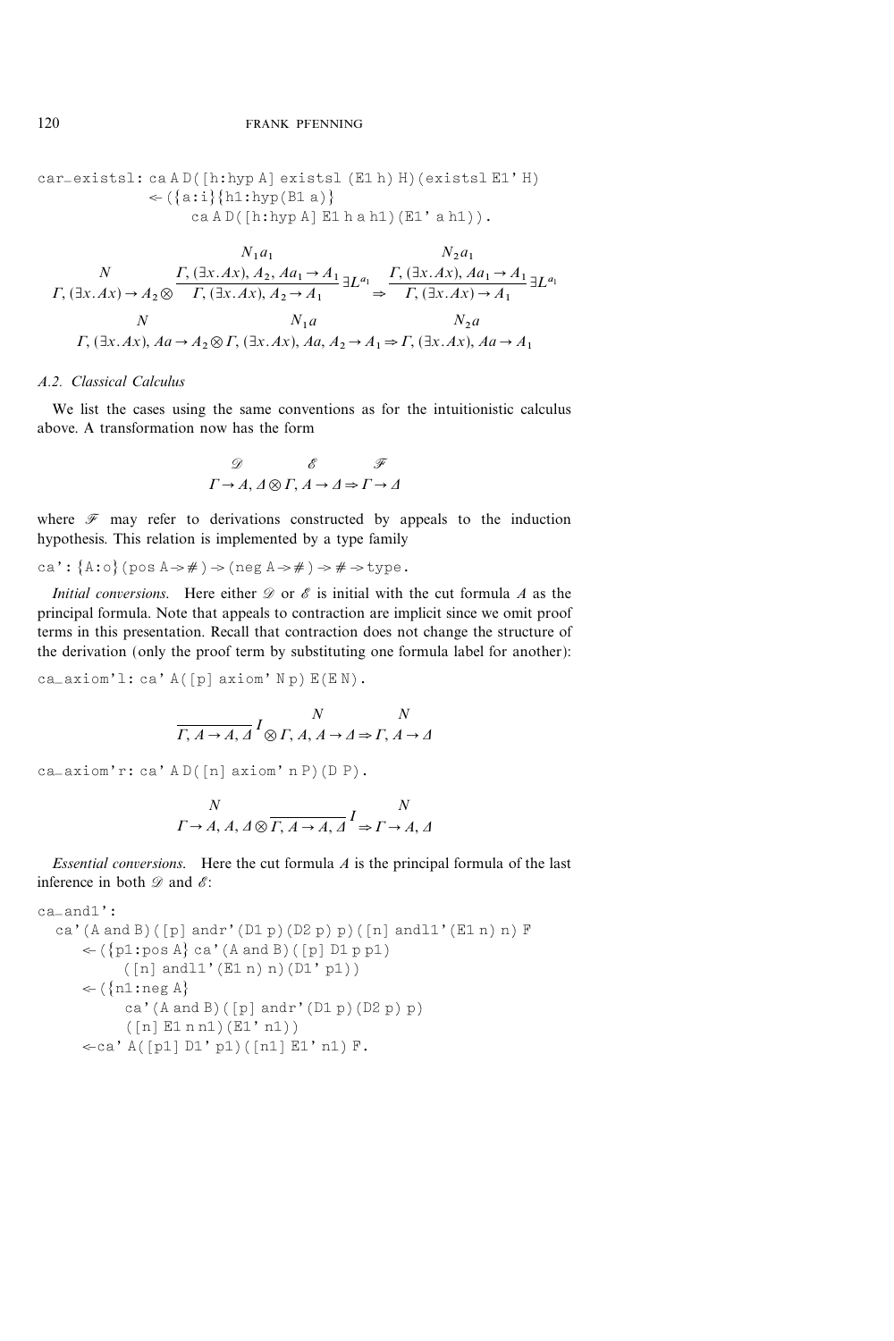```
car_existsl: ca A D([h:hyp A] existsl (E1 h) H)(existsl E1' H)
             <- ({a:i}{h1:hyp(B1 a)}
                  ca A D([h:hyp A] E1 h a h1)(E1' a h1)).
```

$$
\begin{array}{c}
\quad N \quad\quad \dfrac{\begin{array}{c}N_1 a_1\\ \Gamma, (\exists x.Ax), A_2, Aa_1 \rightarrow A_1\end{array}}{\Gamma, (\exists x.Ax), A_2 \rightarrow A_1}\exists L^{a_1} \quad \dfrac{\begin{array}{c}N_2 a_1\\ \Gamma, (\exists x.Ax), Aa_1 \rightarrow A_1\end{array}}{\Gamma, (\exists x.Ax) \rightarrow A_1}\exists L^{a_1}\\
\Gamma, (\exists x.Ax) \rightarrow A_2 \otimes \qquad\qquad\qquad\qquad \Rightarrow
\end{array}
$$

$$
\begin{array}{c}
N \qquad\qquad\qquad N_1 a \qquad\qquad\qquad N_2 a\\
\Gamma, (\exists x.Ax), Aa \rightarrow A_2 \otimes \Gamma, (\exists x.Ax), Aa, A_2 \rightarrow A_1 \Rightarrow \Gamma, (\exists x.Ax), Aa \rightarrow A_1
\end{array}
$$

### *A.2. Classical Calculus*

We list the cases using the same conventions as for the intuitionistic calculus above. A transformation now has the form

$$
\begin{array}{ccc}
\mathscr{D} & \mathscr{E} & \mathscr{F}\\
\Gamma \rightarrow A, \Delta \otimes & \Gamma, A \rightarrow \Delta \Rightarrow & \Gamma \rightarrow \Delta
\end{array}
$$

where $\mathscr{F}$ may refer to derivations constructed by appeals to the induction hypothesis. This relation is implemented by a type family

```
ca': {A:o}(pos A -> #) -> (neg A -> #) -> # -> type.
```

*Initial conversions.* Here either $\mathscr{D}$ or $\mathscr{E}$ is initial with the cut formula $A$ as the principal formula. Note that appeals to contraction are implicit since we omit proof terms in this presentation. Recall that contraction does not change the structure of the derivation (only the proof term by substituting one formula label for another):

```
ca_axiom'l: ca' A([p] axiom' N p) E(E N).
```

$$
\overline{\Gamma, A \rightarrow A, \Delta}^{\,I} \otimes \begin{array}{c}N\\ \Gamma, A, A \rightarrow \Delta\end{array} \Rightarrow \begin{array}{c}N\\ \Gamma, A \rightarrow \Delta\end{array}
$$

```
ca_axiom'r: ca' A D([n] axiom' n P)(D P).
```

$$
\begin{array}{c}N\\ \Gamma \rightarrow A, A, \Delta\end{array} \otimes \overline{\Gamma, A \rightarrow A, \Delta}^{\,I} \Rightarrow \begin{array}{c}N\\ \Gamma \rightarrow A, \Delta\end{array}
$$

*Essential conversions.* Here the cut formula $A$ is the principal formula of the last inference in both $\mathscr{D}$ and $\mathscr{E}$:

```
ca_and1':
  ca'(A and B)([p] andr'(D1 p)(D2 p) p)([n] andl1'(E1 n) n) F
     <- ({p1:pos A} ca'(A and B)([p] D1 p p1)
          ([n] andl1'(E1 n) n)(D1' p1))
     <- ({n1:neg A}
          ca'(A and B)([p] andr'(D1 p)(D2 p) p)
          ([n] E1 n n1)(E1' n1))
     <-ca' A([p1] D1' p1)([n1] E1' n1) F.
```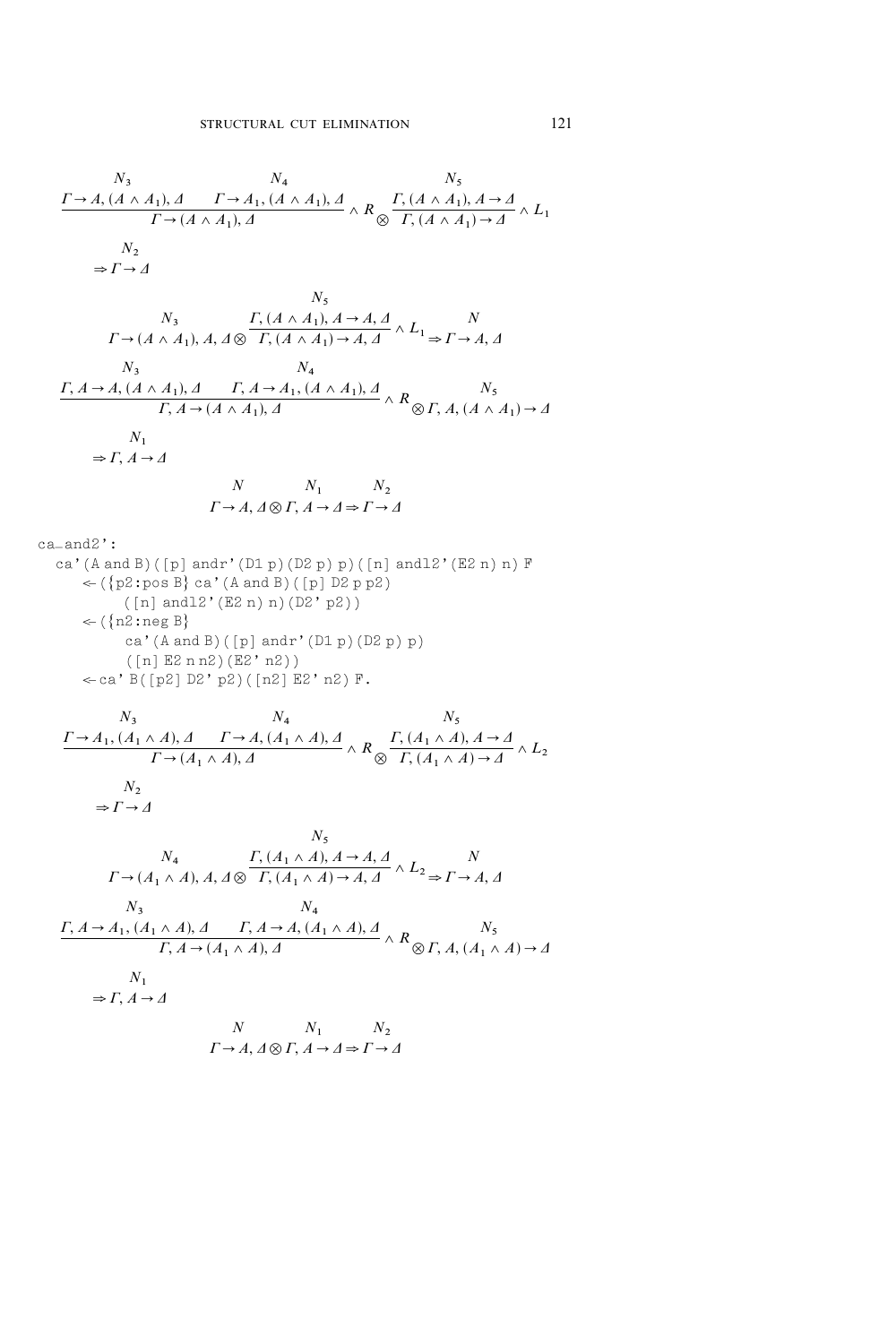$$\cfrac{\overset{N_3}{\Gamma \to A, (A \wedge A_1), \Delta} \quad \overset{N_4}{\Gamma \to A_1, (A \wedge A_1), \Delta}}{\Gamma \to (A \wedge A_1), \Delta} \wedge R \otimes \cfrac{\overset{N_5}{\Gamma, (A \wedge A_1), A \to \Delta}}{\Gamma, (A \wedge A_1) \to \Delta} \wedge L_1$$

$$\overset{N_2}{\Rightarrow \Gamma \to \Delta}$$

$$\overset{N_3}{\Gamma \to (A \wedge A_1), A, \Delta} \otimes \cfrac{\overset{N_5}{\Gamma, (A \wedge A_1), A \to A, \Delta}}{\Gamma, (A \wedge A_1) \to A, \Delta} \wedge L_1 \overset{N}{\Rightarrow \Gamma \to A, \Delta}$$

$$\cfrac{\overset{N_3}{\Gamma, A \to A, (A \wedge A_1), \Delta} \quad \overset{N_4}{\Gamma, A \to A_1, (A \wedge A_1), \Delta}}{\Gamma, A \to (A \wedge A_1), \Delta} \wedge R \otimes \overset{N_5}{\Gamma, A, (A \wedge A_1) \to \Delta}$$

$$\overset{N_1}{\Rightarrow \Gamma, A \to \Delta}$$

$$\overset{N}{\Gamma \to A, \Delta} \otimes \overset{N_1}{\Gamma, A \to \Delta} \overset{N_2}{\Rightarrow \Gamma \to \Delta}$$

```
ca_and2':
  ca'(A and B)([p] andr'(D1 p)(D2 p) p)([n] andl2'(E2 n) n) F
     <-({p2:pos B} ca'(A and B)([p] D2 p p2)
          ([n] andl2'(E2 n) n)(D2' p2))
     <-({n2:neg B}
          ca'(A and B)([p] andr'(D1 p)(D2 p) p)
          ([n] E2 n n2)(E2' n2))
     <-ca' B([p2] D2' p2)([n2] E2' n2) F.
```

$$\cfrac{\overset{N_3}{\Gamma \to A_1, (A_1 \wedge A), \Delta} \quad \overset{N_4}{\Gamma \to A, (A_1 \wedge A), \Delta}}{\Gamma \to (A_1 \wedge A), \Delta} \wedge R \otimes \cfrac{\overset{N_5}{\Gamma, (A_1 \wedge A), A \to \Delta}}{\Gamma, (A_1 \wedge A) \to \Delta} \wedge L_2$$

$$\overset{N_2}{\Rightarrow \Gamma \to \Delta}$$

$$\overset{N_4}{\Gamma \to (A_1 \wedge A), A, \Delta} \otimes \cfrac{\overset{N_5}{\Gamma, (A_1 \wedge A), A \to A, \Delta}}{\Gamma, (A_1 \wedge A) \to A, \Delta} \wedge L_2 \overset{N}{\Rightarrow \Gamma \to A, \Delta}$$

$$\cfrac{\overset{N_3}{\Gamma, A \to A_1, (A_1 \wedge A), \Delta} \quad \overset{N_4}{\Gamma, A \to A, (A_1 \wedge A), \Delta}}{\Gamma, A \to (A_1 \wedge A), \Delta} \wedge R \otimes \overset{N_5}{\Gamma, A, (A_1 \wedge A) \to \Delta}$$

$$\overset{N_1}{\Rightarrow \Gamma, A \to \Delta}$$

$$\overset{N}{\Gamma \to A, \Delta} \otimes \overset{N_1}{\Gamma, A \to \Delta} \overset{N_2}{\Rightarrow \Gamma \to \Delta}$$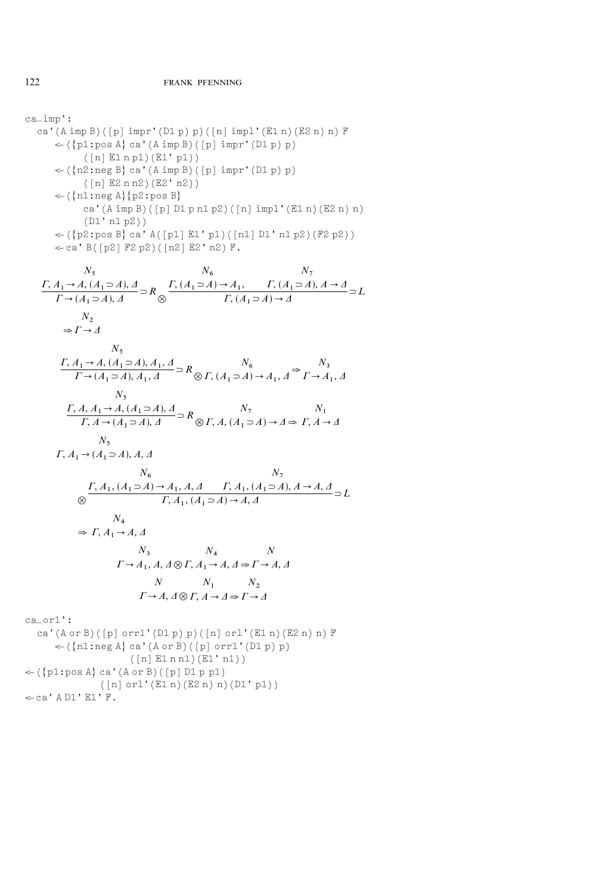```
ca_imp':
  ca'(A imp B)([p] impr'(D1 p) p)([n] impl'(E1 n)(E2 n) n) F
     <- ({p1:pos A} ca'(A imp B)([p] impr'(D1 p) p)
          ([n] E1 n p1)(E1' p1))
     <- ({n2:neg B} ca'(A imp B)([p] impr'(D1 p) p)
          ([n] E2 n n2)(E2' n2))
     <- ({n1:neg A}{p2:pos B}
          ca'(A imp B)([p] D1 p n1 p2)([n] impl'(E1 n)(E2 n) n)
          (D1' n1 p2))
     <- ({p2:pos B} ca' A([p1] E1' p1)([n1] D1' n1 p2)(F2 p2))
     <- ca' B([p2] F2 p2)([n2] E2' n2) F.
```

$$\cfrac{\overset{N_5}{\Gamma, A_1 \to A, (A_1 \supset A), \Delta}}{\Gamma \to (A_1 \supset A), \Delta} \supset R \otimes \cfrac{\overset{N_6}{\Gamma, (A_1 \supset A) \to A_1,} \qquad \overset{N_7}{\Gamma, (A_1 \supset A), A \to \Delta}}{\Gamma, (A_1 \supset A) \to \Delta} \supset L$$

$$\overset{N_2}{\Rightarrow \Gamma \to \Delta}$$

$$\cfrac{\overset{N_5}{\Gamma, A_1 \to A, (A_1 \supset A), A_1, \Delta}}{\Gamma \to (A_1 \supset A), A_1, \Delta} \supset R \otimes \overset{N_6}{\Gamma, (A_1 \supset A) \to A_1, \Delta} \Rightarrow \overset{N_3}{\Gamma \to A_1, \Delta}$$

$$\cfrac{\overset{N_5}{\Gamma, A, A_1 \to A, (A_1 \supset A), \Delta}}{\Gamma, A \to (A_1 \supset A), \Delta} \supset R \otimes \overset{N_7}{\Gamma, A, (A_1 \supset A) \to \Delta} \Rightarrow \overset{N_1}{\Gamma, A \to \Delta}$$

$$\overset{N_5}{\Gamma, A_1 \to (A_1 \supset A), A, \Delta}$$

$$\otimes \cfrac{\overset{N_6}{\Gamma, A_1, (A_1 \supset A) \to A_1, A, \Delta} \qquad \overset{N_7}{\Gamma, A_1, (A_1 \supset A), A \to A, \Delta}}{\Gamma, A_1, (A_1 \supset A) \to A, \Delta} \supset L$$

$$\overset{N_4}{\Rightarrow \Gamma, A_1 \to A, \Delta}$$

$$\overset{N_3}{\Gamma \to A_1, A, \Delta} \otimes \overset{N_4}{\Gamma, A_1 \to A, \Delta} \Rightarrow \overset{N}{\Gamma \to A, \Delta}$$

$$\overset{N}{\Gamma \to A, \Delta} \otimes \overset{N_1}{\Gamma, A \to \Delta} \Rightarrow \overset{N_2}{\Gamma \to \Delta}$$

```
ca_or1':
  ca'(A or B)([p] orr1'(D1 p) p)([n] orl'(E1 n)(E2 n) n) F
     <- ({n1:neg A} ca'(A or B)([p] orr1'(D1 p) p)
              ([n] E1 n n1)(E1' n1))
<- ({p1:pos A} ca'(A or B)([p] D1 p p1)
          ([n] orl'(E1 n)(E2 n) n)(D1' p1))
<- ca' A D1' E1' F.
```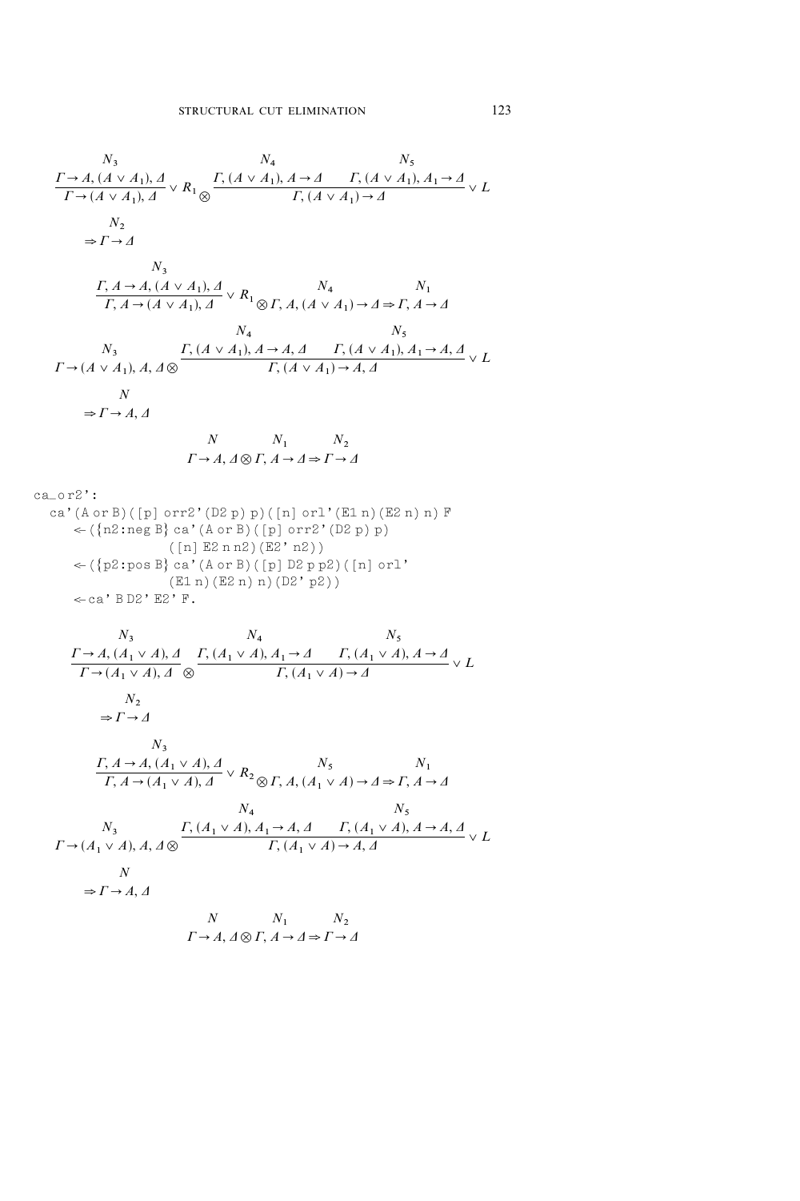$$\cfrac{\cfrac{\overset{N_3}{\Gamma \to A, (A \vee A_1), \Delta}}{\Gamma \to (A \vee A_1), \Delta} \vee R_1 \otimes \cfrac{\overset{N_4}{\Gamma, (A \vee A_1), A \to \Delta} \quad \overset{N_5}{\Gamma, (A \vee A_1), A_1 \to \Delta}}{\Gamma, (A \vee A_1) \to \Delta} \vee L}{}$$

$$\overset{N_2}{\Rightarrow \Gamma \to \Delta}$$

$$\cfrac{\overset{N_3}{\Gamma, A \to A, (A \vee A_1), \Delta}}{\Gamma, A \to (A \vee A_1), \Delta} \vee R_1 \otimes \overset{N_4}{\Gamma, A, (A \vee A_1) \to \Delta} \Rightarrow \overset{N_1}{\Gamma, A \to \Delta}$$

$$\overset{N_3}{\Gamma \to (A \vee A_1), A, \Delta} \otimes \cfrac{\overset{N_4}{\Gamma, (A \vee A_1), A \to A, \Delta} \quad \overset{N_5}{\Gamma, (A \vee A_1), A_1 \to A, \Delta}}{\Gamma, (A \vee A_1) \to A, \Delta} \vee L$$

$$\overset{N}{\Rightarrow \Gamma \to A, \Delta}$$

$$\overset{N}{\Gamma \to A, \Delta} \otimes \overset{N_1}{\Gamma, A \to \Delta} \Rightarrow \overset{N_2}{\Gamma \to \Delta}$$

```
ca_or2':
  ca'(A or B)([p] orr2'(D2 p) p)([n] orl'(E1 n)(E2 n) n) F
     <- ({n2:neg B} ca'(A or B)([p] orr2'(D2 p) p)
               ([n] E2 n n2)(E2' n2))
     <- ({p2:pos B} ca'(A or B)([p] D2 p p2)([n] orl'
               (E1 n)(E2 n) n)(D2' p2))
     <- ca' B D2' E2' F.
```

$$\cfrac{\overset{N_3}{\Gamma \to A, (A_1 \vee A), \Delta}}{\Gamma \to (A_1 \vee A), \Delta} \otimes \cfrac{\overset{N_4}{\Gamma, (A_1 \vee A), A_1 \to \Delta} \quad \overset{N_5}{\Gamma, (A_1 \vee A), A \to \Delta}}{\Gamma, (A_1 \vee A) \to \Delta} \vee L$$

$$\overset{N_2}{\Rightarrow \Gamma \to \Delta}$$

$$\cfrac{\overset{N_3}{\Gamma, A \to A, (A_1 \vee A), \Delta}}{\Gamma, A \to (A_1 \vee A), \Delta} \vee R_2 \otimes \overset{N_5}{\Gamma, A, (A_1 \vee A) \to \Delta} \Rightarrow \overset{N_1}{\Gamma, A \to \Delta}$$

$$\overset{N_3}{\Gamma \to (A_1 \vee A), A, \Delta} \otimes \cfrac{\overset{N_4}{\Gamma, (A_1 \vee A), A_1 \to A, \Delta} \quad \overset{N_5}{\Gamma, (A_1 \vee A), A \to A, \Delta}}{\Gamma, (A_1 \vee A) \to A, \Delta} \vee L$$

$$\overset{N}{\Rightarrow \Gamma \to A, \Delta}$$

$$\overset{N}{\Gamma \to A, \Delta} \otimes \overset{N_1}{\Gamma, A \to \Delta} \Rightarrow \overset{N_2}{\Gamma \to \Delta}$$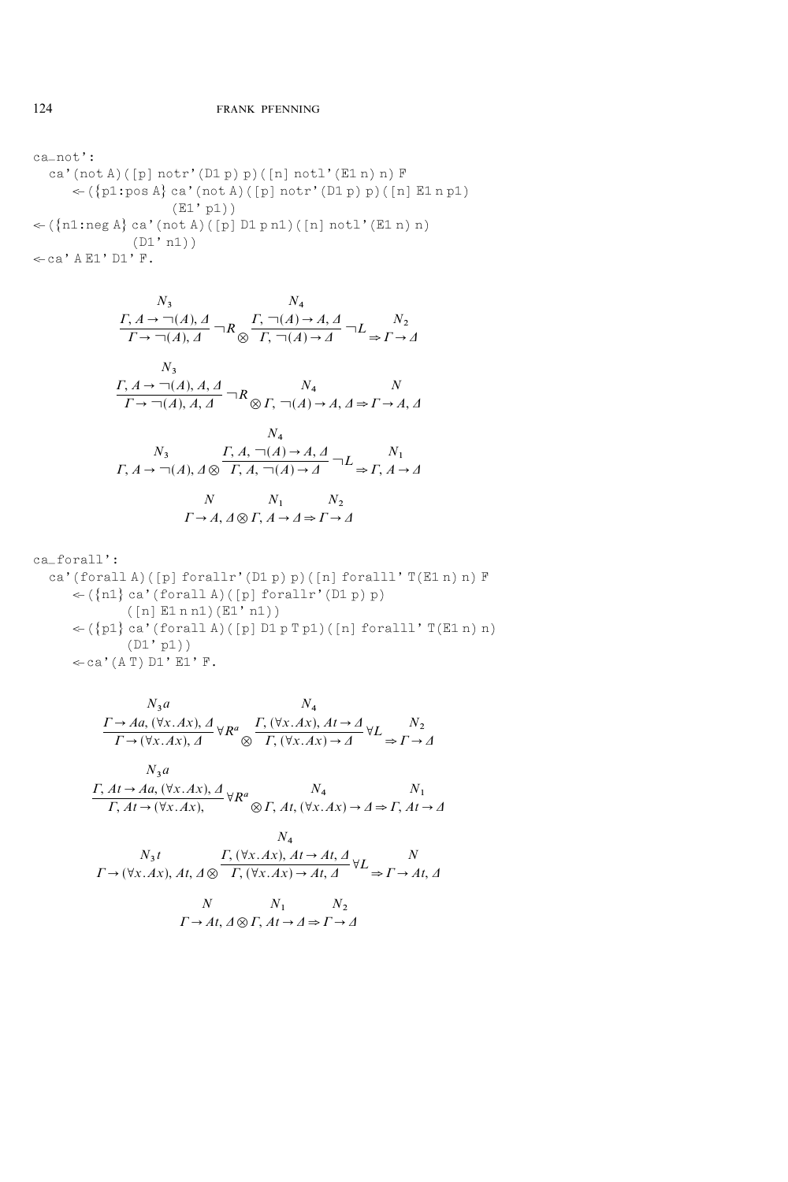```
ca_not':
  ca'(not A)([p] notr'(D1 p) p)([n] notl'(E1 n) n) F
     <- ({p1:pos A} ca'(not A)([p] notr'(D1 p) p)([n] E1 n p1)
                (E1' p1))
<- ({n1:neg A} ca'(not A)([p] D1 p n1)([n] notl'(E1 n) n)
            (D1' n1))
<- ca' A E1' D1' F.
```

$$\frac{\overset{N_3}{\Gamma, A \to \neg(A), \Delta}}{\Gamma \to \neg(A), \Delta}\neg R \otimes \frac{\overset{N_4}{\Gamma, \neg(A) \to A, \Delta}}{\Gamma, \neg(A) \to \Delta}\neg L \Rightarrow \overset{N_2}{\Gamma \to \Delta}$$

$$\frac{\overset{N_3}{\Gamma, A \to \neg(A), A, \Delta}}{\Gamma \to \neg(A), A, \Delta}\neg R \otimes \overset{N_4}{\Gamma, \neg(A) \to A, \Delta} \Rightarrow \overset{N}{\Gamma \to A, \Delta}$$

$$\overset{N_3}{\Gamma, A \to \neg(A), \Delta} \otimes \frac{\overset{N_4}{\Gamma, A, \neg(A) \to A, \Delta}}{\Gamma, A, \neg(A) \to \Delta}\neg L \Rightarrow \overset{N_1}{\Gamma, A \to \Delta}$$

$$\overset{N}{\Gamma \to A, \Delta} \otimes \overset{N_1}{\Gamma, A \to \Delta} \Rightarrow \overset{N_2}{\Gamma \to \Delta}$$

```
ca_forall':
  ca'(forall A)([p] forallr'(D1 p) p)([n] foralll' T(E1 n) n) F
     <- ({n1} ca'(forall A)([p] forallr'(D1 p) p)
            ([n] E1 n n1)(E1' n1))
     <- ({p1} ca'(forall A)([p] D1 p T p1)([n] foralll' T(E1 n) n)
            (D1' p1))
     <- ca'(A T) D1' E1' F.
```

$$\frac{\overset{N_3 a}{\Gamma \to Aa, (\forall x.Ax), \Delta}}{\Gamma \to (\forall x.Ax), \Delta}\forall R^a \otimes \frac{\overset{N_4}{\Gamma, (\forall x.Ax), At \to \Delta}}{\Gamma, (\forall x.Ax) \to \Delta}\forall L \Rightarrow \overset{N_2}{\Gamma \to \Delta}$$

$$\frac{\overset{N_3 a}{\Gamma, At \to Aa, (\forall x.Ax), \Delta}}{\Gamma, At \to (\forall x.Ax),}\forall R^a \otimes \overset{N_4}{\Gamma, At, (\forall x.Ax) \to \Delta} \Rightarrow \overset{N_1}{\Gamma, At \to \Delta}$$

$$\overset{N_3 t}{\Gamma \to (\forall x.Ax), At, \Delta} \otimes \frac{\overset{N_4}{\Gamma, (\forall x.Ax), At \to At, \Delta}}{\Gamma, (\forall x.Ax) \to At, \Delta}\forall L \Rightarrow \overset{N}{\Gamma \to At, \Delta}$$

$$\overset{N}{\Gamma \to At, \Delta} \otimes \overset{N_1}{\Gamma, At \to \Delta} \Rightarrow \overset{N_2}{\Gamma \to \Delta}$$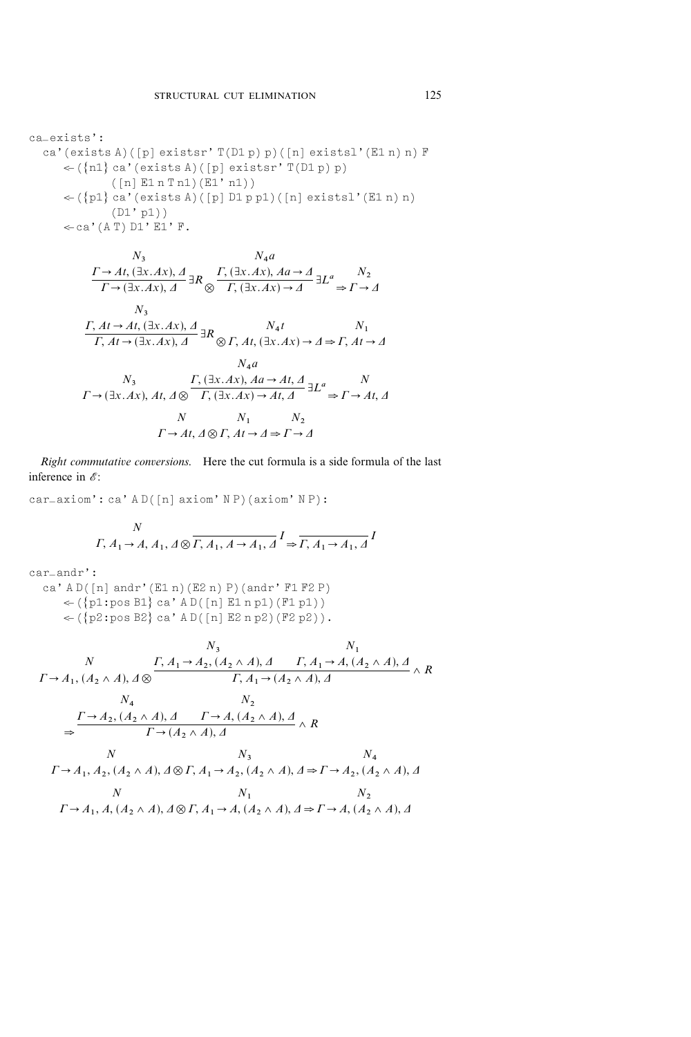```
ca_exists':
  ca'(exists A)([p] existsr' T(D1 p) p)([n] existsl'(E1 n) n) F
     <-({n1} ca'(exists A)([p] existsr' T(D1 p) p)
          ([n] E1 n T n1)(E1' n1))
     <-({p1} ca'(exists A)([p] D1 p p1)([n] existsl'(E1 n) n)
          (D1' p1))
     <-ca'(A T) D1' E1' F.
```

$$\cfrac{\overset{N_3}{\Gamma \to At, (\exists x.Ax), \Delta}}{\Gamma \to (\exists x.Ax), \Delta}\exists R \otimes \cfrac{\overset{N_4 a}{\Gamma, (\exists x.Ax), Aa \to \Delta}}{\Gamma, (\exists x.Ax) \to \Delta}\exists L^a \Rightarrow \overset{N_2}{\Gamma \to \Delta}$$

$$\cfrac{\overset{N_3}{\Gamma, At \to At, (\exists x.Ax), \Delta}}{\Gamma, At \to (\exists x.Ax), \Delta}\exists R \otimes \overset{N_4 t}{\Gamma, At, (\exists x.Ax) \to \Delta} \Rightarrow \overset{N_1}{\Gamma, At \to \Delta}$$

$$\overset{N_3}{\Gamma \to (\exists x.Ax), At, \Delta} \otimes \cfrac{\overset{N_4 a}{\Gamma, (\exists x.Ax), Aa \to At, \Delta}}{\Gamma, (\exists x.Ax) \to At, \Delta}\exists L^a \Rightarrow \overset{N}{\Gamma \to At, \Delta}$$

$$\overset{N}{\Gamma \to At, \Delta} \otimes \overset{N_1}{\Gamma, At \to \Delta} \Rightarrow \overset{N_2}{\Gamma \to \Delta}$$

*Right commutative conversions.* Here the cut formula is a side formula of the last inference in $\mathscr{E}$:

```
car_axiom': ca' A D([n] axiom' N P)(axiom' N P):
```

$$\overset{N}{\Gamma, A_1 \to A, A_1, \Delta} \otimes \cfrac{}{\Gamma, A_1, A \to A_1, \Delta} I \Rightarrow \cfrac{}{\Gamma, A_1 \to A_1, \Delta} I$$

```
car_andr':
  ca' A D([n] andr'(E1 n)(E2 n) P)(andr' F1 F2 P)
     <-({p1:pos B1} ca' A D([n] E1 n p1)(F1 p1))
     <-({p2:pos B2} ca' A D([n] E2 n p2)(F2 p2)).
```

$$\overset{N}{\Gamma \to A_1, (A_2 \wedge A), \Delta} \otimes \cfrac{\overset{N_3}{\Gamma, A_1 \to A_2, (A_2 \wedge A), \Delta} \quad \overset{N_1}{\Gamma, A_1 \to A, (A_2 \wedge A), \Delta}}{\Gamma, A_1 \to (A_2 \wedge A), \Delta} \wedge R$$

$$\Rightarrow \cfrac{\overset{N_4}{\Gamma \to A_2, (A_2 \wedge A), \Delta} \quad \overset{N_2}{\Gamma \to A, (A_2 \wedge A), \Delta}}{\Gamma \to (A_2 \wedge A), \Delta} \wedge R$$

$$\overset{N}{\Gamma \to A_1, A_2, (A_2 \wedge A), \Delta} \otimes \overset{N_3}{\Gamma, A_1 \to A_2, (A_2 \wedge A), \Delta} \Rightarrow \overset{N_4}{\Gamma \to A_2, (A_2 \wedge A), \Delta}$$

$$\overset{N}{\Gamma \to A_1, A, (A_2 \wedge A), \Delta} \otimes \overset{N_1}{\Gamma, A_1 \to A, (A_2 \wedge A), \Delta} \Rightarrow \overset{N_2}{\Gamma \to A, (A_2 \wedge A), \Delta}$$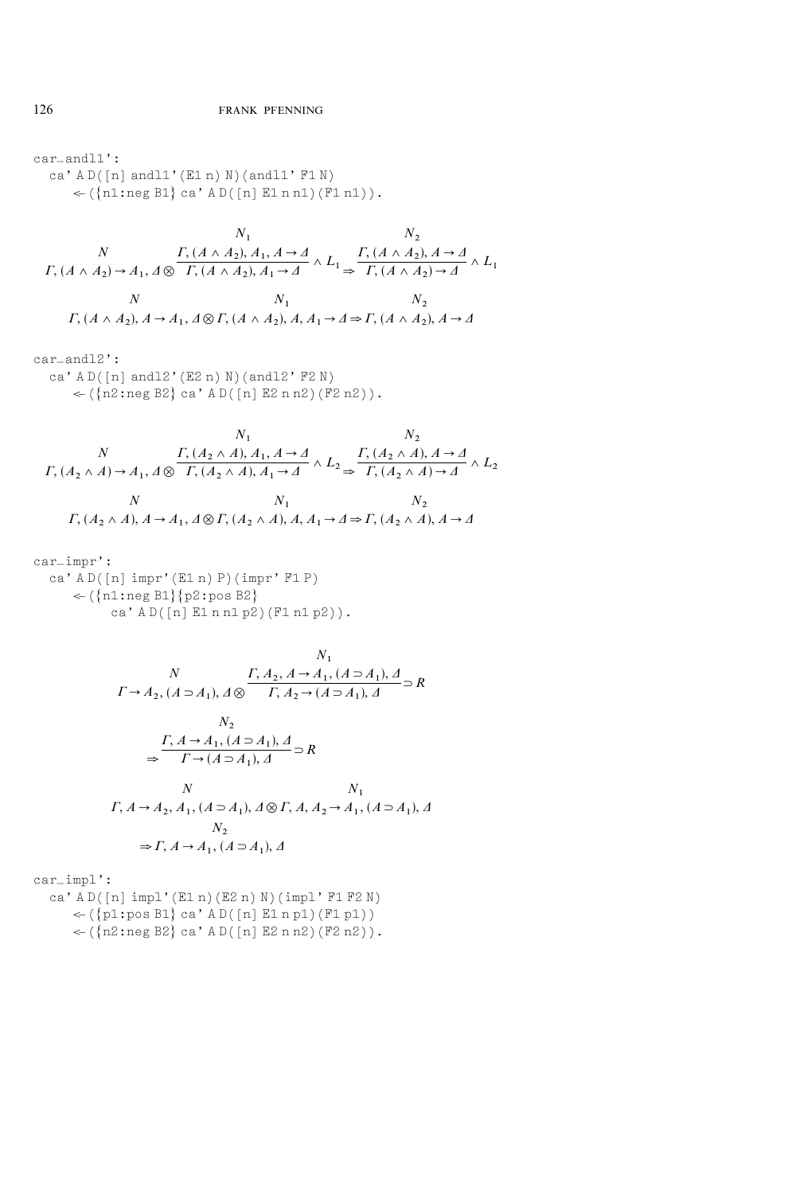```
car_andl1':
  ca' A D([n] andl1'(E1 n) N)(andl1' F1 N)
     <- ({n1:neg B1} ca' A D([n] E1 n n1)(F1 n1)).
```

$$\cfrac{N}{\Gamma, (A \wedge A_2) \to A_1, \Delta} \otimes \cfrac{\begin{matrix} N_1 \\ \Gamma, (A \wedge A_2), A_1, A \to \Delta \end{matrix}}{\Gamma, (A \wedge A_2), A_1 \to \Delta} \wedge L_1 \Rightarrow \cfrac{\begin{matrix} N_2 \\ \Gamma, (A \wedge A_2), A \to \Delta \end{matrix}}{\Gamma, (A \wedge A_2) \to \Delta} \wedge L_1$$

$$\begin{matrix} N \\ \Gamma, (A \wedge A_2), A \to A_1, \Delta \end{matrix} \otimes \begin{matrix} N_1 \\ \Gamma, (A \wedge A_2), A, A_1 \to \Delta \end{matrix} \Rightarrow \begin{matrix} N_2 \\ \Gamma, (A \wedge A_2), A \to \Delta \end{matrix}$$

```
car_andl2':
  ca' A D([n] andl2'(E2 n) N)(andl2' F2 N)
     <- ({n2:neg B2} ca' A D([n] E2 n n2)(F2 n2)).
```

$$\cfrac{N}{\Gamma, (A_2 \wedge A) \to A_1, \Delta} \otimes \cfrac{\begin{matrix} N_1 \\ \Gamma, (A_2 \wedge A), A_1, A \to \Delta \end{matrix}}{\Gamma, (A_2 \wedge A), A_1 \to \Delta} \wedge L_2 \Rightarrow \cfrac{\begin{matrix} N_2 \\ \Gamma, (A_2 \wedge A), A \to \Delta \end{matrix}}{\Gamma, (A_2 \wedge A) \to \Delta} \wedge L_2$$

$$\begin{matrix} N \\ \Gamma, (A_2 \wedge A), A \to A_1, \Delta \end{matrix} \otimes \begin{matrix} N_1 \\ \Gamma, (A_2 \wedge A), A, A_1 \to \Delta \end{matrix} \Rightarrow \begin{matrix} N_2 \\ \Gamma, (A_2 \wedge A), A \to \Delta \end{matrix}$$

```
car_impr':
  ca' A D([n] impr'(E1 n) P)(impr' F1 P)
     <- ({n1:neg B1}{p2:pos B2}
          ca' A D([n] E1 n n1 p2)(F1 n1 p2)).
```

$$\cfrac{N}{\Gamma \to A_2, (A \supset A_1), \Delta} \otimes \cfrac{\begin{matrix} N_1 \\ \Gamma, A_2, A \to A_1, (A \supset A_1), \Delta \end{matrix}}{\Gamma, A_2 \to (A \supset A_1), \Delta} \supset R$$

$$\Rightarrow \cfrac{\begin{matrix} N_2 \\ \Gamma, A \to A_1, (A \supset A_1), \Delta \end{matrix}}{\Gamma \to (A \supset A_1), \Delta} \supset R$$

$$\begin{matrix} N \\ \Gamma, A \to A_2, A_1, (A \supset A_1), \Delta \end{matrix} \otimes \begin{matrix} N_1 \\ \Gamma, A, A_2 \to A_1, (A \supset A_1), \Delta \end{matrix}$$

$$\Rightarrow \begin{matrix} N_2 \\ \Gamma, A \to A_1, (A \supset A_1), \Delta \end{matrix}$$

```
car_impl':
  ca' A D([n] impl'(E1 n)(E2 n) N)(impl' F1 F2 N)
     <- ({p1:pos B1} ca' A D([n] E1 n p1)(F1 p1))
     <- ({n2:neg B2} ca' A D([n] E2 n n2)(F2 n2)).
```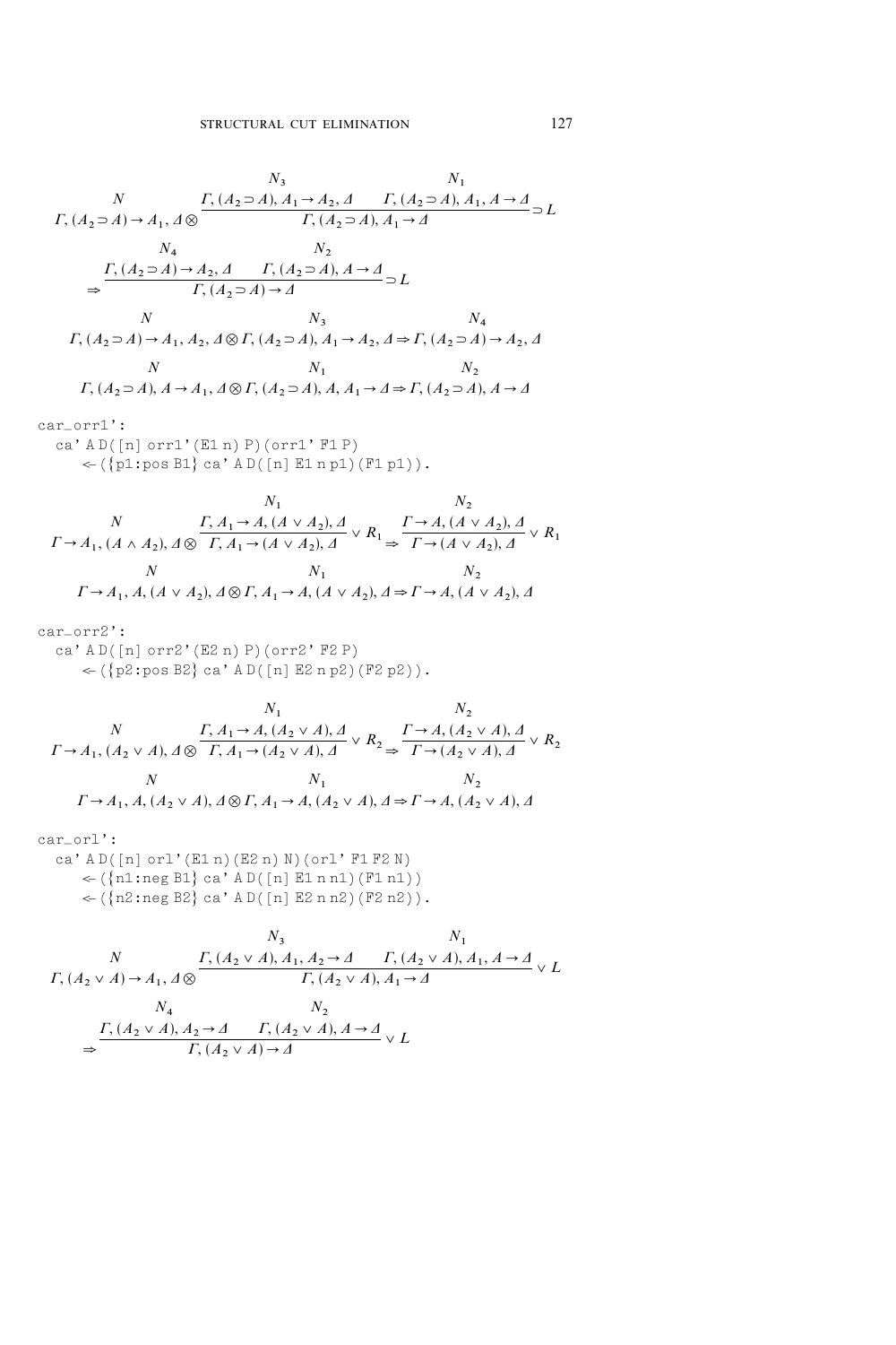$$
\dfrac{\begin{matrix} N \\ \Gamma, (A_2 \supset A) \to A_1, \Delta \end{matrix} \otimes \dfrac{\begin{matrix} N_3 \\ \Gamma, (A_2 \supset A), A_1 \to A_2, \Delta \end{matrix} \quad \begin{matrix} N_1 \\ \Gamma, (A_2 \supset A), A_1, A \to \Delta \end{matrix}}{\Gamma, (A_2 \supset A), A_1 \to \Delta} \supset L}{}
$$

$$
\Rightarrow \dfrac{\begin{matrix} N_4 \\ \Gamma, (A_2 \supset A) \to A_2, \Delta \end{matrix} \quad \begin{matrix} N_2 \\ \Gamma, (A_2 \supset A), A \to \Delta \end{matrix}}{\Gamma, (A_2 \supset A) \to \Delta} \supset L
$$

$$
\begin{matrix} N \\ \Gamma, (A_2 \supset A) \to A_1, A_2, \Delta \end{matrix} \otimes \begin{matrix} N_3 \\ \Gamma, (A_2 \supset A), A_1 \to A_2, \Delta \end{matrix} \Rightarrow \begin{matrix} N_4 \\ \Gamma, (A_2 \supset A) \to A_2, \Delta \end{matrix}
$$

$$
\begin{matrix} N \\ \Gamma, (A_2 \supset A), A \to A_1, \Delta \end{matrix} \otimes \begin{matrix} N_1 \\ \Gamma, (A_2 \supset A), A, A_1 \to \Delta \end{matrix} \Rightarrow \begin{matrix} N_2 \\ \Gamma, (A_2 \supset A), A \to \Delta \end{matrix}
$$

```
car_orr1':
  ca' A D([n] orr1'(E1 n) P)(orr1' F1 P)
     <-({p1:pos B1} ca' A D([n] E1 n p1)(F1 p1)).
```

$$
\begin{matrix} N \\ \Gamma \to A_1, (A \wedge A_2), \Delta \end{matrix} \otimes \dfrac{\begin{matrix} N_1 \\ \Gamma, A_1 \to A, (A \vee A_2), \Delta \end{matrix}}{\Gamma, A_1 \to (A \vee A_2), \Delta} \vee R_1 \Rightarrow \dfrac{\begin{matrix} N_2 \\ \Gamma \to A, (A \vee A_2), \Delta \end{matrix}}{\Gamma \to (A \vee A_2), \Delta} \vee R_1
$$

$$
\begin{matrix} N \\ \Gamma \to A_1, A, (A \vee A_2), \Delta \end{matrix} \otimes \begin{matrix} N_1 \\ \Gamma, A_1 \to A, (A \vee A_2), \Delta \end{matrix} \Rightarrow \begin{matrix} N_2 \\ \Gamma \to A, (A \vee A_2), \Delta \end{matrix}
$$

```
car_orr2':
  ca' A D([n] orr2'(E2 n) P)(orr2' F2 P)
     <-({p2:pos B2} ca' A D([n] E2 n p2)(F2 p2)).
```

$$
\begin{matrix} N \\ \Gamma \to A_1, (A_2 \vee A), \Delta \end{matrix} \otimes \dfrac{\begin{matrix} N_1 \\ \Gamma, A_1 \to A, (A_2 \vee A), \Delta \end{matrix}}{\Gamma, A_1 \to (A_2 \vee A), \Delta} \vee R_2 \Rightarrow \dfrac{\begin{matrix} N_2 \\ \Gamma \to A, (A_2 \vee A), \Delta \end{matrix}}{\Gamma \to (A_2 \vee A), \Delta} \vee R_2
$$

$$
\begin{matrix} N \\ \Gamma \to A_1, A, (A_2 \vee A), \Delta \end{matrix} \otimes \begin{matrix} N_1 \\ \Gamma, A_1 \to A, (A_2 \vee A), \Delta \end{matrix} \Rightarrow \begin{matrix} N_2 \\ \Gamma \to A, (A_2 \vee A), \Delta \end{matrix}
$$

```
car_orl':
  ca' A D([n] orl'(E1 n)(E2 n) N)(orl' F1 F2 N)
     <-({n1:neg B1} ca' A D([n] E1 n n1)(F1 n1))
     <-({n2:neg B2} ca' A D([n] E2 n n2)(F2 n2)).
```

$$
\begin{matrix} N \\ \Gamma, (A_2 \vee A) \to A_1, \Delta \end{matrix} \otimes \dfrac{\begin{matrix} N_3 \\ \Gamma, (A_2 \vee A), A_1, A_2 \to \Delta \end{matrix} \quad \begin{matrix} N_1 \\ \Gamma, (A_2 \vee A), A_1, A \to \Delta \end{matrix}}{\Gamma, (A_2 \vee A), A_1 \to \Delta} \vee L
$$

$$
\Rightarrow \dfrac{\begin{matrix} N_4 \\ \Gamma, (A_2 \vee A), A_2 \to \Delta \end{matrix} \quad \begin{matrix} N_2 \\ \Gamma, (A_2 \vee A), A \to \Delta \end{matrix}}{\Gamma, (A_2 \vee A) \to \Delta} \vee L
$$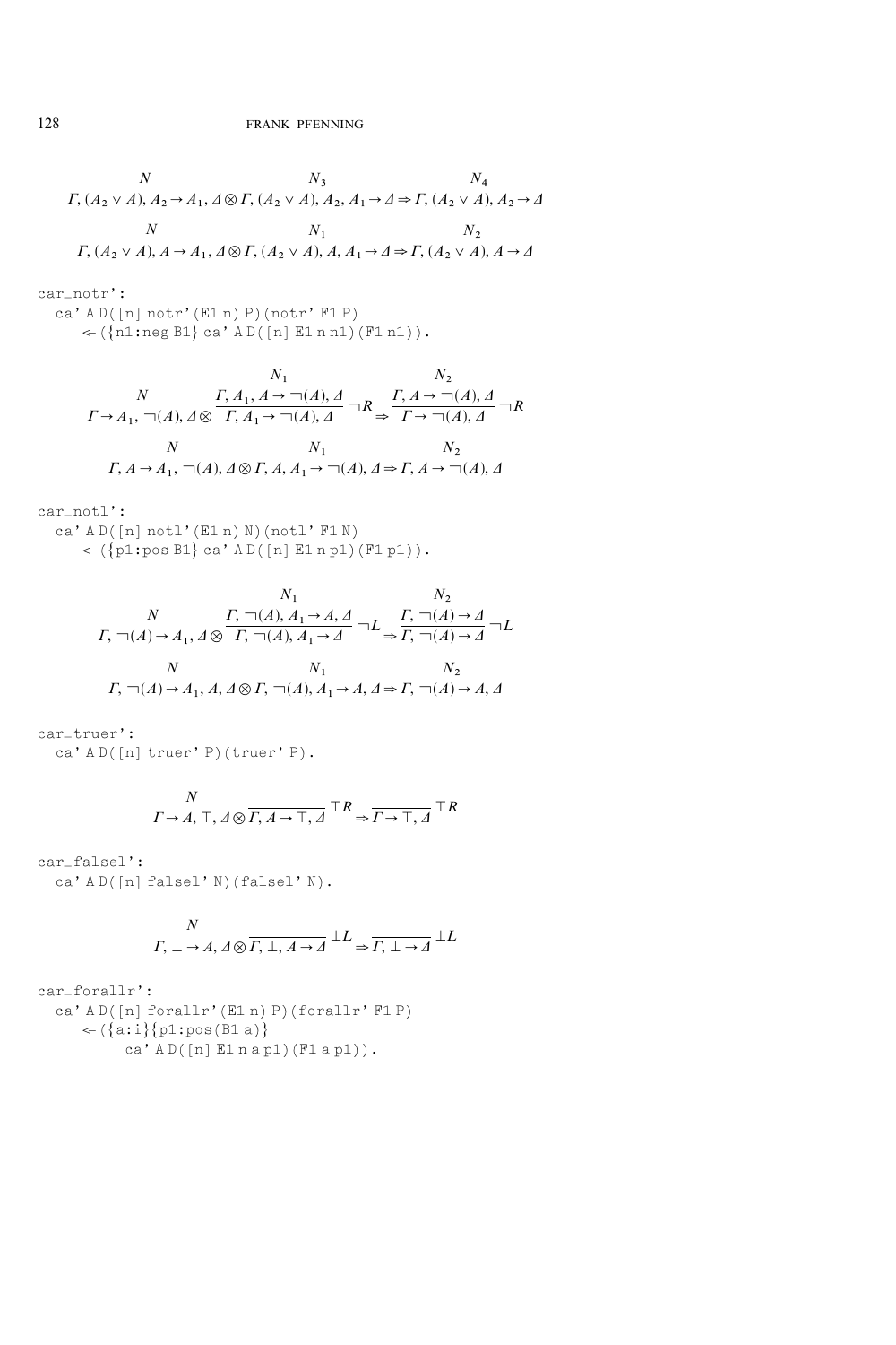$$\begin{array}{ccc} N & N_3 & N_4 \\ \Gamma, (A_2 \vee A), A_2 \to A_1, \Delta \otimes \Gamma, (A_2 \vee A), A_2, A_1 \to \Delta \Rightarrow \Gamma, (A_2 \vee A), A_2 \to \Delta \end{array}$$

$$\begin{array}{ccc} N & N_1 & N_2 \\ \Gamma, (A_2 \vee A), A \to A_1, \Delta \otimes \Gamma, (A_2 \vee A), A, A_1 \to \Delta \Rightarrow \Gamma, (A_2 \vee A), A \to \Delta \end{array}$$

```
car_notr':
  ca' A D([n] notr'(E1 n) P)(notr' F1 P)
     <- ({n1:neg B1} ca' A D([n] E1 n n1)(F1 n1)).
```

$$\overset{N}{\Gamma \to A_1, \neg(A), \Delta} \otimes \frac{\overset{N_1}{\Gamma, A_1, A \to \neg(A), \Delta}}{\Gamma, A_1 \to \neg(A), \Delta}\neg R \Rightarrow \frac{\overset{N_2}{\Gamma, A \to \neg(A), \Delta}}{\Gamma \to \neg(A), \Delta}\neg R$$

$$\begin{array}{ccc} N & N_1 & N_2 \\ \Gamma, A \to A_1, \neg(A), \Delta \otimes \Gamma, A, A_1 \to \neg(A), \Delta \Rightarrow \Gamma, A \to \neg(A), \Delta \end{array}$$

```
car_notl':
  ca' A D([n] notl'(E1 n) N)(notl' F1 N)
     <- ({p1:pos B1} ca' A D([n] E1 n p1)(F1 p1)).
```

$$\overset{N}{\Gamma, \neg(A) \to A_1, \Delta} \otimes \frac{\overset{N_1}{\Gamma, \neg(A), A_1 \to A, \Delta}}{\Gamma, \neg(A), A_1 \to \Delta}\neg L \Rightarrow \frac{\overset{N_2}{\Gamma, \neg(A) \to \Delta}}{\Gamma, \neg(A) \to \Delta}\neg L$$

$$\begin{array}{ccc} N & N_1 & N_2 \\ \Gamma, \neg(A) \to A_1, A, \Delta \otimes \Gamma, \neg(A), A_1 \to A, \Delta \Rightarrow \Gamma, \neg(A) \to A, \Delta \end{array}$$

```
car_truer':
  ca' A D([n] truer' P)(truer' P).
```

$$\overset{N}{\Gamma \to A, \top, \Delta} \otimes \frac{}{\Gamma, A \to \top, \Delta}\top R \Rightarrow \frac{}{\Gamma \to \top, \Delta}\top R$$

```
car_falsel':
  ca' A D([n] falsel' N)(falsel' N).
```

$$\overset{N}{\Gamma, \bot \to A, \Delta} \otimes \frac{}{\Gamma, \bot, A \to \Delta}\bot L \Rightarrow \frac{}{\Gamma, \bot \to \Delta}\bot L$$

```
car_forallr':
  ca' A D([n] forallr'(E1 n) P)(forallr' F1 P)
     <- ({a:i}{p1:pos(B1 a)}
          ca' A D([n] E1 n a p1)(F1 a p1)).
```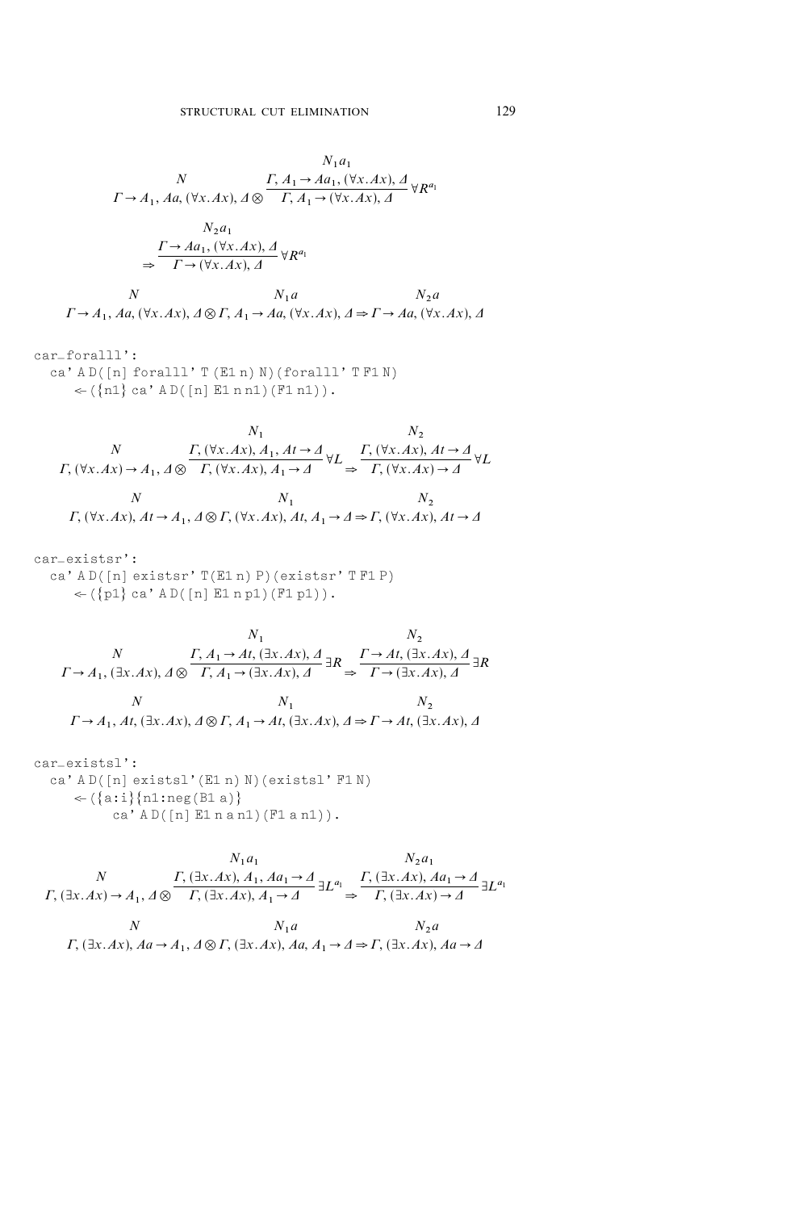$$\dfrac{\begin{array}{c} N \\ \Gamma \to A_1, Aa, (\forall x.Ax), \Delta \end{array} \otimes \dfrac{\begin{array}{c} N_1 a_1 \\ \Gamma, A_1 \to Aa_1, (\forall x.Ax), \Delta \end{array}}{\Gamma, A_1 \to (\forall x.Ax), \Delta} \forall R^{a_1}}{}$$

$$\Rightarrow \dfrac{\begin{array}{c} N_2 a_1 \\ \Gamma \to Aa_1, (\forall x.Ax), \Delta \end{array}}{\Gamma \to (\forall x.Ax), \Delta} \forall R^{a_1}$$

$$\begin{array}{c} N \\ \Gamma \to A_1, Aa, (\forall x.Ax), \Delta \end{array} \otimes \begin{array}{c} N_1 a \\ \Gamma, A_1 \to Aa, (\forall x.Ax), \Delta \end{array} \Rightarrow \begin{array}{c} N_2 a \\ \Gamma \to Aa, (\forall x.Ax), \Delta \end{array}$$

```
car_foralll':
  ca' A D([n] foralll' T (E1 n) N)(foralll' T F1 N)
     <-({n1} ca' A D([n] E1 n n1)(F1 n1)).
```

$$\begin{array}{c} N \\ \Gamma, (\forall x.Ax) \to A_1, \Delta \end{array} \otimes \dfrac{\begin{array}{c} N_1 \\ \Gamma, (\forall x.Ax), A_1, At \to \Delta \end{array}}{\Gamma, (\forall x.Ax), A_1 \to \Delta} \forall L \Rightarrow \dfrac{\begin{array}{c} N_2 \\ \Gamma, (\forall x.Ax), At \to \Delta \end{array}}{\Gamma, (\forall x.Ax) \to \Delta} \forall L$$

$$\begin{array}{c} N \\ \Gamma, (\forall x.Ax), At \to A_1, \Delta \end{array} \otimes \begin{array}{c} N_1 \\ \Gamma, (\forall x.Ax), At, A_1 \to \Delta \end{array} \Rightarrow \begin{array}{c} N_2 \\ \Gamma, (\forall x.Ax), At \to \Delta \end{array}$$

```
car_existsr':
  ca' A D([n] existsr' T(E1 n) P)(existsr' T F1 P)
     <-({p1} ca' A D([n] E1 n p1)(F1 p1)).
```

$$\begin{array}{c} N \\ \Gamma \to A_1, (\exists x.Ax), \Delta \end{array} \otimes \dfrac{\begin{array}{c} N_1 \\ \Gamma, A_1 \to At, (\exists x.Ax), \Delta \end{array}}{\Gamma, A_1 \to (\exists x.Ax), \Delta} \exists R \Rightarrow \dfrac{\begin{array}{c} N_2 \\ \Gamma \to At, (\exists x.Ax), \Delta \end{array}}{\Gamma \to (\exists x.Ax), \Delta} \exists R$$

$$\begin{array}{c} N \\ \Gamma \to A_1, At, (\exists x.Ax), \Delta \end{array} \otimes \begin{array}{c} N_1 \\ \Gamma, A_1 \to At, (\exists x.Ax), \Delta \end{array} \Rightarrow \begin{array}{c} N_2 \\ \Gamma \to At, (\exists x.Ax), \Delta \end{array}$$

```
car_existsl':
  ca' A D([n] existsl'(E1 n) N)(existsl' F1 N)
     <-({a:i}{n1:neg(B1 a)}
          ca' A D([n] E1 n a n1)(F1 a n1)).
```

$$\begin{array}{c} N \\ \Gamma, (\exists x.Ax) \to A_1, \Delta \end{array} \otimes \dfrac{\begin{array}{c} N_1 a_1 \\ \Gamma, (\exists x.Ax), A_1, Aa_1 \to \Delta \end{array}}{\Gamma, (\exists x.Ax), A_1 \to \Delta} \exists L^{a_1} \Rightarrow \dfrac{\begin{array}{c} N_2 a_1 \\ \Gamma, (\exists x.Ax), Aa_1 \to \Delta \end{array}}{\Gamma, (\exists x.Ax) \to \Delta} \exists L^{a_1}$$

$$\begin{array}{c} N \\ \Gamma, (\exists x.Ax), Aa \to A_1, \Delta \end{array} \otimes \begin{array}{c} N_1 a \\ \Gamma, (\exists x.Ax), Aa, A_1 \to \Delta \end{array} \Rightarrow \begin{array}{c} N_2 a \\ \Gamma, (\exists x.Ax), Aa \to \Delta \end{array}$$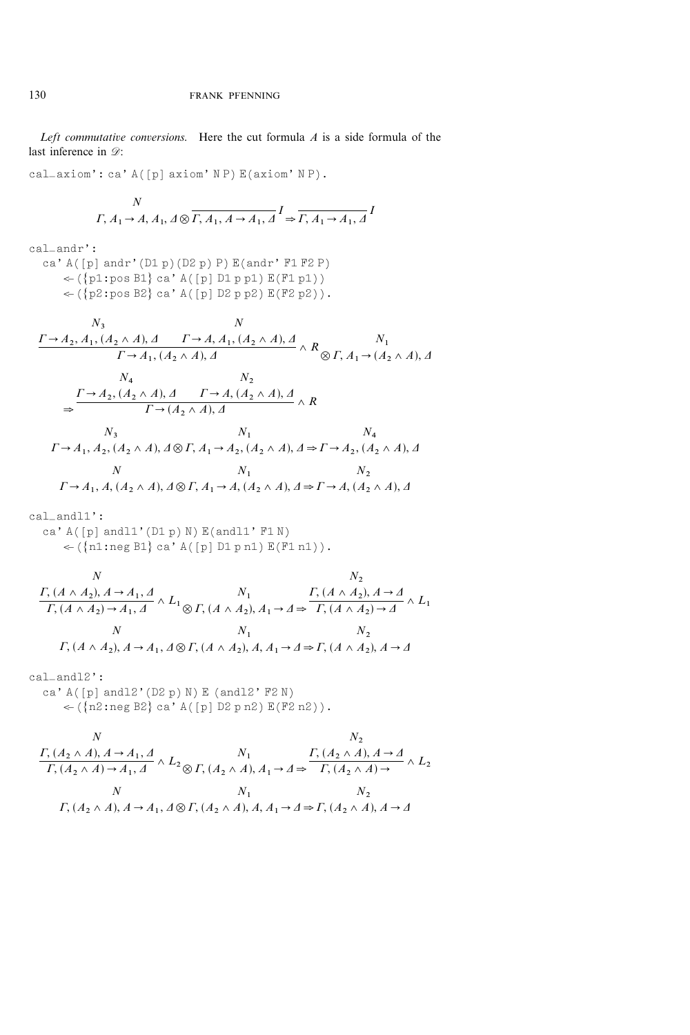*Left commutative conversions.* Here the cut formula $A$ is a side formula of the last inference in $\mathscr{D}$:

```
cal_axiom': ca' A([p] axiom' N P) E(axiom' N P).
```

$$\overset{N}{\Gamma, A_1 \rightarrow A, A_1, \Delta} \otimes \overline{\Gamma, A_1, A \rightarrow A_1, \Delta}^{\,I} \Rightarrow \overline{\Gamma, A_1 \rightarrow A_1, \Delta}^{\,I}$$

```
cal_andr':
  ca' A([p] andr'(D1 p)(D2 p) P) E(andr' F1 F2 P)
      <- ({p1:pos B1} ca' A([p] D1 p p1) E(F1 p1))
      <- ({p2:pos B2} ca' A([p] D2 p p2) E(F2 p2)).
```

$$\dfrac{\overset{N_3}{\Gamma \rightarrow A_2, A_1, (A_2 \wedge A), \Delta} \qquad \overset{N}{\Gamma \rightarrow A, A_1, (A_2 \wedge A), \Delta}}{\Gamma \rightarrow A_1, (A_2 \wedge A), \Delta} \wedge R \otimes \overset{N_1}{\Gamma, A_1 \rightarrow (A_2 \wedge A), \Delta}$$

$$\Rightarrow \dfrac{\overset{N_4}{\Gamma \rightarrow A_2, (A_2 \wedge A), \Delta} \qquad \overset{N_2}{\Gamma \rightarrow A, (A_2 \wedge A), \Delta}}{\Gamma \rightarrow (A_2 \wedge A), \Delta} \wedge R$$

$$\overset{N_3}{\Gamma \rightarrow A_1, A_2, (A_2 \wedge A), \Delta} \otimes \overset{N_1}{\Gamma, A_1 \rightarrow A_2, (A_2 \wedge A), \Delta} \Rightarrow \overset{N_4}{\Gamma \rightarrow A_2, (A_2 \wedge A), \Delta}$$

$$\overset{N}{\Gamma \rightarrow A_1, A, (A_2 \wedge A), \Delta} \otimes \overset{N_1}{\Gamma, A_1 \rightarrow A, (A_2 \wedge A), \Delta} \Rightarrow \overset{N_2}{\Gamma \rightarrow A, (A_2 \wedge A), \Delta}$$

```
cal_andl1':
  ca' A([p] andl1'(D1 p) N) E(andl1' F1 N)
      <- ({n1:neg B1} ca' A([p] D1 p n1) E(F1 n1)).
```

$$\dfrac{\overset{N}{\Gamma, (A \wedge A_2), A \rightarrow A_1, \Delta}}{\Gamma, (A \wedge A_2) \rightarrow A_1, \Delta} \wedge L_1 \otimes \overset{N_1}{\Gamma, (A \wedge A_2), A_1 \rightarrow \Delta} \Rightarrow \dfrac{\overset{N_2}{\Gamma, (A \wedge A_2), A \rightarrow \Delta}}{\Gamma, (A \wedge A_2) \rightarrow \Delta} \wedge L_1$$

$$\overset{N}{\Gamma, (A \wedge A_2), A \rightarrow A_1, \Delta} \otimes \overset{N_1}{\Gamma, (A \wedge A_2), A, A_1 \rightarrow \Delta} \Rightarrow \overset{N_2}{\Gamma, (A \wedge A_2), A \rightarrow \Delta}$$

```
cal_andl2':
  ca' A([p] andl2'(D2 p) N) E (andl2' F2 N)
      <- ({n2:neg B2} ca' A([p] D2 p n2) E(F2 n2)).
```

$$\dfrac{\overset{N}{\Gamma, (A_2 \wedge A), A \rightarrow A_1, \Delta}}{\Gamma, (A_2 \wedge A) \rightarrow A_1, \Delta} \wedge L_2 \otimes \overset{N_1}{\Gamma, (A_2 \wedge A), A_1 \rightarrow \Delta} \Rightarrow \dfrac{\overset{N_2}{\Gamma, (A_2 \wedge A), A \rightarrow \Delta}}{\Gamma, (A_2 \wedge A) \rightarrow} \wedge L_2$$

$$\overset{N}{\Gamma, (A_2 \wedge A), A \rightarrow A_1, \Delta} \otimes \overset{N_1}{\Gamma, (A_2 \wedge A), A, A_1 \rightarrow \Delta} \Rightarrow \overset{N_2}{\Gamma, (A_2 \wedge A), A \rightarrow \Delta}$$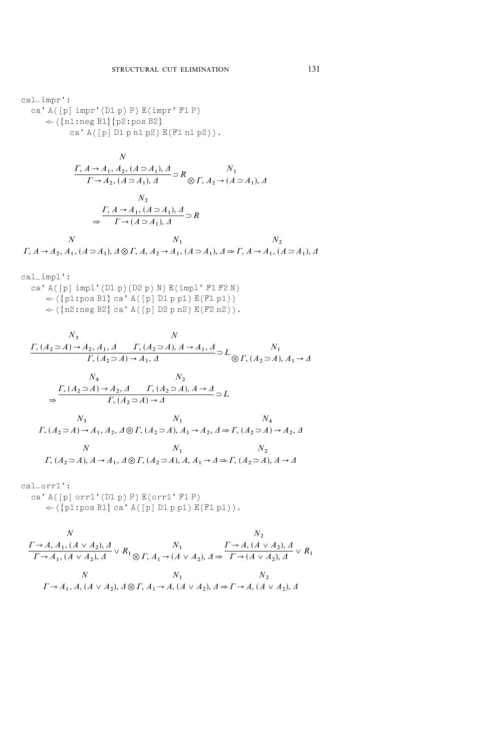```
cal_impr':
  ca' A([p] impr'(D1 p) P) E(impr' F1 P)
     <- ({n1:neg B1}{p2:pos B2}
          ca' A([p] D1 p n1 p2) E(F1 n1 p2)).
```

$$\cfrac{\overset{N}{\Gamma, A \to A_1, A_2, (A \supset A_1), \Delta}}{\Gamma \to A_2, (A \supset A_1), \Delta} \supset R \otimes \overset{N_1}{\Gamma, A_2 \to (A \supset A_1), \Delta}$$

$$\Rightarrow \cfrac{\overset{N_2}{\Gamma, A \to A_1, (A \supset A_1), \Delta}}{\Gamma \to (A \supset A_1), \Delta} \supset R$$

$$\overset{N}{\Gamma, A \to A_2, A_1, (A \supset A_1), \Delta} \otimes \overset{N_1}{\Gamma, A, A_2 \to A_1, (A \supset A_1), \Delta} \Rightarrow \overset{N_2}{\Gamma, A \to A_1, (A \supset A_1), \Delta}$$

```
cal_impl':
  ca' A([p] impl'(D1 p)(D2 p) N) E(impl' F1 F2 N)
     <- ({p1:pos B1} ca' A([p] D1 p p1) E(F1 p1))
     <- ({n2:neg B2} ca' A([p] D2 p n2) E(F2 n2)).
```

$$\cfrac{\overset{N_3}{\Gamma, (A_2 \supset A) \to A_2, A_1, \Delta} \quad \overset{N}{\Gamma, (A_2 \supset A), A \to A_1, \Delta}}{\Gamma, (A_2 \supset A) \to A_1, \Delta} \supset L \otimes \overset{N_1}{\Gamma, (A_2 \supset A), A_1 \to \Delta}$$

$$\Rightarrow \cfrac{\overset{N_4}{\Gamma, (A_2 \supset A) \to A_2, \Delta} \quad \overset{N_2}{\Gamma, (A_2 \supset A), A \to \Delta}}{\Gamma, (A_2 \supset A) \to \Delta} \supset L$$

$$\overset{N_3}{\Gamma, (A_2 \supset A) \to A_1, A_2, \Delta} \otimes \overset{N_1}{\Gamma, (A_2 \supset A), A_1 \to A_2, \Delta} \Rightarrow \overset{N_4}{\Gamma, (A_2 \supset A) \to A_2, \Delta}$$

$$\overset{N}{\Gamma, (A_2 \supset A), A \to A_1, \Delta} \otimes \overset{N_1}{\Gamma, (A_2 \supset A), A, A_1 \to \Delta} \Rightarrow \overset{N_2}{\Gamma, (A_2 \supset A), A \to \Delta}$$

```
cal_orr1':
  ca' A([p] orr1'(D1 p) P) E(orr1' F1 P)
     <- ({p1:pos B1} ca' A([p] D1 p p1) E(F1 p1)).
```

$$\cfrac{\overset{N}{\Gamma \to A, A_1, (A \vee A_2), \Delta}}{\Gamma \to A_1, (A \vee A_2), \Delta} \vee R_1 \otimes \overset{N_1}{\Gamma, A_1 \to (A \vee A_2), \Delta} \Rightarrow \cfrac{\overset{N_2}{\Gamma \to A, (A \vee A_2), \Delta}}{\Gamma \to (A \vee A_2), \Delta} \vee R_1$$

$$\overset{N}{\Gamma \to A_1, A, (A \vee A_2), \Delta} \otimes \overset{N_1}{\Gamma, A_1 \to A, (A \vee A_2), \Delta} \Rightarrow \overset{N_2}{\Gamma \to A, (A \vee A_2), \Delta}$$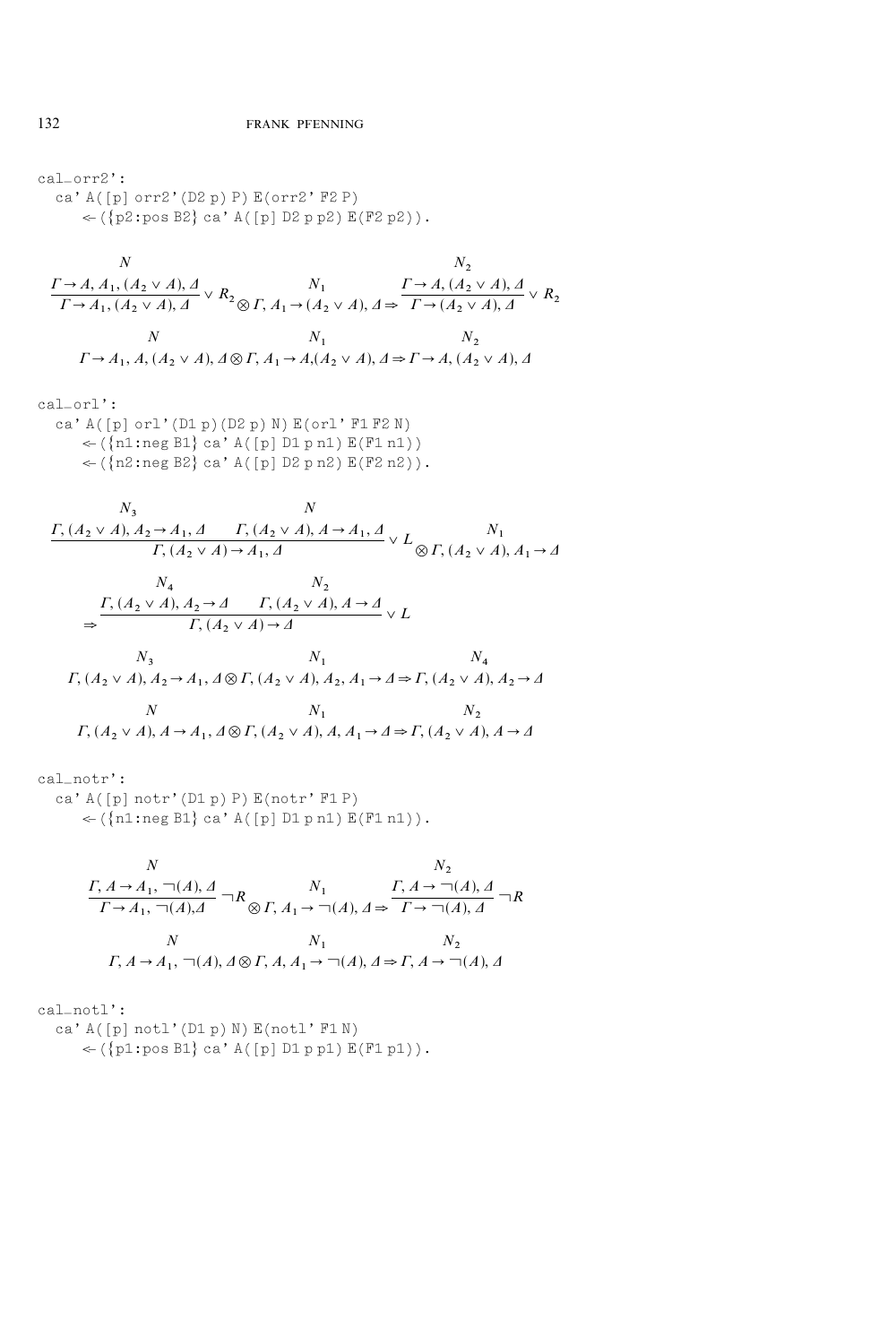```
cal_orr2':
  ca' A([p] orr2'(D2 p) P) E(orr2' F2 P)
      <- ({p2:pos B2} ca' A([p] D2 p p2) E(F2 p2)).
```

$$\frac{\overset{N}{\Gamma \to A, A_1, (A_2 \vee A), \Delta}}{\Gamma \to A_1, (A_2 \vee A), \Delta} \vee R_2 \otimes \overset{N_1}{\Gamma, A_1 \to (A_2 \vee A), \Delta} \Rightarrow \frac{\overset{N_2}{\Gamma \to A, (A_2 \vee A), \Delta}}{\Gamma \to (A_2 \vee A), \Delta} \vee R_2$$

$$\overset{N}{\Gamma \to A_1, A, (A_2 \vee A), \Delta} \otimes \overset{N_1}{\Gamma, A_1 \to A, (A_2 \vee A), \Delta} \Rightarrow \overset{N_2}{\Gamma \to A, (A_2 \vee A), \Delta}$$

```
cal_orl':
  ca' A([p] orl'(D1 p)(D2 p) N) E(orl' F1 F2 N)
      <- ({n1:neg B1} ca' A([p] D1 p n1) E(F1 n1))
      <- ({n2:neg B2} ca' A([p] D2 p n2) E(F2 n2)).
```

$$\frac{\overset{N_3}{\Gamma, (A_2 \vee A), A_2 \to A_1, \Delta} \qquad \overset{N}{\Gamma, (A_2 \vee A), A \to A_1, \Delta}}{\Gamma, (A_2 \vee A) \to A_1, \Delta} \vee L \otimes \overset{N_1}{\Gamma, (A_2 \vee A), A_1 \to \Delta}$$

$$\Rightarrow \frac{\overset{N_4}{\Gamma, (A_2 \vee A), A_2 \to \Delta} \qquad \overset{N_2}{\Gamma, (A_2 \vee A), A \to \Delta}}{\Gamma, (A_2 \vee A) \to \Delta} \vee L$$

$$\overset{N_3}{\Gamma, (A_2 \vee A), A_2 \to A_1, \Delta} \otimes \overset{N_1}{\Gamma, (A_2 \vee A), A_2, A_1 \to \Delta} \Rightarrow \overset{N_4}{\Gamma, (A_2 \vee A), A_2 \to \Delta}$$

$$\overset{N}{\Gamma, (A_2 \vee A), A \to A_1, \Delta} \otimes \overset{N_1}{\Gamma, (A_2 \vee A), A, A_1 \to \Delta} \Rightarrow \overset{N_2}{\Gamma, (A_2 \vee A), A \to \Delta}$$

```
cal_notr':
  ca' A([p] notr'(D1 p) P) E(notr' F1 P)
      <- ({n1:neg B1} ca' A([p] D1 p n1) E(F1 n1)).
```

$$\frac{\overset{N}{\Gamma, A \to A_1, \neg(A), \Delta}}{\Gamma \to A_1, \neg(A), \Delta} \neg R \otimes \overset{N_1}{\Gamma, A_1 \to \neg(A), \Delta} \Rightarrow \frac{\overset{N_2}{\Gamma, A \to \neg(A), \Delta}}{\Gamma \to \neg(A), \Delta} \neg R$$

$$\overset{N}{\Gamma, A \to A_1, \neg(A), \Delta} \otimes \overset{N_1}{\Gamma, A, A_1 \to \neg(A), \Delta} \Rightarrow \overset{N_2}{\Gamma, A \to \neg(A), \Delta}$$

```
cal_notl':
  ca' A([p] notl'(D1 p) N) E(notl' F1 N)
      <- ({p1:pos B1} ca' A([p] D1 p p1) E(F1 p1)).
```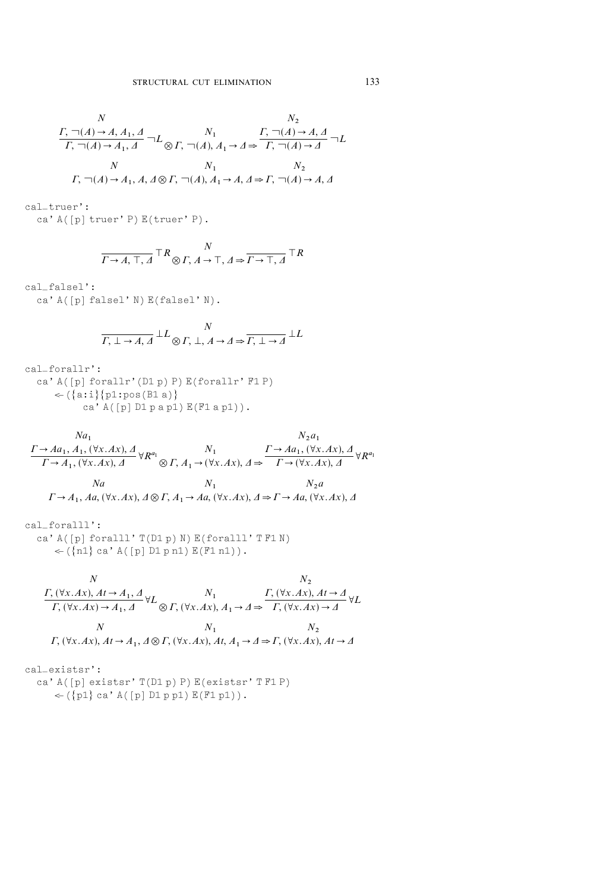$$\cfrac{\overset{N}{\Gamma, \neg(A) \to A, A_1, \Delta}}{\Gamma, \neg(A) \to A_1, \Delta} \neg L \otimes \overset{N_1}{\Gamma, \neg(A), A_1 \to \Delta} \Rightarrow \cfrac{\overset{N_2}{\Gamma, \neg(A) \to A, \Delta}}{\Gamma, \neg(A) \to \Delta} \neg L$$

$$\overset{N}{\Gamma, \neg(A) \to A_1, A, \Delta} \otimes \overset{N_1}{\Gamma, \neg(A), A_1 \to A, \Delta} \Rightarrow \overset{N_2}{\Gamma, \neg(A) \to A, \Delta}$$

```
cal_truer':
  ca' A([p] truer' P) E(truer' P).
```

$$\cfrac{}{\Gamma \to A, \top, \Delta} \top R \otimes \overset{N}{\Gamma, A \to \top, \Delta} \Rightarrow \cfrac{}{\Gamma \to \top, \Delta} \top R$$

```
cal_falsel':
  ca' A([p] falsel' N) E(falsel' N).
```

$$\cfrac{}{\Gamma, \bot \to A, \Delta} \bot L \otimes \overset{N}{\Gamma, \bot, A \to \Delta} \Rightarrow \cfrac{}{\Gamma, \bot \to \Delta} \bot L$$

```
cal_forallr':
  ca' A([p] forallr'(D1 p) P) E(forallr' F1 P)
     <-({a:i}{p1:pos(B1 a)}
          ca' A([p] D1 p a p1) E(F1 a p1)).
```

$$\cfrac{\overset{Na_1}{\Gamma \to Aa_1, A_1, (\forall x.Ax), \Delta}}{\Gamma \to A_1, (\forall x.Ax), \Delta} \forall R^{a_1} \otimes \overset{N_1}{\Gamma, A_1 \to (\forall x.Ax), \Delta} \Rightarrow \cfrac{\overset{N_2 a_1}{\Gamma \to Aa_1, (\forall x.Ax), \Delta}}{\Gamma \to (\forall x.Ax), \Delta} \forall R^{a_1}$$

$$\overset{Na}{\Gamma \to A_1, Aa, (\forall x.Ax), \Delta} \otimes \overset{N_1}{\Gamma, A_1 \to Aa, (\forall x.Ax), \Delta} \Rightarrow \overset{N_2 a}{\Gamma \to Aa, (\forall x.Ax), \Delta}$$

```
cal_foralll':
  ca' A([p] foralll' T(D1 p) N) E(foralll' T F1 N)
     <-({n1} ca' A([p] D1 p n1) E(F1 n1)).
```

$$\cfrac{\overset{N}{\Gamma, (\forall x.Ax), At \to A_1, \Delta}}{\Gamma, (\forall x.Ax) \to A_1, \Delta} \forall L \otimes \overset{N_1}{\Gamma, (\forall x.Ax), A_1 \to \Delta} \Rightarrow \cfrac{\overset{N_2}{\Gamma, (\forall x.Ax), At \to \Delta}}{\Gamma, (\forall x.Ax) \to \Delta} \forall L$$

$$\overset{N}{\Gamma, (\forall x.Ax), At \to A_1, \Delta} \otimes \overset{N_1}{\Gamma, (\forall x.Ax), At, A_1 \to \Delta} \Rightarrow \overset{N_2}{\Gamma, (\forall x.Ax), At \to \Delta}$$

```
cal_existsr':
  ca' A([p] existsr' T(D1 p) P) E(existsr' T F1 P)
     <-({p1} ca' A([p] D1 p p1) E(F1 p1)).
```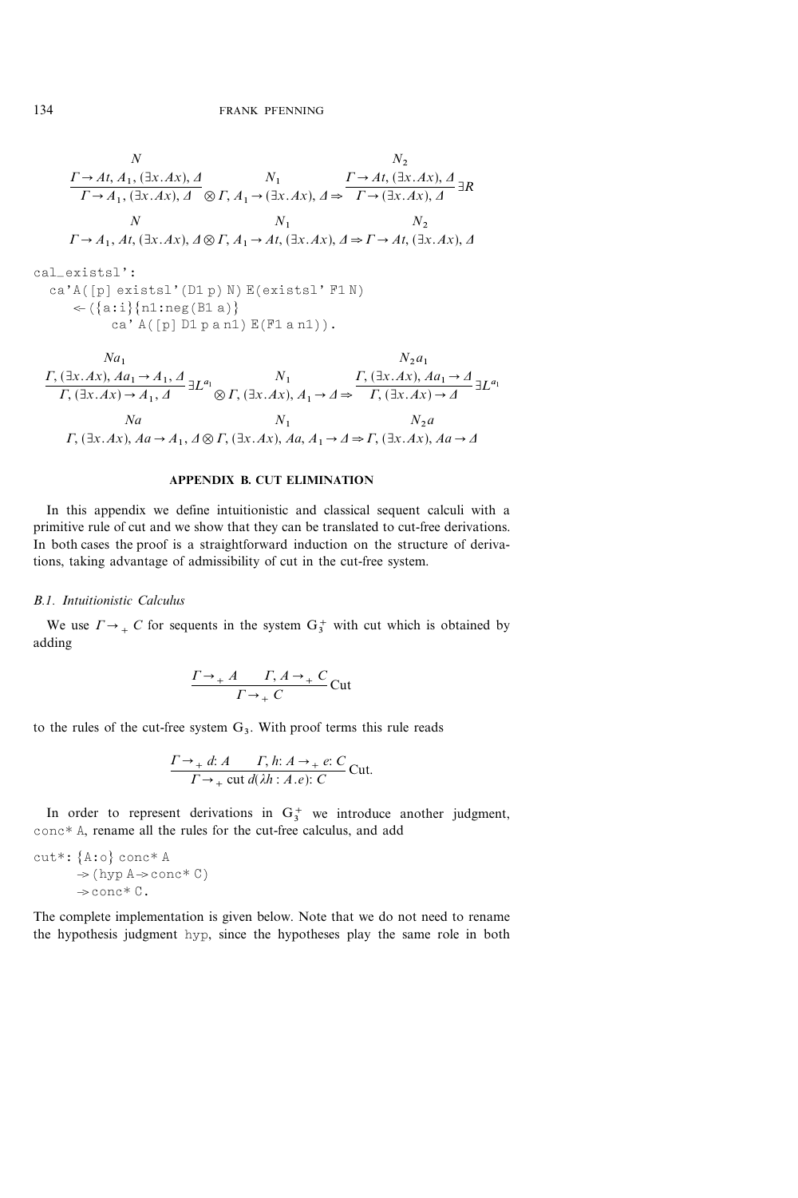$$\dfrac{\overset{N}{\Gamma \rightarrow At, A_1, (\exists x.Ax), \Delta}}{\Gamma \rightarrow A_1, (\exists x.Ax), \Delta} \otimes \overset{N_1}{\Gamma, A_1 \rightarrow (\exists x.Ax), \Delta} \Rightarrow \dfrac{\overset{N_2}{\Gamma \rightarrow At, (\exists x.Ax), \Delta}}{\Gamma \rightarrow (\exists x.Ax), \Delta} \exists R$$

$$\overset{N}{\Gamma \rightarrow A_1, At, (\exists x.Ax), \Delta} \otimes \overset{N_1}{\Gamma, A_1 \rightarrow At, (\exists x.Ax), \Delta} \Rightarrow \overset{N_2}{\Gamma \rightarrow At, (\exists x.Ax), \Delta}$$

```
cal_existsl':
  ca'A([p] existsl'(D1 p) N) E(existsl' F1 N)
     <- ({a:i}{n1:neg(B1 a)}
          ca' A([p] D1 p a n1) E(F1 a n1)).
```

$$\dfrac{\overset{Na_1}{\Gamma, (\exists x.Ax), Aa_1 \rightarrow A_1, \Delta}}{\Gamma, (\exists x.Ax) \rightarrow A_1, \Delta} \exists L^{a_1} \otimes \overset{N_1}{\Gamma, (\exists x.Ax), A_1 \rightarrow \Delta} \Rightarrow \dfrac{\overset{N_2 a_1}{\Gamma, (\exists x.Ax), Aa_1 \rightarrow \Delta}}{\Gamma, (\exists x.Ax) \rightarrow \Delta} \exists L^{a_1}$$

$$\overset{Na}{\Gamma, (\exists x.Ax), Aa \rightarrow A_1, \Delta} \otimes \overset{N_1}{\Gamma, (\exists x.Ax), Aa, A_1 \rightarrow \Delta} \Rightarrow \overset{N_2 a}{\Gamma, (\exists x.Ax), Aa \rightarrow \Delta}$$

## APPENDIX B. CUT ELIMINATION

In this appendix we define intuitionistic and classical sequent calculi with a primitive rule of cut and we show that they can be translated to cut-free derivations. In both cases the proof is a straightforward induction on the structure of derivations, taking advantage of admissibility of cut in the cut-free system.

### *B.1. Intuitionistic Calculus*

We use $\Gamma \rightarrow_+ C$ for sequents in the system $G_3^+$ with cut which is obtained by adding

$$\dfrac{\Gamma \rightarrow_+ A \qquad \Gamma, A \rightarrow_+ C}{\Gamma \rightarrow_+ C} \text{Cut}$$

to the rules of the cut-free system $G_3$. With proof terms this rule reads

$$\dfrac{\Gamma \rightarrow_+ d: A \qquad \Gamma, h: A \rightarrow_+ e: C}{\Gamma \rightarrow_+ \text{cut}\, d(\lambda h : A.e): C} \text{Cut.}$$

In order to represent derivations in $G_3^+$ we introduce another judgment, `conc* A`, rename all the rules for the cut-free calculus, and add

```
cut*: {A:o} conc* A
      -> (hyp A -> conc* C)
      -> conc* C.
```

The complete implementation is given below. Note that we do not need to rename the hypothesis judgment `hyp`, since the hypotheses play the same role in both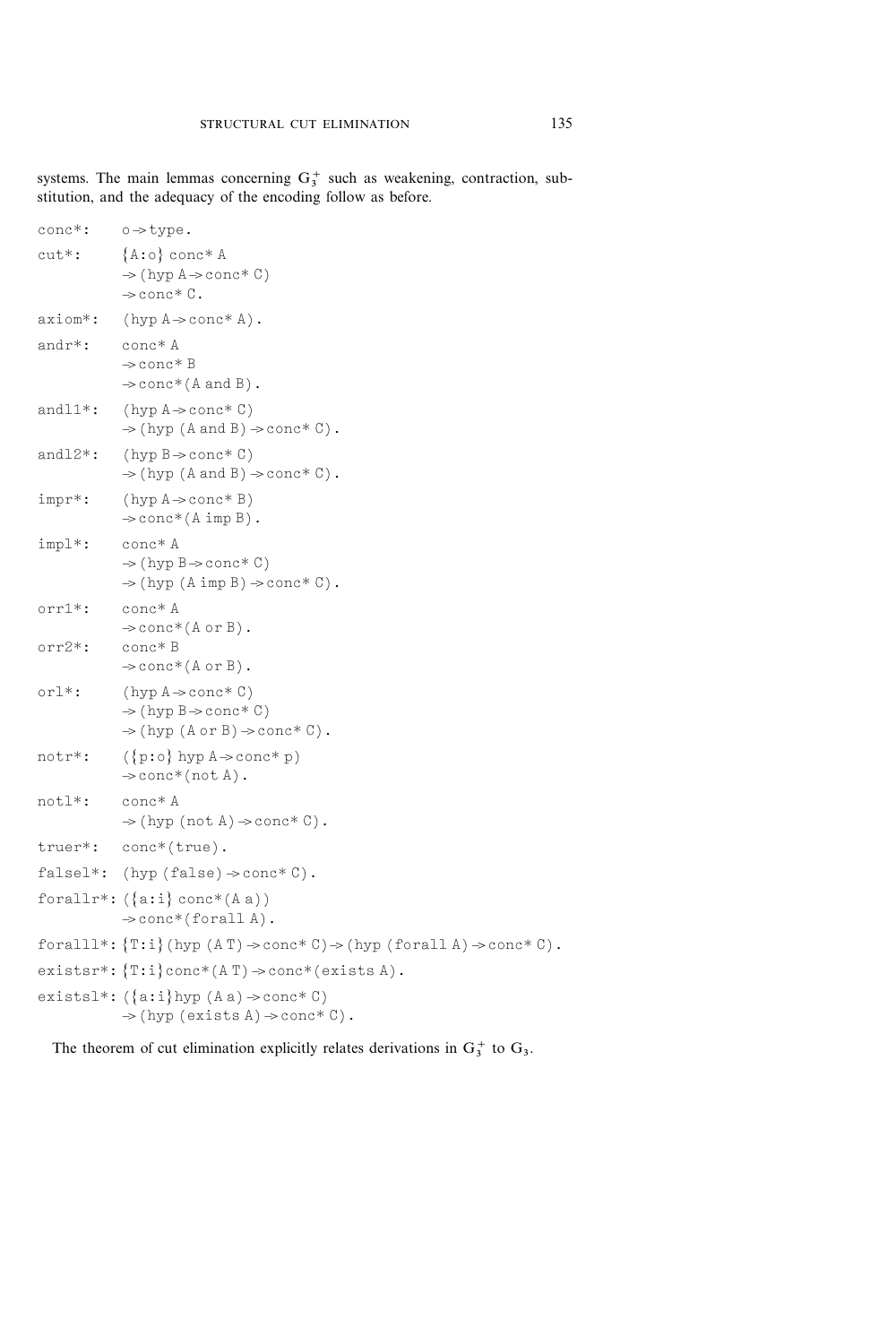systems. The main lemmas concerning $G_3^+$ such as weakening, contraction, substitution, and the adequacy of the encoding follow as before.

```
conc*:    o -> type.
cut*:     {A:o} conc* A
          -> (hyp A -> conc* C)
          -> conc* C.
axiom*:   (hyp A -> conc* A).
andr*:    conc* A
          -> conc* B
          -> conc*(A and B).
andl1*:   (hyp A -> conc* C)
          -> (hyp (A and B) -> conc* C).
andl2*:   (hyp B -> conc* C)
          -> (hyp (A and B) -> conc* C).
impr*:    (hyp A -> conc* B)
          -> conc*(A imp B).
impl*:    conc* A
          -> (hyp B -> conc* C)
          -> (hyp (A imp B) -> conc* C).
orr1*:    conc* A
          -> conc*(A or B).
orr2*:    conc* B
          -> conc*(A or B).
orl*:     (hyp A -> conc* C)
          -> (hyp B -> conc* C)
          -> (hyp (A or B) -> conc* C).
notr*:    ({p:o} hyp A -> conc* p)
          -> conc*(not A).
notl*:    conc* A
          -> (hyp (not A) -> conc* C).
truer*:   conc*(true).
falsel*:  (hyp (false) -> conc* C).
forallr*: ({a:i} conc*(A a))
          -> conc*(forall A).
foralll*: {T:i}(hyp (A T) -> conc* C) -> (hyp (forall A) -> conc* C).
existsr*: {T:i}conc*(A T) -> conc*(exists A).
existsl*: ({a:i}hyp (A a) -> conc* C)
          -> (hyp (exists A) -> conc* C).
```

The theorem of cut elimination explicitly relates derivations in $G_3^+$ to $G_3$.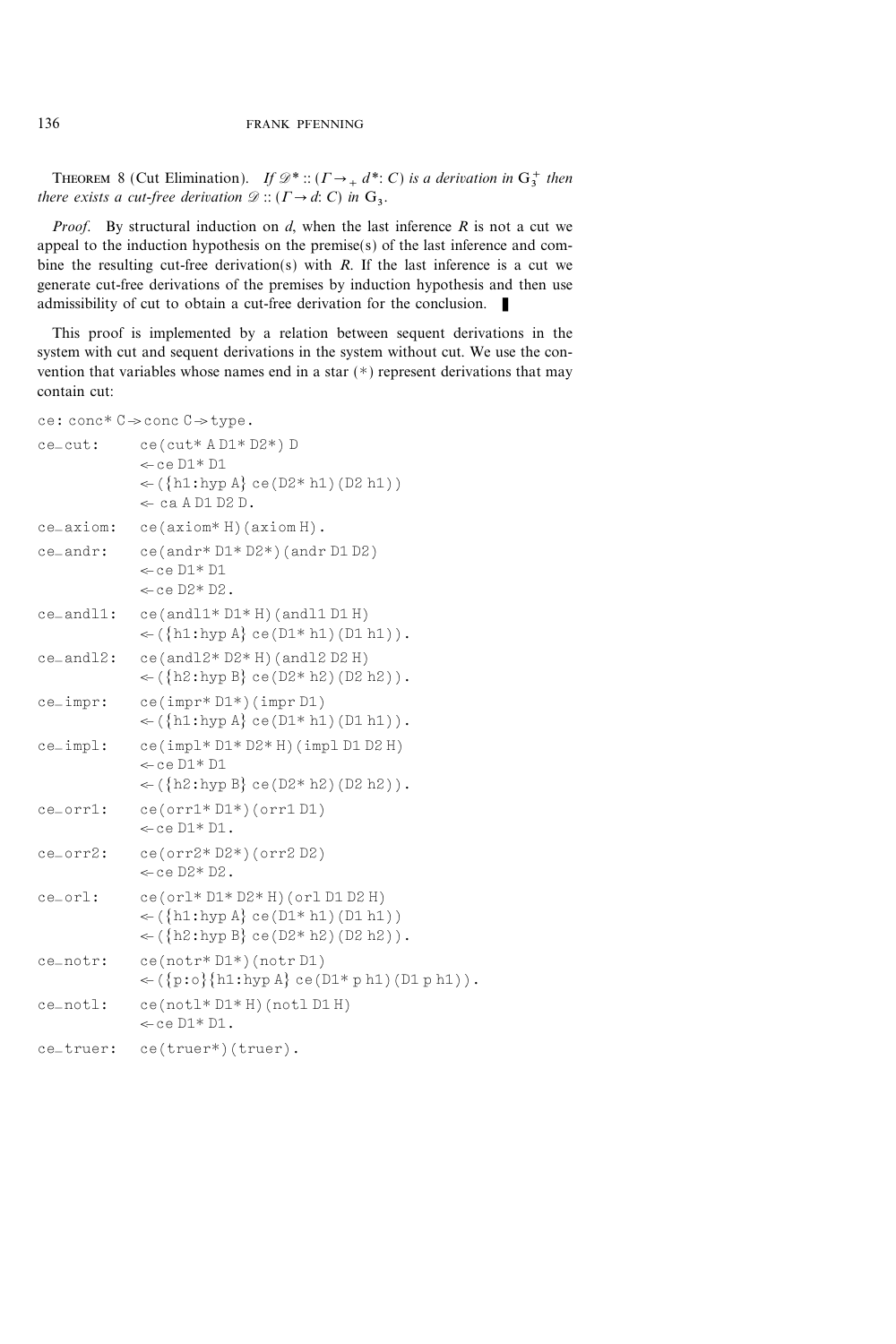**Theorem 8** (Cut Elimination). *If* $\mathscr{D}^* :: (\Gamma \rightarrow_+ d^*: C)$ *is a derivation in* $\mathrm{G}_3^+$ *then there exists a cut-free derivation* $\mathscr{D} :: (\Gamma \rightarrow d: C)$ *in* $\mathrm{G}_3$.

*Proof.* By structural induction on $d$, when the last inference $R$ is not a cut we appeal to the induction hypothesis on the premise(s) of the last inference and combine the resulting cut-free derivation(s) with $R$. If the last inference is a cut we generate cut-free derivations of the premises by induction hypothesis and then use admissibility of cut to obtain a cut-free derivation for the conclusion. ∎

This proof is implemented by a relation between sequent derivations in the system with cut and sequent derivations in the system without cut. We use the convention that variables whose names end in a star (*) represent derivations that may contain cut:

```
ce: conc* C -> conc C -> type.
ce_cut:     ce(cut* A D1* D2*) D
              <- ce D1* D1
              <- ({h1:hyp A} ce(D2* h1)(D2 h1))
              <- ca A D1 D2 D.
ce_axiom:   ce(axiom* H)(axiom H).
ce_andr:    ce(andr* D1* D2*)(andr D1 D2)
              <- ce D1* D1
              <- ce D2* D2.
ce_andl1:   ce(andl1* D1* H)(andl1 D1 H)
              <- ({h1:hyp A} ce(D1* h1)(D1 h1)).
ce_andl2:   ce(andl2* D2* H)(andl2 D2 H)
              <- ({h2:hyp B} ce(D2* h2)(D2 h2)).
ce_impr:    ce(impr* D1*)(impr D1)
              <- ({h1:hyp A} ce(D1* h1)(D1 h1)).
ce_impl:    ce(impl* D1* D2* H)(impl D1 D2 H)
              <- ce D1* D1
              <- ({h2:hyp B} ce(D2* h2)(D2 h2)).
ce_orr1:    ce(orr1* D1*)(orr1 D1)
              <- ce D1* D1.
ce_orr2:    ce(orr2* D2*)(orr2 D2)
              <- ce D2* D2.
ce_orl:     ce(orl* D1* D2* H)(orl D1 D2 H)
              <- ({h1:hyp A} ce(D1* h1)(D1 h1))
              <- ({h2:hyp B} ce(D2* h2)(D2 h2)).
ce_notr:    ce(notr* D1*)(notr D1)
              <- ({p:o}{h1:hyp A} ce(D1* p h1)(D1 p h1)).
ce_notl:    ce(notl* D1* H)(notl D1 H)
              <- ce D1* D1.
ce_truer:   ce(truer*)(truer).
```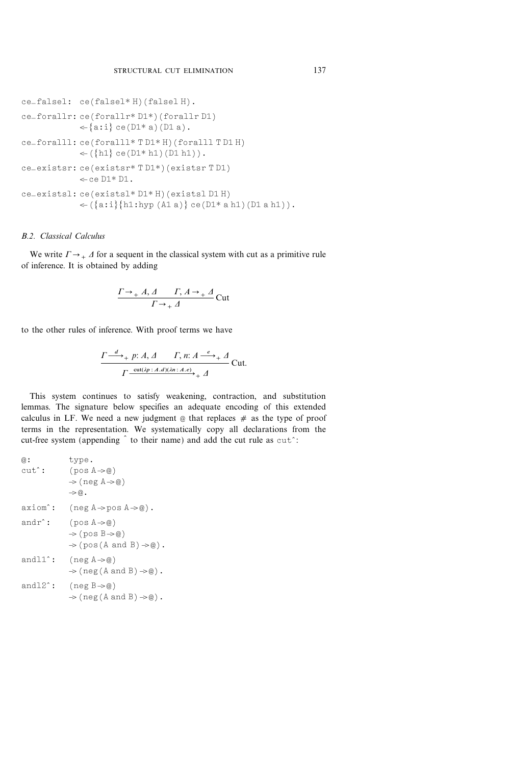```
ce_falsel: ce(falsel* H)(falsel H).
ce_forallr: ce(forallr* D1*)(forallr D1)
            <-{a:i} ce(D1* a)(D1 a).
ce_foralll: ce(foralll* T D1* H)(foralll T D1 H)
            <-({h1} ce(D1* h1)(D1 h1)).
ce_existsr: ce(existsr* T D1*)(existsr T D1)
            <-ce D1* D1.
ce_existsl: ce(existsl* D1* H)(existsl D1 H)
            <-({a:i}{h1:hyp (A1 a)} ce(D1* a h1)(D1 a h1)).
```

### B.2. Classical Calculus

We write $\Gamma \rightarrow_{+} \Delta$ for a sequent in the classical system with cut as a primitive rule of inference. It is obtained by adding

$$\frac{\Gamma \rightarrow_{+} A, \Delta \qquad \Gamma, A \rightarrow_{+} \Delta}{\Gamma \rightarrow_{+} \Delta}\,\text{Cut}$$

to the other rules of inference. With proof terms we have

$$\frac{\Gamma \xrightarrow{d}_{+} p{:}\, A, \Delta \qquad \Gamma, n{:}\, A \xrightarrow{e}_{+} \Delta}{\Gamma \xrightarrow{\text{cut}(\lambda p : A . d)(\lambda n : A . e)}_{+} \Delta}\,\text{Cut}.$$

This system continues to satisfy weakening, contraction, and substitution lemmas. The signature below specifies an adequate encoding of this extended calculus in LF. We need a new judgment `@` that replaces `#` as the type of proof terms in the representation. We systematically copy all declarations from the cut-free system (appending `^` to their name) and add the cut rule as `cut^`:

```
@:          type.
cut^:       (pos A -> @)
            -> (neg A -> @)
            -> @.
axiom^:     (neg A -> pos A -> @).
andr^:      (pos A -> @)
            -> (pos B -> @)
            -> (pos(A and B) -> @).
andl1^:     (neg A -> @)
            -> (neg(A and B) -> @).
andl2^:     (neg B -> @)
            -> (neg(A and B) -> @).
```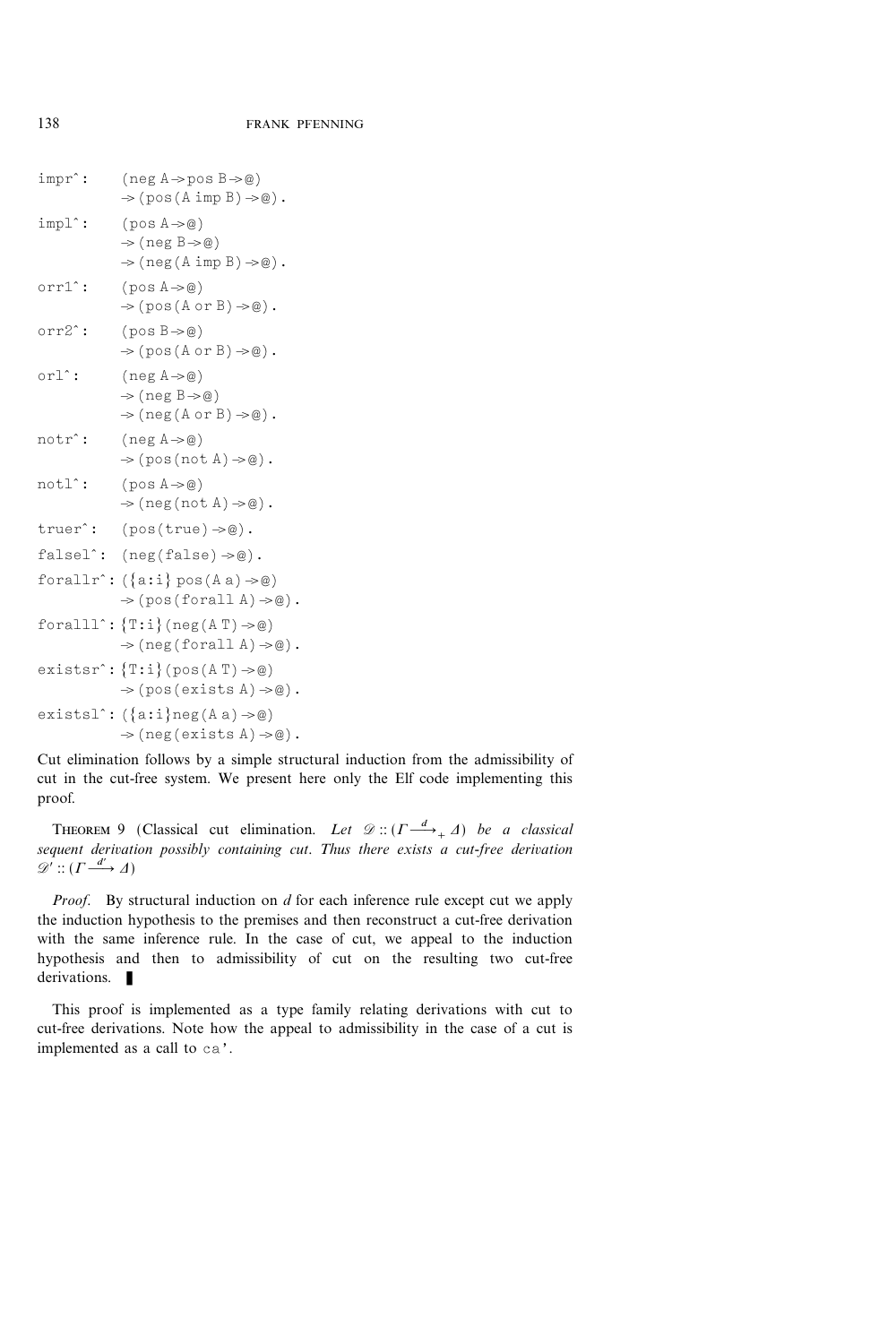```
impr^:    (neg A -> pos B -> @)
          -> (pos (A imp B) -> @).
impl^:    (pos A -> @)
          -> (neg B -> @)
          -> (neg (A imp B) -> @).
orr1^:    (pos A -> @)
          -> (pos (A or B) -> @).
orr2^:    (pos B -> @)
          -> (pos (A or B) -> @).
orl^:     (neg A -> @)
          -> (neg B -> @)
          -> (neg (A or B) -> @).
notr^:    (neg A -> @)
          -> (pos (not A) -> @).
notl^:    (pos A -> @)
          -> (neg (not A) -> @).
truer^:   (pos(true) -> @).
falsel^:  (neg(false) -> @).
forallr^: ({a:i} pos (A a) -> @)
          -> (pos (forall A) -> @).
foralll^: {T:i} (neg (A T) -> @)
          -> (neg (forall A) -> @).
existsr^: {T:i} (pos (A T) -> @)
          -> (pos (exists A) -> @).
existsl^: ({a:i} neg (A a) -> @)
          -> (neg (exists A) -> @).
```

Cut elimination follows by a simple structural induction from the admissibility of cut in the cut-free system. We present here only the Elf code implementing this proof.

THEOREM 9 (Classical cut elimination. *Let* $\mathscr{D} :: (\Gamma \xrightarrow{d}_{+} \Delta)$ *be a classical sequent derivation possibly containing cut. Thus there exists a cut-free derivation* $\mathscr{D}' :: (\Gamma \xrightarrow{d'} \Delta)$

*Proof.* By structural induction on $d$ for each inference rule except cut we apply the induction hypothesis to the premises and then reconstruct a cut-free derivation with the same inference rule. In the case of cut, we appeal to the induction hypothesis and then to admissibility of cut on the resulting two cut-free derivations. ∎

This proof is implemented as a type family relating derivations with cut to cut-free derivations. Note how the appeal to admissibility in the case of a cut is implemented as a call to `ca'`.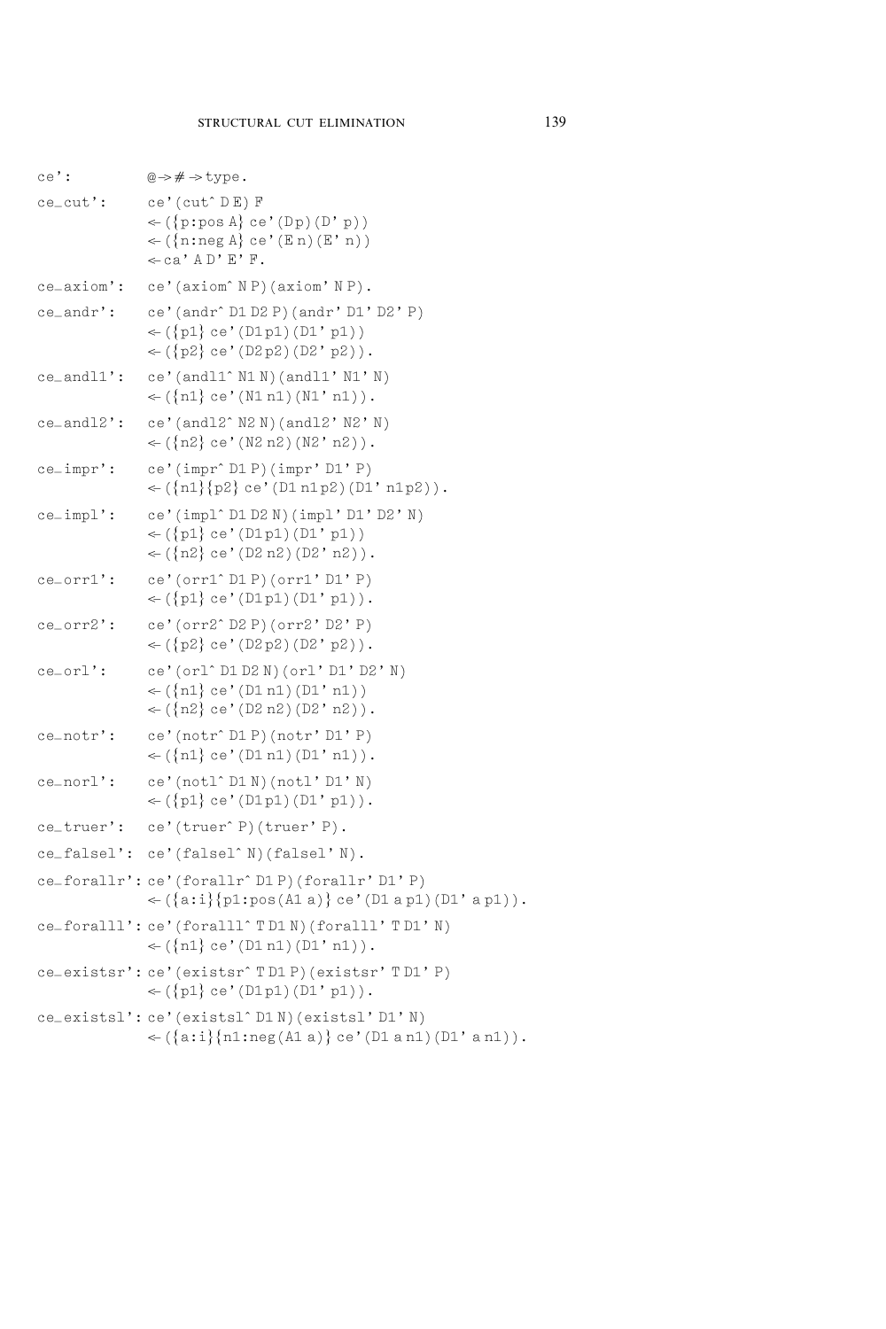```
ce':         @ -> # -> type.

ce_cut':     ce'(cut^ D E) F
             <- ({p:pos A} ce'(D p)(D' p))
             <- ({n:neg A} ce'(E n)(E' n))
             <- ca' A D' E' F.

ce_axiom':   ce'(axiom^ N P)(axiom' N P).

ce_andr':    ce'(andr^ D1 D2 P)(andr' D1' D2' P)
             <- ({p1} ce'(D1 p1)(D1' p1))
             <- ({p2} ce'(D2 p2)(D2' p2)).

ce_andl1':   ce'(andl1^ N1 N)(andl1' N1' N)
             <- ({n1} ce'(N1 n1)(N1' n1)).

ce_andl2':   ce'(andl2^ N2 N)(andl2' N2' N)
             <- ({n2} ce'(N2 n2)(N2' n2)).

ce_impr':    ce'(impr^ D1 P)(impr' D1' P)
             <- ({n1}{p2} ce'(D1 n1 p2)(D1' n1 p2)).

ce_impl':    ce'(impl^ D1 D2 N)(impl' D1' D2' N)
             <- ({p1} ce'(D1 p1)(D1' p1))
             <- ({n2} ce'(D2 n2)(D2' n2)).

ce_orr1':    ce'(orr1^ D1 P)(orr1' D1' P)
             <- ({p1} ce'(D1 p1)(D1' p1)).

ce_orr2':    ce'(orr2^ D2 P)(orr2' D2' P)
             <- ({p2} ce'(D2 p2)(D2' p2)).

ce_orl':     ce'(orl^ D1 D2 N)(orl' D1' D2' N)
             <- ({n1} ce'(D1 n1)(D1' n1))
             <- ({n2} ce'(D2 n2)(D2' n2)).

ce_notr':    ce'(notr^ D1 P)(notr' D1' P)
             <- ({n1} ce'(D1 n1)(D1' n1)).

ce_norl':    ce'(notl^ D1 N)(notl' D1' N)
             <- ({p1} ce'(D1 p1)(D1' p1)).

ce_truer':   ce'(truer^ P)(truer' P).

ce_falsel':  ce'(falsel^ N)(falsel' N).

ce_forallr': ce'(forallr^ D1 P)(forallr' D1' P)
             <- ({a:i}{p1:pos(A1 a)} ce'(D1 a p1)(D1' a p1)).

ce_foralll': ce'(foralll^ T D1 N)(foralll' T D1' N)
             <- ({n1} ce'(D1 n1)(D1' n1)).

ce_existsr': ce'(existsr^ T D1 P)(existsr' T D1' P)
             <- ({p1} ce'(D1 p1)(D1' p1)).

ce_existsl': ce'(existsl^ D1 N)(existsl' D1' N)
             <- ({a:i}{n1:neg(A1 a)} ce'(D1 a n1)(D1' a n1)).
```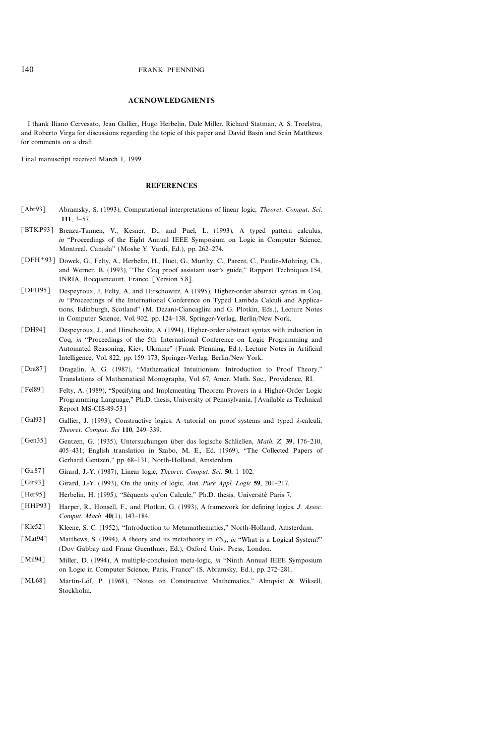## ACKNOWLEDGMENTS

I thank Iliano Cervesato, Jean Gallier, Hugo Herbelin, Dale Miller, Richard Statman, A. S. Troelstra, and Roberto Virga for discussions regarding the topic of this paper and David Basin and Seán Matthews for comments on a draft.

Final manuscript received March 1, 1999

## REFERENCES

[Abr93] Abramsky, S. (1993), Computational interpretations of linear logic, *Theoret. Comput. Sci.* **111**, 3–57.

[BTKP93] Breazu-Tannen, V., Kesner, D., and Puel, L. (1993), A typed pattern calculus, *in* "Proceedings of the Eight Annual IEEE Symposium on Logic in Computer Science, Montreal, Canada" (Moshe Y. Vardi, Ed.), pp. 262–274.

[DFH+93] Dowek, G., Felty, A., Herbelin, H., Huet, G., Murthy, C., Parent, C., Paulin-Mohring, Ch., and Werner, B. (1993), "The Coq proof assistant user's guide," Rapport Techniques 154, INRIA, Rocquencourt, France. [Version 5.8].

[DFH95] Despeyroux, J, Felty, A, and Hirschowitz, A (1995), Higher-order abstract syntax in Coq, *in* "Proceedings of the International Conference on Typed Lambda Calculi and Applications, Edinburgh, Scotland" (M. Dezani-Ciancaglini and G. Plotkin, Eds.), Lecture Notes in Computer Science, Vol. 902, pp. 124–138, Springer-Verlag, Berlin/New Nork.

[DH94] Despeyroux, J., and Hirschowitz, A. (1994), Higher-order abstract syntax with induction in Coq, *in* "Proceedings of the 5th International Conference on Logic Programming and Automated Reasoning, Kiev, Ukraine" (Frank Pfenning, Ed.), Lecture Notes in Artificial Intelligence, Vol. 822, pp. 159–173, Springer-Verlag, Berlin/New York.

[Dra87] Dragalin, A. G. (1987), "Mathematical Intuitionism: Introduction to Proof Theory," Translations of Mathematical Monographs, Vol. 67, Amer. Math. Soc., Providence, RI.

[Fel89] Felty, A. (1989), "Specifying and Implementing Theorem Provers in a Higher-Order Logic Programming Language," Ph.D. thesis, University of Pennsylvania. [Available as Technical Report MS-CIS-89-53]

[Gal93] Gallier, J. (1993), Constructive logics. A tutorial on proof systems and typed $\lambda$-calculi, *Theoret. Comput. Sci* **110**, 249–339.

[Gen35] Gentzen, G. (1935), Untersuchungen über das logische Schließen, *Math. Z.* **39**, 176–210, 405–431; English translation in Szabo, M. E., Ed. (1969), "The Collected Papers of Gerhard Gentzen," pp. 68–131, North-Holland, Amsterdam.

[Gir87] Girard, J.-Y. (1987), Linear logic, *Theoret. Comput. Sci.* **50**, 1–102.

[Gir93] Girard, J.-Y. (1993), On the unity of logic, *Ann. Pure Appl. Logic* **59**, 201–217.

[Her95] Herbelin, H. (1995), "Séquents qu'on Calcule," Ph.D. thesis, Université Paris 7.

[HHP93] Harper, R., Honsell, F., and Plotkin, G. (1993), A framework for defining logics, *J. Assoc. Comput. Mach.* **40**(1), 143–184.

[Kle52] Kleene, S. C. (1952), "Introduction to Metamathematics," North-Holland, Amsterdam.

[Mat94] Matthews, S. (1994), A theory and its metatheory in $FS_0$, *in* "What is a Logical System?" (Dov Gabbay and Franz Guenthner, Ed.), Oxford Univ. Press, London.

[Mil94] Miller, D. (1994), A multiple-conclusion meta-logic, *in* "Ninth Annual IEEE Symposium on Logic in Computer Science, Paris, France" (S. Abramsky, Ed.), pp. 272–281.

[ML68] Martin-Löf, P. (1968), "Notes on Constructive Mathematics," Almqvist & Wiksell, Stockholm.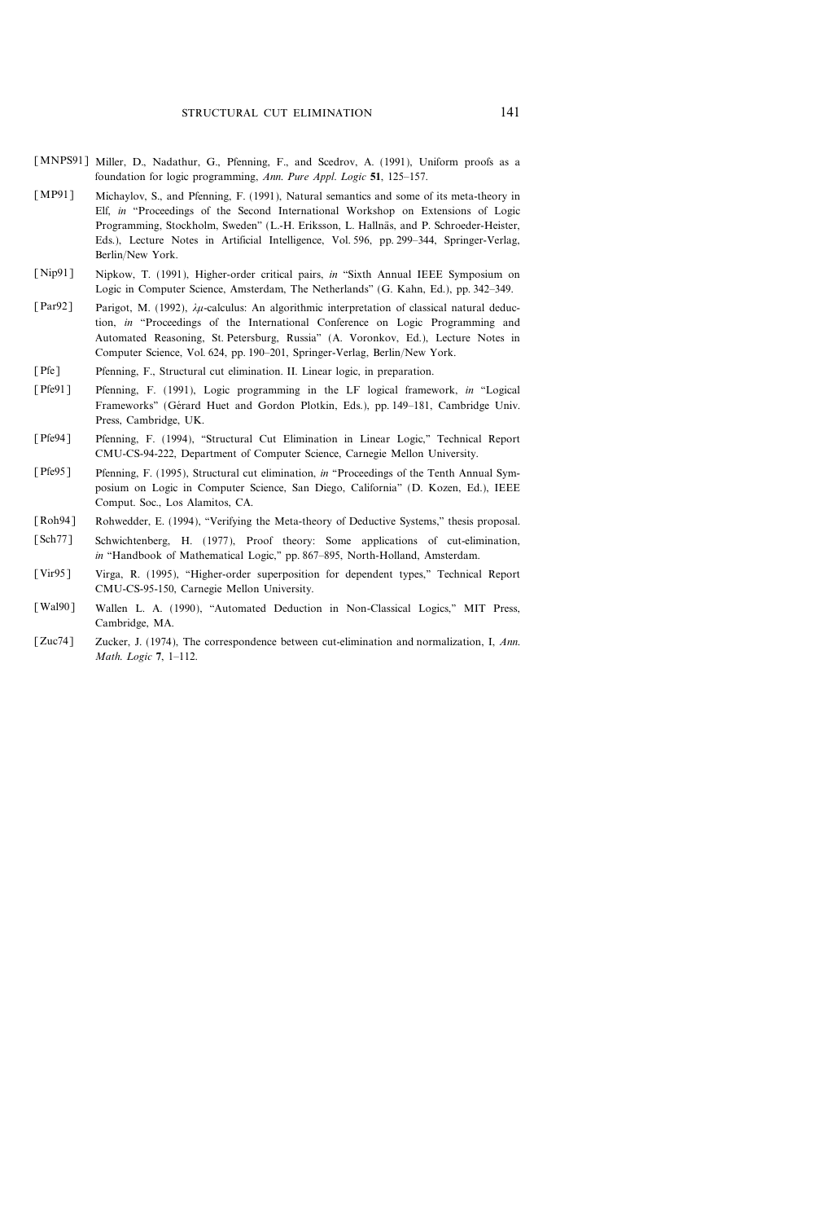[MNPS91] Miller, D., Nadathur, G., Pfenning, F., and Scedrov, A. (1991), Uniform proofs as a foundation for logic programming, *Ann. Pure Appl. Logic* **51**, 125–157.

[MP91] Michaylov, S., and Pfenning, F. (1991), Natural semantics and some of its meta-theory in Elf, *in* "Proceedings of the Second International Workshop on Extensions of Logic Programming, Stockholm, Sweden" (L.-H. Eriksson, L. Hallnäs, and P. Schroeder-Heister, Eds.), Lecture Notes in Artificial Intelligence, Vol. 596, pp. 299–344, Springer-Verlag, Berlin/New York.

[Nip91] Nipkow, T. (1991), Higher-order critical pairs, *in* "Sixth Annual IEEE Symposium on Logic in Computer Science, Amsterdam, The Netherlands" (G. Kahn, Ed.), pp. 342–349.

[Par92] Parigot, M. (1992), $\lambda\mu$-calculus: An algorithmic interpretation of classical natural deduction, *in* "Proceedings of the International Conference on Logic Programming and Automated Reasoning, St. Petersburg, Russia" (A. Voronkov, Ed.), Lecture Notes in Computer Science, Vol. 624, pp. 190–201, Springer-Verlag, Berlin/New York.

[Pfe] Pfenning, F., Structural cut elimination. II. Linear logic, in preparation.

[Pfe91] Pfenning, F. (1991), Logic programming in the LF logical framework, *in* "Logical Frameworks" (Gérard Huet and Gordon Plotkin, Eds.), pp. 149–181, Cambridge Univ. Press, Cambridge, UK.

[Pfe94] Pfenning, F. (1994), "Structural Cut Elimination in Linear Logic," Technical Report CMU-CS-94-222, Department of Computer Science, Carnegie Mellon University.

[Pfe95] Pfenning, F. (1995), Structural cut elimination, *in* "Proceedings of the Tenth Annual Symposium on Logic in Computer Science, San Diego, California" (D. Kozen, Ed.), IEEE Comput. Soc., Los Alamitos, CA.

[Roh94] Rohwedder, E. (1994), "Verifying the Meta-theory of Deductive Systems," thesis proposal.

[Sch77] Schwichtenberg, H. (1977), Proof theory: Some applications of cut-elimination, *in* "Handbook of Mathematical Logic," pp. 867–895, North-Holland, Amsterdam.

[Vir95] Virga, R. (1995), "Higher-order superposition for dependent types," Technical Report CMU-CS-95-150, Carnegie Mellon University.

[Wal90] Wallen L. A. (1990), "Automated Deduction in Non-Classical Logics," MIT Press, Cambridge, MA.

[Zuc74] Zucker, J. (1974), The correspondence between cut-elimination and normalization, I, *Ann. Math. Logic* **7**, 1–112.